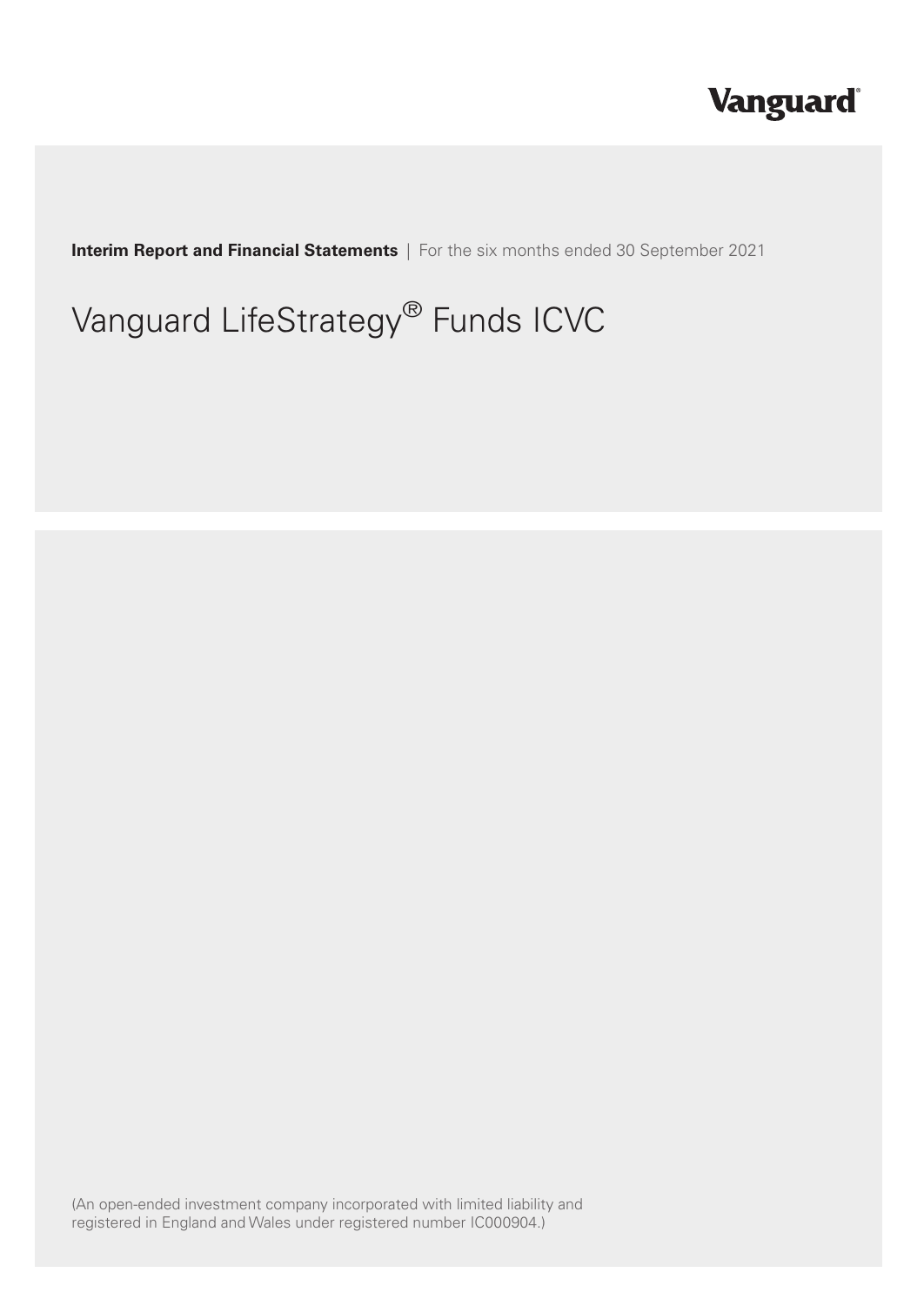Vanguard

**Interim Report and Financial Statements** | For the six months ended 30 September 2021

# Vanguard LifeStrategy® Funds ICVC

(An open-ended investment company incorporated with limited liability and registered in England and Wales under registered number IC000904.)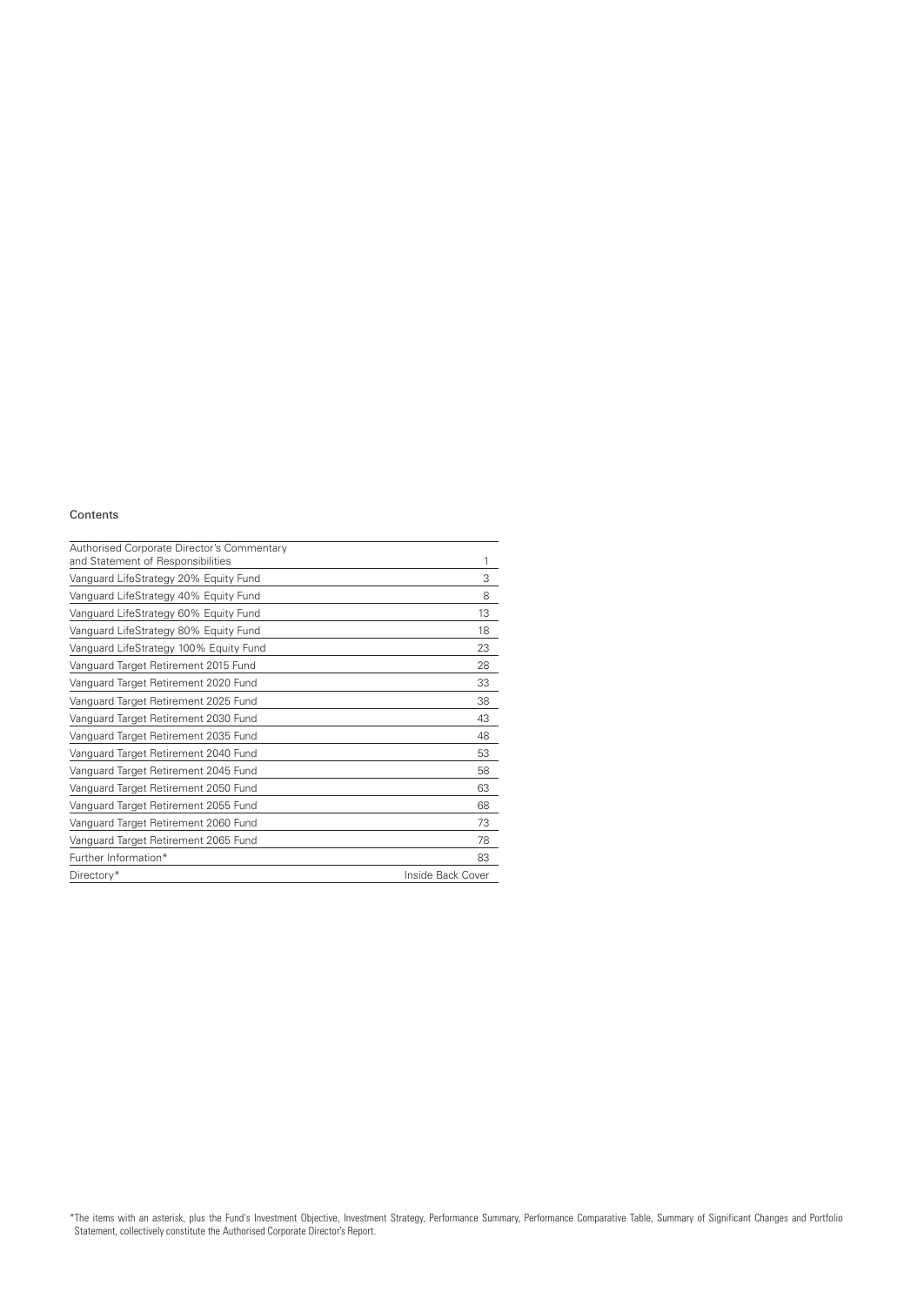# Contents

| | |
|---|---|
| Authorised Corporate Director's Commentary and Statement of Responsibilities | 1 |
| Vanguard LifeStrategy 20% Equity Fund | 3 |
| Vanguard LifeStrategy 40% Equity Fund | 8 |
| Vanguard LifeStrategy 60% Equity Fund | 13 |
| Vanguard LifeStrategy 80% Equity Fund | 18 |
| Vanguard LifeStrategy 100% Equity Fund | 23 |
| Vanguard Target Retirement 2015 Fund | 28 |
| Vanguard Target Retirement 2020 Fund | 33 |
| Vanguard Target Retirement 2025 Fund | 38 |
| Vanguard Target Retirement 2030 Fund | 43 |
| Vanguard Target Retirement 2035 Fund | 48 |
| Vanguard Target Retirement 2040 Fund | 53 |
| Vanguard Target Retirement 2045 Fund | 58 |
| Vanguard Target Retirement 2050 Fund | 63 |
| Vanguard Target Retirement 2055 Fund | 68 |
| Vanguard Target Retirement 2060 Fund | 73 |
| Vanguard Target Retirement 2065 Fund | 78 |
| Further Information* | 83 |
| Directory* | Inside Back Cover |

*The items with an asterisk, plus the Fund's Investment Objective, Investment Strategy, Performance Summary, Performance Comparative Table, Summary of Significant Changes and Portfolio Statement, collectively constitute the Authorised Corporate Director's Report.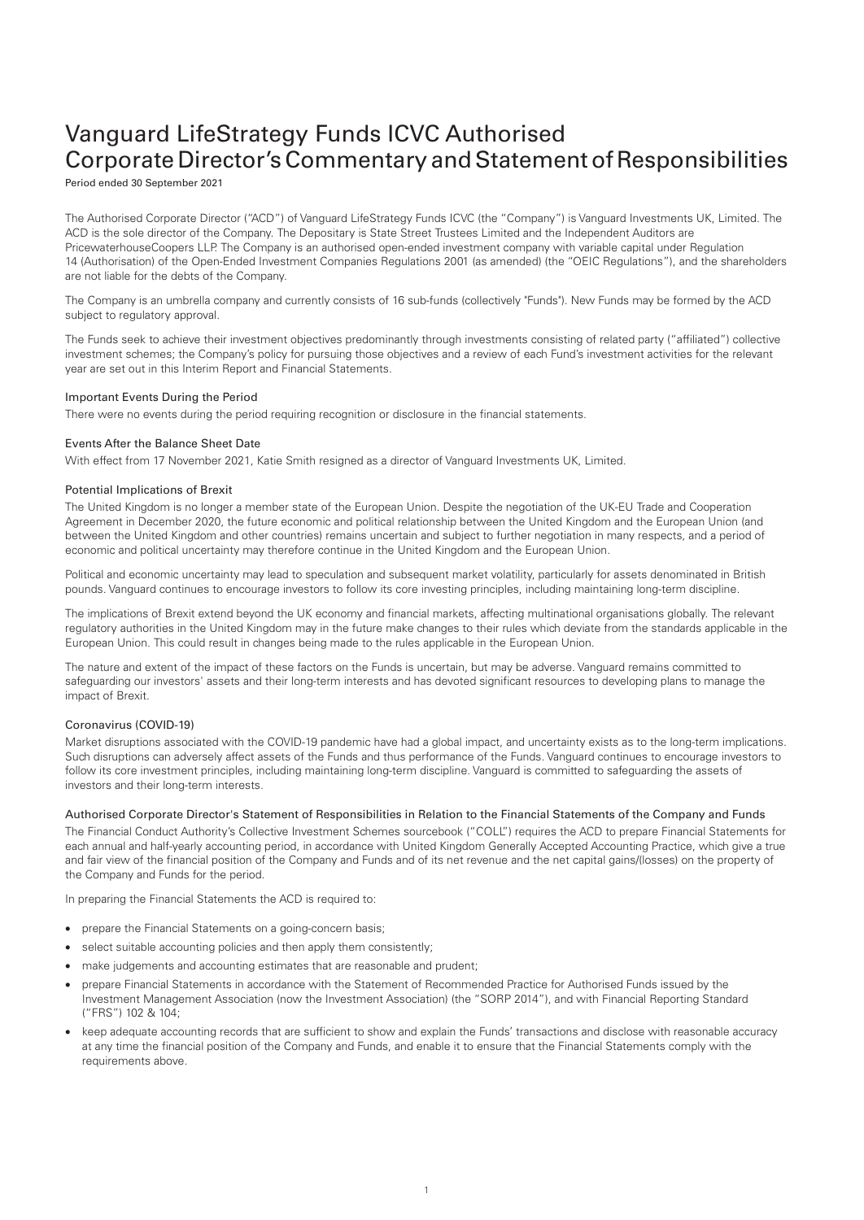# Vanguard LifeStrategy Funds ICVC Authorised Corporate Director's Commentary and Statement of Responsibilities

Period ended 30 September 2021

The Authorised Corporate Director ("ACD") of Vanguard LifeStrategy Funds ICVC (the "Company") is Vanguard Investments UK, Limited. The ACD is the sole director of the Company. The Depositary is State Street Trustees Limited and the Independent Auditors are PricewaterhouseCoopers LLP. The Company is an authorised open-ended investment company with variable capital under Regulation 14 (Authorisation) of the Open-Ended Investment Companies Regulations 2001 (as amended) (the "OEIC Regulations"), and the shareholders are not liable for the debts of the Company.

The Company is an umbrella company and currently consists of 16 sub-funds (collectively "Funds"). New Funds may be formed by the ACD subject to regulatory approval.

The Funds seek to achieve their investment objectives predominantly through investments consisting of related party ("affiliated") collective investment schemes; the Company's policy for pursuing those objectives and a review of each Fund's investment activities for the relevant year are set out in this Interim Report and Financial Statements.

### Important Events During the Period

There were no events during the period requiring recognition or disclosure in the financial statements.

### Events After the Balance Sheet Date

With effect from 17 November 2021, Katie Smith resigned as a director of Vanguard Investments UK, Limited.

### Potential Implications of Brexit

The United Kingdom is no longer a member state of the European Union. Despite the negotiation of the UK-EU Trade and Cooperation Agreement in December 2020, the future economic and political relationship between the United Kingdom and the European Union (and between the United Kingdom and other countries) remains uncertain and subject to further negotiation in many respects, and a period of economic and political uncertainty may therefore continue in the United Kingdom and the European Union.

Political and economic uncertainty may lead to speculation and subsequent market volatility, particularly for assets denominated in British pounds. Vanguard continues to encourage investors to follow its core investing principles, including maintaining long-term discipline.

The implications of Brexit extend beyond the UK economy and financial markets, affecting multinational organisations globally. The relevant regulatory authorities in the United Kingdom may in the future make changes to their rules which deviate from the standards applicable in the European Union. This could result in changes being made to the rules applicable in the European Union.

The nature and extent of the impact of these factors on the Funds is uncertain, but may be adverse. Vanguard remains committed to safeguarding our investors' assets and their long-term interests and has devoted significant resources to developing plans to manage the impact of Brexit.

### Coronavirus (COVID-19)

Market disruptions associated with the COVID-19 pandemic have had a global impact, and uncertainty exists as to the long-term implications. Such disruptions can adversely affect assets of the Funds and thus performance of the Funds. Vanguard continues to encourage investors to follow its core investment principles, including maintaining long-term discipline. Vanguard is committed to safeguarding the assets of investors and their long-term interests.

### Authorised Corporate Director's Statement of Responsibilities in Relation to the Financial Statements of the Company and Funds

The Financial Conduct Authority's Collective Investment Schemes sourcebook ("COLL") requires the ACD to prepare Financial Statements for each annual and half-yearly accounting period, in accordance with United Kingdom Generally Accepted Accounting Practice, which give a true and fair view of the financial position of the Company and Funds and of its net revenue and the net capital gains/(losses) on the property of the Company and Funds for the period.

In preparing the Financial Statements the ACD is required to:

- prepare the Financial Statements on a going-concern basis;
- select suitable accounting policies and then apply them consistently;
- make judgements and accounting estimates that are reasonable and prudent;
- prepare Financial Statements in accordance with the Statement of Recommended Practice for Authorised Funds issued by the Investment Management Association (now the Investment Association) (the "SORP 2014"), and with Financial Reporting Standard ("FRS") 102 & 104;
- keep adequate accounting records that are sufficient to show and explain the Funds' transactions and disclose with reasonable accuracy at any time the financial position of the Company and Funds, and enable it to ensure that the Financial Statements comply with the requirements above.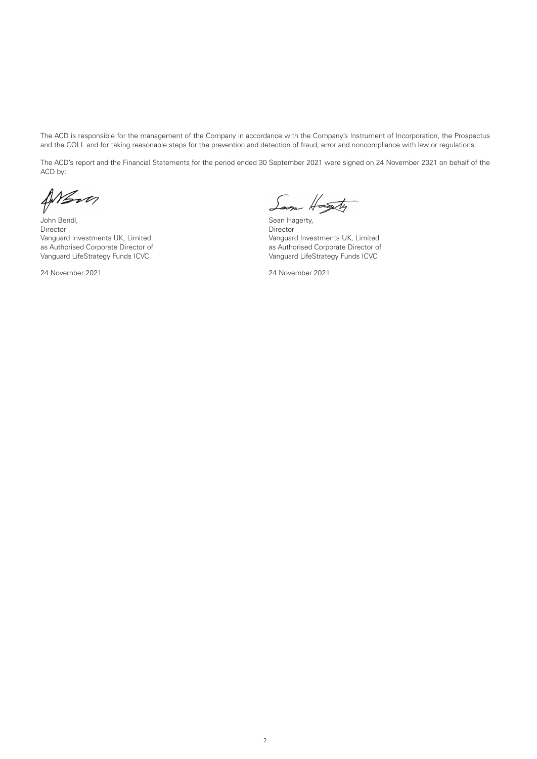The ACD is responsible for the management of the Company in accordance with the Company's Instrument of Incorporation, the Prospectus and the COLL and for taking reasonable steps for the prevention and detection of fraud, error and noncompliance with law or regulations.

The ACD's report and the Financial Statements for the period ended 30 September 2021 were signed on 24 November 2021 on behalf of the ACD by:

John Bendl,
Director
Vanguard Investments UK, Limited
as Authorised Corporate Director of
Vanguard LifeStrategy Funds ICVC

24 November 2021

Sean Hagerty,
Director
Vanguard Investments UK, Limited
as Authorised Corporate Director of
Vanguard LifeStrategy Funds ICVC

24 November 2021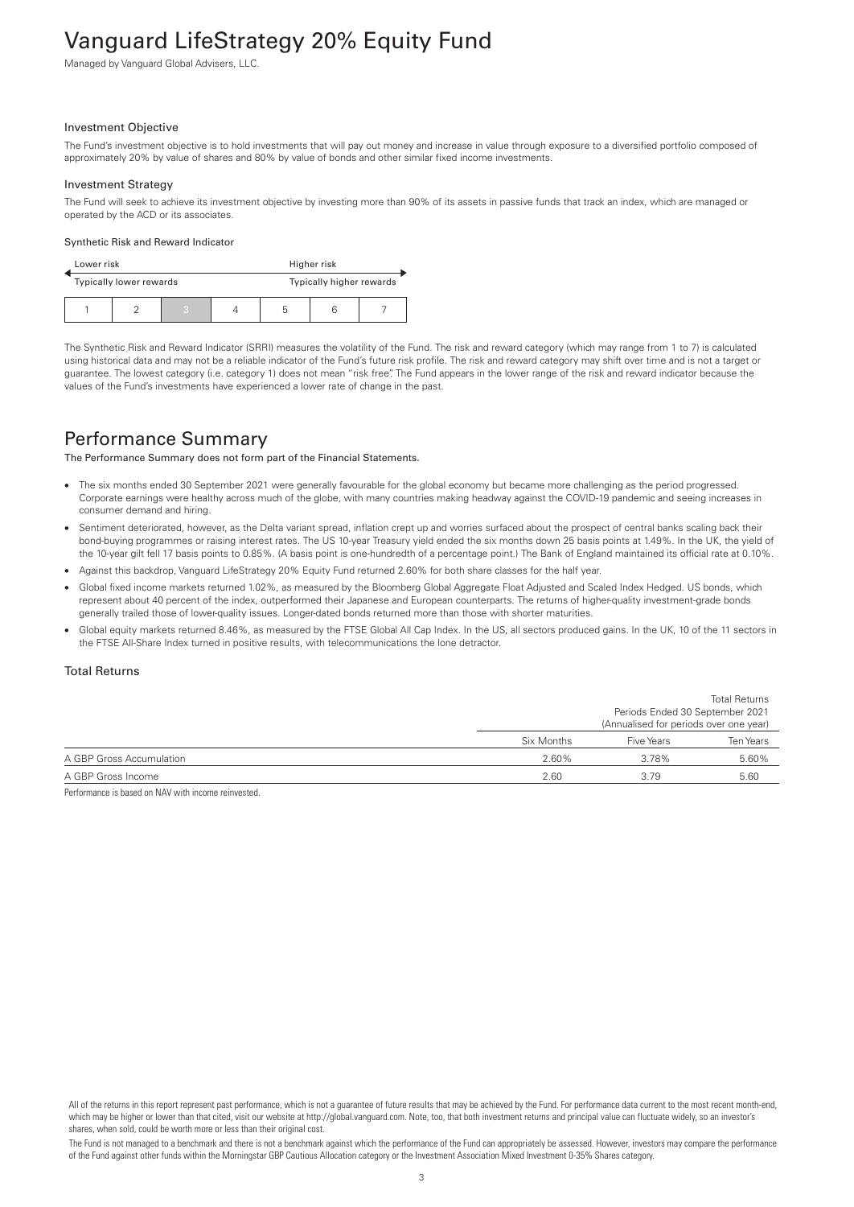# Vanguard LifeStrategy 20% Equity Fund

Managed by Vanguard Global Advisers, LLC.

### Investment Objective

The Fund's investment objective is to hold investments that will pay out money and increase in value through exposure to a diversified portfolio composed of approximately 20% by value of shares and 80% by value of bonds and other similar fixed income investments.

### Investment Strategy

The Fund will seek to achieve its investment objective by investing more than 90% of its assets in passive funds that track an index, which are managed or operated by the ACD or its associates.

#### Synthetic Risk and Reward Indicator

| Lower risk | | | | Higher risk | | |
|---|---|---|---|---|---|---|
| Typically lower rewards | | | | Typically higher rewards | | |
| 1 | 2 | **3** | 4 | 5 | 6 | 7 |

The Synthetic Risk and Reward Indicator (SRRI) measures the volatility of the Fund. The risk and reward category (which may range from 1 to 7) is calculated using historical data and may not be a reliable indicator of the Fund's future risk profile. The risk and reward category may shift over time and is not a target or guarantee. The lowest category (i.e. category 1) does not mean "risk free". The Fund appears in the lower range of the risk and reward indicator because the values of the Fund's investments have experienced a lower rate of change in the past.

## Performance Summary

The Performance Summary does not form part of the Financial Statements.

- The six months ended 30 September 2021 were generally favourable for the global economy but became more challenging as the period progressed. Corporate earnings were healthy across much of the globe, with many countries making headway against the COVID-19 pandemic and seeing increases in consumer demand and hiring.
- Sentiment deteriorated, however, as the Delta variant spread, inflation crept up and worries surfaced about the prospect of central banks scaling back their bond-buying programmes or raising interest rates. The US 10-year Treasury yield ended the six months down 25 basis points at 1.49%. In the UK, the yield of the 10-year gilt fell 17 basis points to 0.85%. (A basis point is one-hundredth of a percentage point.) The Bank of England maintained its official rate at 0.10%.
- Against this backdrop, Vanguard LifeStrategy 20% Equity Fund returned 2.60% for both share classes for the half year.
- Global fixed income markets returned 1.02%, as measured by the Bloomberg Global Aggregate Float Adjusted and Scaled Index Hedged. US bonds, which represent about 40 percent of the index, outperformed their Japanese and European counterparts. The returns of higher-quality investment-grade bonds generally trailed those of lower-quality issues. Longer-dated bonds returned more than those with shorter maturities.
- Global equity markets returned 8.46%, as measured by the FTSE Global All Cap Index. In the US, all sectors produced gains. In the UK, 10 of the 11 sectors in the FTSE All-Share Index turned in positive results, with telecommunications the lone detractor.

### Total Returns

| | Total Returns Periods Ended 30 September 2021 (Annualised for periods over one year) | | |
|---|---|---|---|
| | Six Months | Five Years | Ten Years |
| A GBP Gross Accumulation | 2.60% | 3.78% | 5.60% |
| A GBP Gross Income | 2.60 | 3.79 | 5.60 |

Performance is based on NAV with income reinvested.

All of the returns in this report represent past performance, which is not a guarantee of future results that may be achieved by the Fund. For performance data current to the most recent month-end, which may be higher or lower than that cited, visit our website at http://global.vanguard.com. Note, too, that both investment returns and principal value can fluctuate widely, so an investor's shares, when sold, could be worth more or less than their original cost.

The Fund is not managed to a benchmark and there is not a benchmark against which the performance of the Fund can appropriately be assessed. However, investors may compare the performance of the Fund against other funds within the Morningstar GBP Cautious Allocation category or the Investment Association Mixed Investment 0-35% Shares category.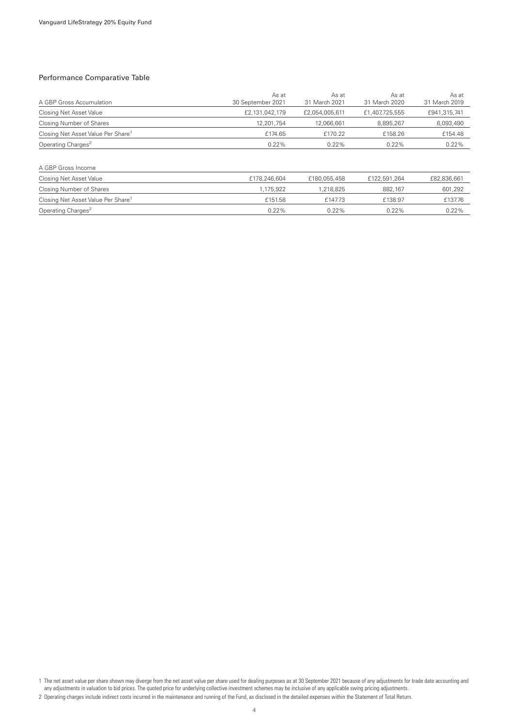## Performance Comparative Table

| A GBP Gross Accumulation | As at 30 September 2021 | As at 31 March 2021 | As at 31 March 2020 | As at 31 March 2019 |
|---|---|---|---|---|
| Closing Net Asset Value | £2,131,042,179 | £2,054,005,611 | £1,407,725,555 | £941,315,741 |
| Closing Number of Shares | 12,201,754 | 12,066,661 | 8,895,267 | 6,093,490 |
| Closing Net Asset Value Per Share[1] | £174.65 | £170.22 | £158.26 | £154.48 |
| Operating Charges[2] | 0.22% | 0.22% | 0.22% | 0.22% |

| A GBP Gross Income | | | | |
|---|---|---|---|---|
| Closing Net Asset Value | £178,246,604 | £180,055,458 | £122,591,264 | £82,836,661 |
| Closing Number of Shares | 1,175,922 | 1,218,825 | 882,167 | 601,292 |
| Closing Net Asset Value Per Share[1] | £151.58 | £147.73 | £138.97 | £137.76 |
| Operating Charges[2] | 0.22% | 0.22% | 0.22% | 0.22% |

1 The net asset value per share shown may diverge from the net asset value per share used for dealing purposes as at 30 September 2021 because of any adjustments for trade date accounting and any adjustments in valuation to bid prices. The quoted price for underlying collective investment schemes may be inclusive of any applicable swing pricing adjustments.

2 Operating charges include indirect costs incurred in the maintenance and running of the Fund, as disclosed in the detailed expenses within the Statement of Total Return.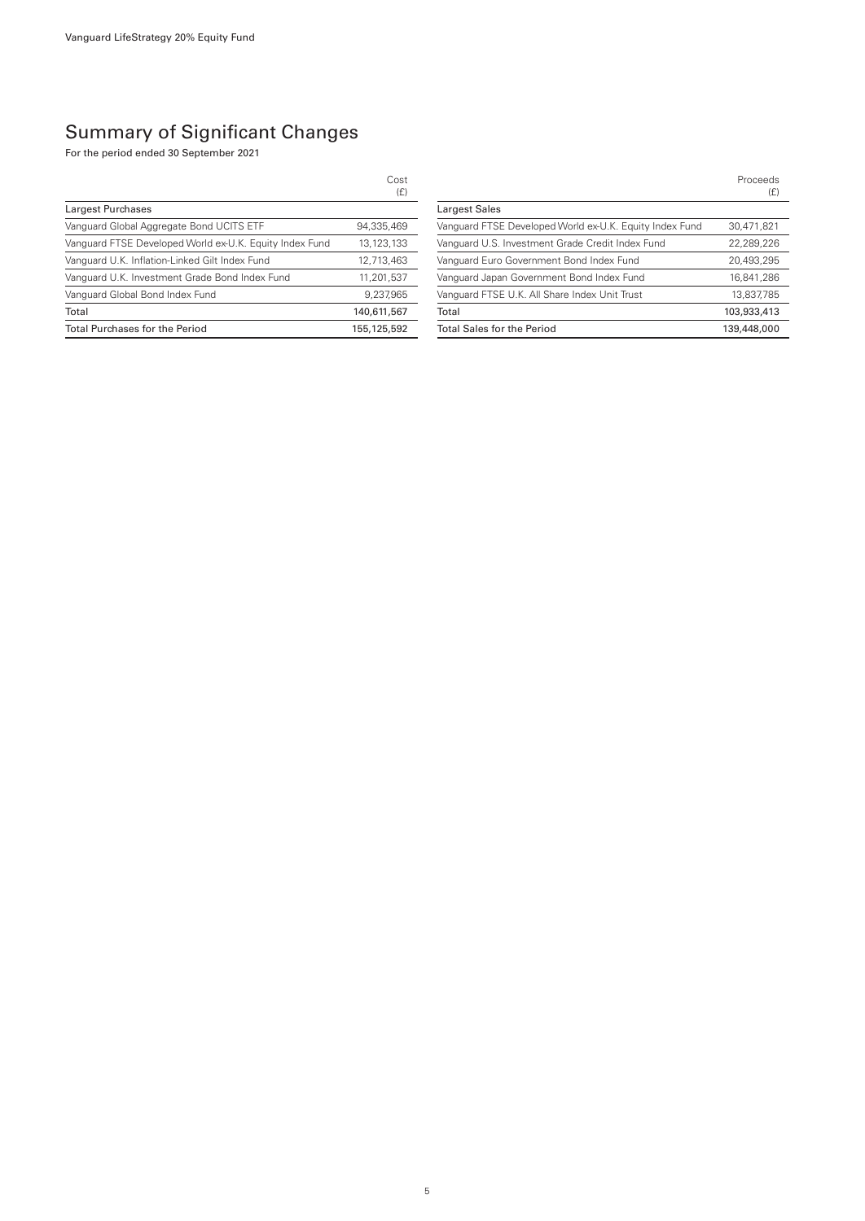# Summary of Significant Changes

For the period ended 30 September 2021

| Largest Purchases | Cost (£) |
| --- | --- |
| Vanguard Global Aggregate Bond UCITS ETF | 94,335,469 |
| Vanguard FTSE Developed World ex-U.K. Equity Index Fund | 13,123,133 |
| Vanguard U.K. Inflation-Linked Gilt Index Fund | 12,713,463 |
| Vanguard U.K. Investment Grade Bond Index Fund | 11,201,537 |
| Vanguard Global Bond Index Fund | 9,237,965 |
| Total | 140,611,567 |
| Total Purchases for the Period | 155,125,592 |

| Largest Sales | Proceeds (£) |
| --- | --- |
| Vanguard FTSE Developed World ex-U.K. Equity Index Fund | 30,471,821 |
| Vanguard U.S. Investment Grade Credit Index Fund | 22,289,226 |
| Vanguard Euro Government Bond Index Fund | 20,493,295 |
| Vanguard Japan Government Bond Index Fund | 16,841,286 |
| Vanguard FTSE U.K. All Share Index Unit Trust | 13,837,785 |
| Total | 103,933,413 |
| Total Sales for the Period | 139,448,000 |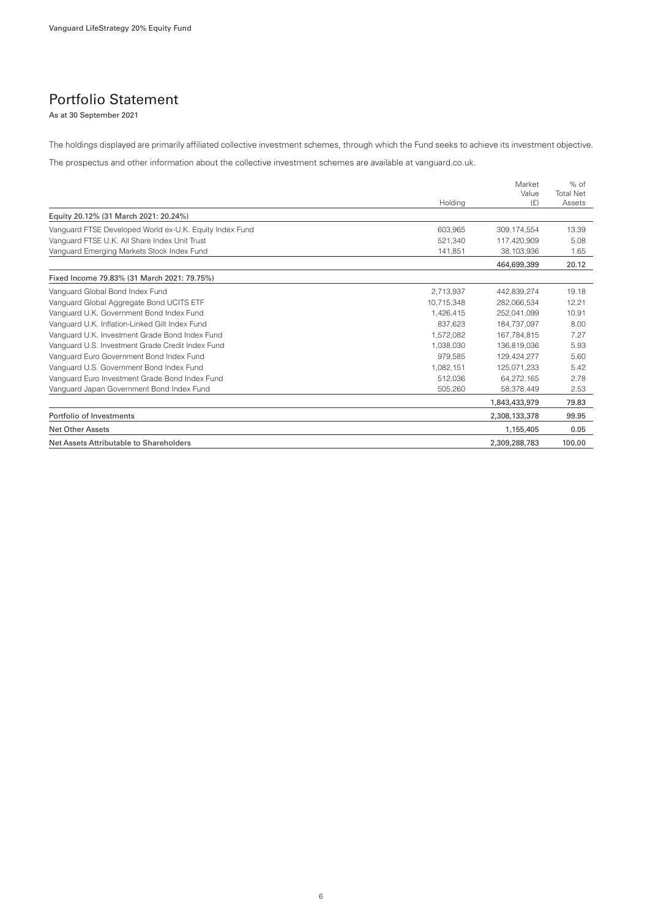# Portfolio Statement

As at 30 September 2021

The holdings displayed are primarily affiliated collective investment schemes, through which the Fund seeks to achieve its investment objective.

The prospectus and other information about the collective investment schemes are available at vanguard.co.uk.

| | Holding | Market Value (£) | % of Total Net Assets |
|---|---|---|---|
| Equity 20.12% (31 March 2021: 20.24%) | | | |
| Vanguard FTSE Developed World ex-U.K. Equity Index Fund | 603,965 | 309,174,554 | 13.39 |
| Vanguard FTSE U.K. All Share Index Unit Trust | 521,340 | 117,420,909 | 5.08 |
| Vanguard Emerging Markets Stock Index Fund | 141,851 | 38,103,936 | 1.65 |
| | | 464,699,399 | 20.12 |
| Fixed Income 79.83% (31 March 2021: 79.75%) | | | |
| Vanguard Global Bond Index Fund | 2,713,937 | 442,839,274 | 19.18 |
| Vanguard Global Aggregate Bond UCITS ETF | 10,715,348 | 282,066,534 | 12.21 |
| Vanguard U.K. Government Bond Index Fund | 1,426,415 | 252,041,099 | 10.91 |
| Vanguard U.K. Inflation-Linked Gilt Index Fund | 837,623 | 184,737,097 | 8.00 |
| Vanguard U.K. Investment Grade Bond Index Fund | 1,572,082 | 167,784,815 | 7.27 |
| Vanguard U.S. Investment Grade Credit Index Fund | 1,038,030 | 136,819,036 | 5.93 |
| Vanguard Euro Government Bond Index Fund | 979,585 | 129,424,277 | 5.60 |
| Vanguard U.S. Government Bond Index Fund | 1,082,151 | 125,071,233 | 5.42 |
| Vanguard Euro Investment Grade Bond Index Fund | 512,036 | 64,272,165 | 2.78 |
| Vanguard Japan Government Bond Index Fund | 505,260 | 58,378,449 | 2.53 |
| | | 1,843,433,979 | 79.83 |
| Portfolio of Investments | | 2,308,133,378 | 99.95 |
| Net Other Assets | | 1,155,405 | 0.05 |
| Net Assets Attributable to Shareholders | | 2,309,288,783 | 100.00 |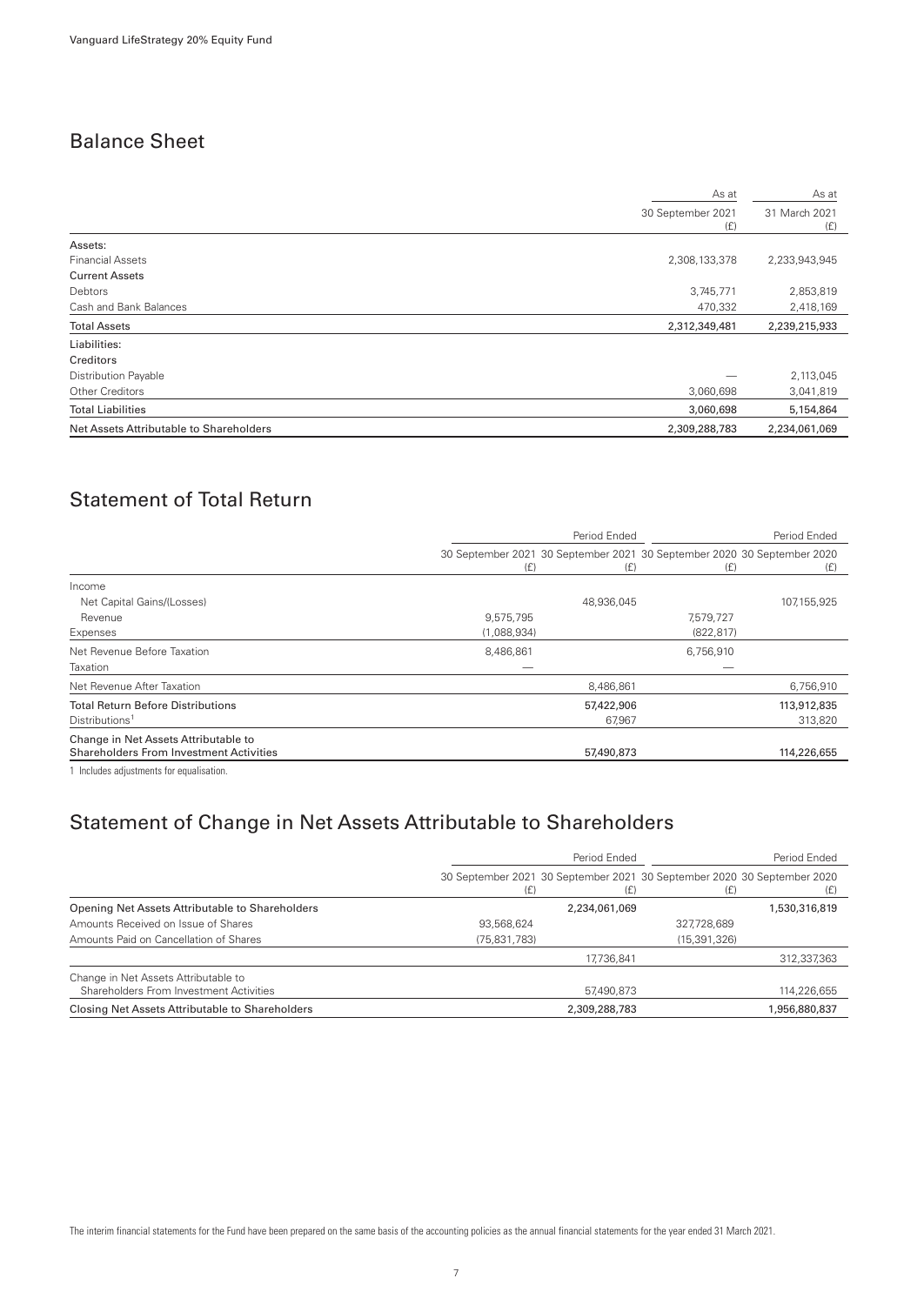## Balance Sheet

| | As at 30 September 2021 (£) | As at 31 March 2021 (£) |
|---|---|---|
| Assets: | | |
| Financial Assets | 2,308,133,378 | 2,233,943,945 |
| Current Assets | | |
| Debtors | 3,745,771 | 2,853,819 |
| Cash and Bank Balances | 470,332 | 2,418,169 |
| Total Assets | 2,312,349,481 | 2,239,215,933 |
| Liabilities: | | |
| Creditors | | |
| Distribution Payable | — | 2,113,045 |
| Other Creditors | 3,060,698 | 3,041,819 |
| Total Liabilities | 3,060,698 | 5,154,864 |
| Net Assets Attributable to Shareholders | 2,309,288,783 | 2,234,061,069 |

## Statement of Total Return

| | Period Ended | | Period Ended | |
|---|---|---|---|---|
| | 30 September 2021 (£) | 30 September 2021 (£) | 30 September 2020 (£) | 30 September 2020 (£) |
| Income | | | | |
| Net Capital Gains/(Losses) | | 48,936,045 | | 107,155,925 |
| Revenue | 9,575,795 | | 7,579,727 | |
| Expenses | (1,088,934) | | (822,817) | |
| Net Revenue Before Taxation | 8,486,861 | | 6,756,910 | |
| Taxation | — | | — | |
| Net Revenue After Taxation | | 8,486,861 | | 6,756,910 |
| Total Return Before Distributions | | 57,422,906 | | 113,912,835 |
| Distributions[1] | | 67,967 | | 313,820 |
| Change in Net Assets Attributable to Shareholders From Investment Activities | | 57,490,873 | | 114,226,655 |

1 Includes adjustments for equalisation.

## Statement of Change in Net Assets Attributable to Shareholders

| | Period Ended | | Period Ended | |
|---|---|---|---|---|
| | 30 September 2021 (£) | 30 September 2021 (£) | 30 September 2020 (£) | 30 September 2020 (£) |
| Opening Net Assets Attributable to Shareholders | | 2,234,061,069 | | 1,530,316,819 |
| Amounts Received on Issue of Shares | 93,568,624 | | 327,728,689 | |
| Amounts Paid on Cancellation of Shares | (75,831,783) | | (15,391,326) | |
| | | 17,736,841 | | 312,337,363 |
| Change in Net Assets Attributable to Shareholders From Investment Activities | | 57,490,873 | | 114,226,655 |
| Closing Net Assets Attributable to Shareholders | | 2,309,288,783 | | 1,956,880,837 |

The interim financial statements for the Fund have been prepared on the same basis of the accounting policies as the annual financial statements for the year ended 31 March 2021.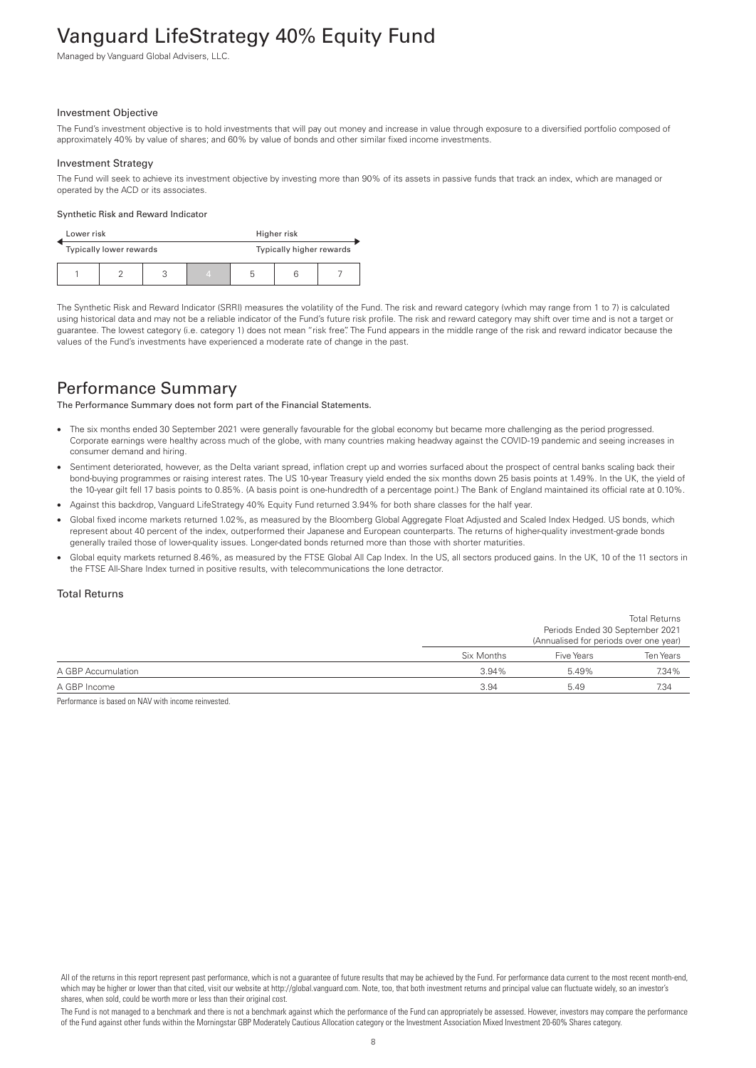# Vanguard LifeStrategy 40% Equity Fund

Managed by Vanguard Global Advisers, LLC.

### Investment Objective

The Fund's investment objective is to hold investments that will pay out money and increase in value through exposure to a diversified portfolio composed of approximately 40% by value of shares; and 60% by value of bonds and other similar fixed income investments.

### Investment Strategy

The Fund will seek to achieve its investment objective by investing more than 90% of its assets in passive funds that track an index, which are managed or operated by the ACD or its associates.

#### Synthetic Risk and Reward Indicator

| Lower risk | | | | Higher risk | | |
|---|---|---|---|---|---|---|
| Typically lower rewards | | | | Typically higher rewards | | |
| 1 | 2 | 3 | **4** | 5 | 6 | 7 |

The Synthetic Risk and Reward Indicator (SRRI) measures the volatility of the Fund. The risk and reward category (which may range from 1 to 7) is calculated using historical data and may not be a reliable indicator of the Fund's future risk profile. The risk and reward category may shift over time and is not a target or guarantee. The lowest category (i.e. category 1) does not mean "risk free". The Fund appears in the middle range of the risk and reward indicator because the values of the Fund's investments have experienced a moderate rate of change in the past.

## Performance Summary

**The Performance Summary does not form part of the Financial Statements.**

- The six months ended 30 September 2021 were generally favourable for the global economy but became more challenging as the period progressed. Corporate earnings were healthy across much of the globe, with many countries making headway against the COVID-19 pandemic and seeing increases in consumer demand and hiring.
- Sentiment deteriorated, however, as the Delta variant spread, inflation crept up and worries surfaced about the prospect of central banks scaling back their bond-buying programmes or raising interest rates. The US 10-year Treasury yield ended the six months down 25 basis points at 1.49%. In the UK, the yield of the 10-year gilt fell 17 basis points to 0.85%. (A basis point is one-hundredth of a percentage point.) The Bank of England maintained its official rate at 0.10%.
- Against this backdrop, Vanguard LifeStrategy 40% Equity Fund returned 3.94% for both share classes for the half year.
- Global fixed income markets returned 1.02%, as measured by the Bloomberg Global Aggregate Float Adjusted and Scaled Index Hedged. US bonds, which represent about 40 percent of the index, outperformed their Japanese and European counterparts. The returns of higher-quality investment-grade bonds generally trailed those of lower-quality issues. Longer-dated bonds returned more than those with shorter maturities.
- Global equity markets returned 8.46%, as measured by the FTSE Global All Cap Index. In the US, all sectors produced gains. In the UK, 10 of the 11 sectors in the FTSE All-Share Index turned in positive results, with telecommunications the lone detractor.

### Total Returns

| | Total Returns Periods Ended 30 September 2021 (Annualised for periods over one year) | | |
|---|---|---|---|
| | Six Months | Five Years | Ten Years |
| A GBP Accumulation | 3.94% | 5.49% | 7.34% |
| A GBP Income | 3.94 | 5.49 | 7.34 |

Performance is based on NAV with income reinvested.

All of the returns in this report represent past performance, which is not a guarantee of future results that may be achieved by the Fund. For performance data current to the most recent month-end, which may be higher or lower than that cited, visit our website at http://global.vanguard.com. Note, too, that both investment returns and principal value can fluctuate widely, so an investor's shares, when sold, could be worth more or less than their original cost.

The Fund is not managed to a benchmark and there is not a benchmark against which the performance of the Fund can appropriately be assessed. However, investors may compare the performance of the Fund against other funds within the Morningstar GBP Moderately Cautious Allocation category or the Investment Association Mixed Investment 20-60% Shares category.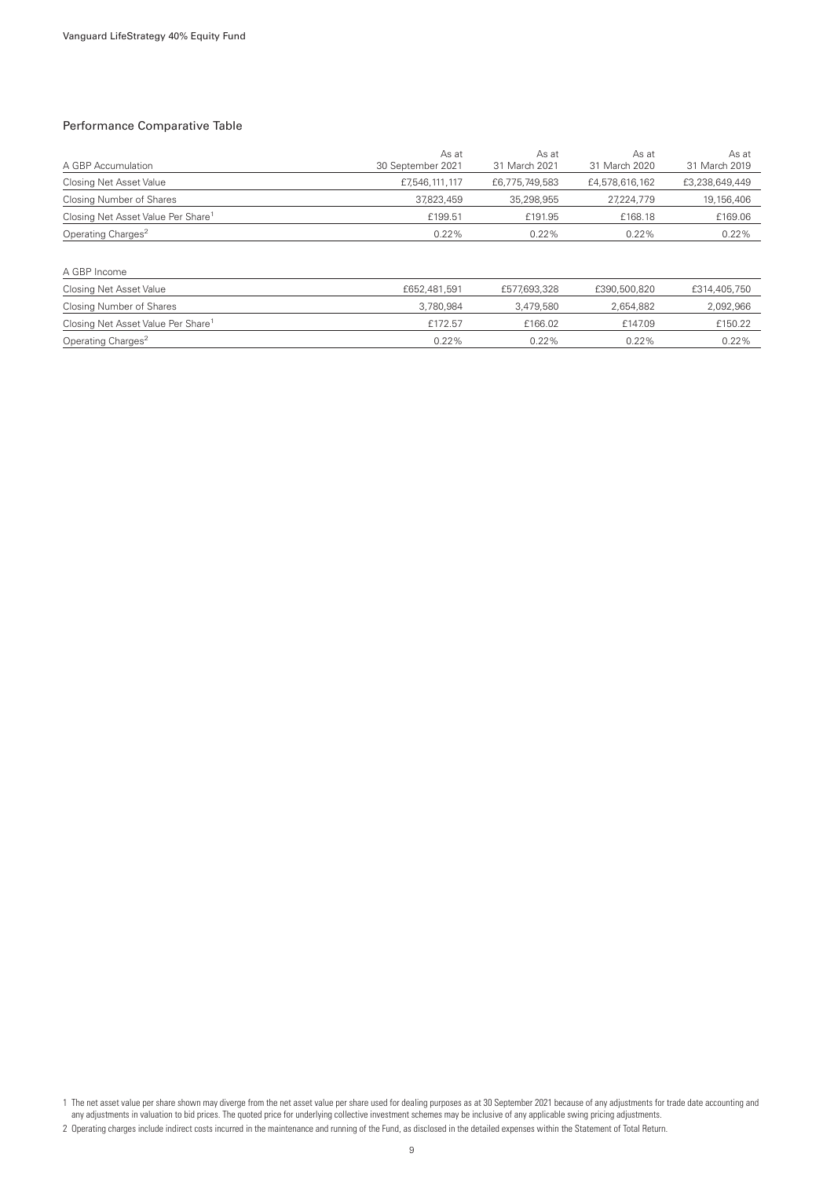## Performance Comparative Table

| A GBP Accumulation | As at 30 September 2021 | As at 31 March 2021 | As at 31 March 2020 | As at 31 March 2019 |
|---|---|---|---|---|
| Closing Net Asset Value | £7,546,111,117 | £6,775,749,583 | £4,578,616,162 | £3,238,649,449 |
| Closing Number of Shares | 37,823,459 | 35,298,955 | 27,224,779 | 19,156,406 |
| Closing Net Asset Value Per Share[1] | £199.51 | £191.95 | £168.18 | £169.06 |
| Operating Charges[2] | 0.22% | 0.22% | 0.22% | 0.22% |

| A GBP Income | | | | |
|---|---|---|---|---|
| Closing Net Asset Value | £652,481,591 | £577,693,328 | £390,500,820 | £314,405,750 |
| Closing Number of Shares | 3,780,984 | 3,479,580 | 2,654,882 | 2,092,966 |
| Closing Net Asset Value Per Share[1] | £172.57 | £166.02 | £147.09 | £150.22 |
| Operating Charges[2] | 0.22% | 0.22% | 0.22% | 0.22% |

1 The net asset value per share shown may diverge from the net asset value per share used for dealing purposes as at 30 September 2021 because of any adjustments for trade date accounting and any adjustments in valuation to bid prices. The quoted price for underlying collective investment schemes may be inclusive of any applicable swing pricing adjustments.

2 Operating charges include indirect costs incurred in the maintenance and running of the Fund, as disclosed in the detailed expenses within the Statement of Total Return.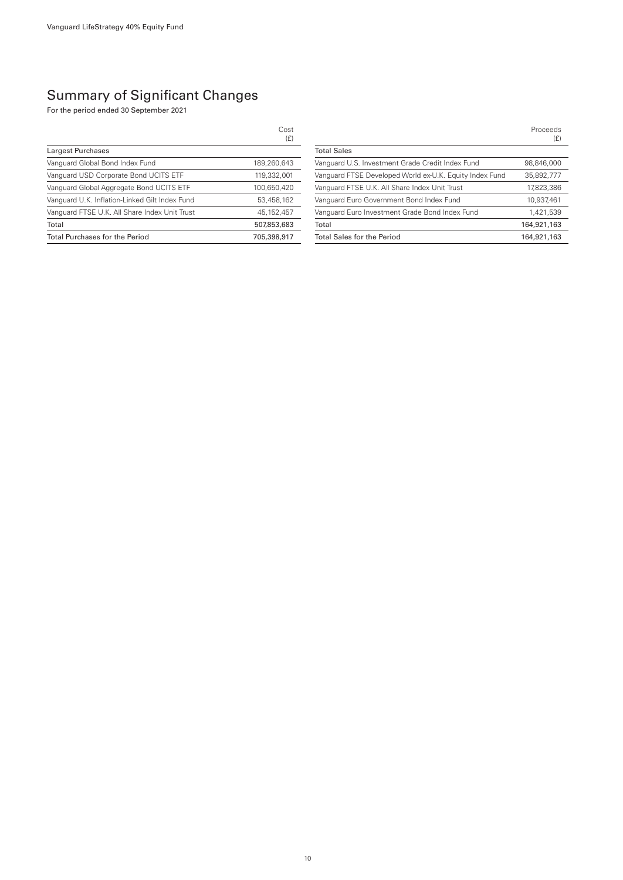## Summary of Significant Changes

For the period ended 30 September 2021

| | Cost (£) |
|---|---|
| **Largest Purchases** | |
| Vanguard Global Bond Index Fund | 189,260,643 |
| Vanguard USD Corporate Bond UCITS ETF | 119,332,001 |
| Vanguard Global Aggregate Bond UCITS ETF | 100,650,420 |
| Vanguard U.K. Inflation-Linked Gilt Index Fund | 53,458,162 |
| Vanguard FTSE U.K. All Share Index Unit Trust | 45,152,457 |
| Total | 507,853,683 |
| Total Purchases for the Period | 705,398,917 |

| | Proceeds (£) |
|---|---|
| **Total Sales** | |
| Vanguard U.S. Investment Grade Credit Index Fund | 98,846,000 |
| Vanguard FTSE Developed World ex-U.K. Equity Index Fund | 35,892,777 |
| Vanguard FTSE U.K. All Share Index Unit Trust | 17,823,386 |
| Vanguard Euro Government Bond Index Fund | 10,937,461 |
| Vanguard Euro Investment Grade Bond Index Fund | 1,421,539 |
| Total | 164,921,163 |
| Total Sales for the Period | 164,921,163 |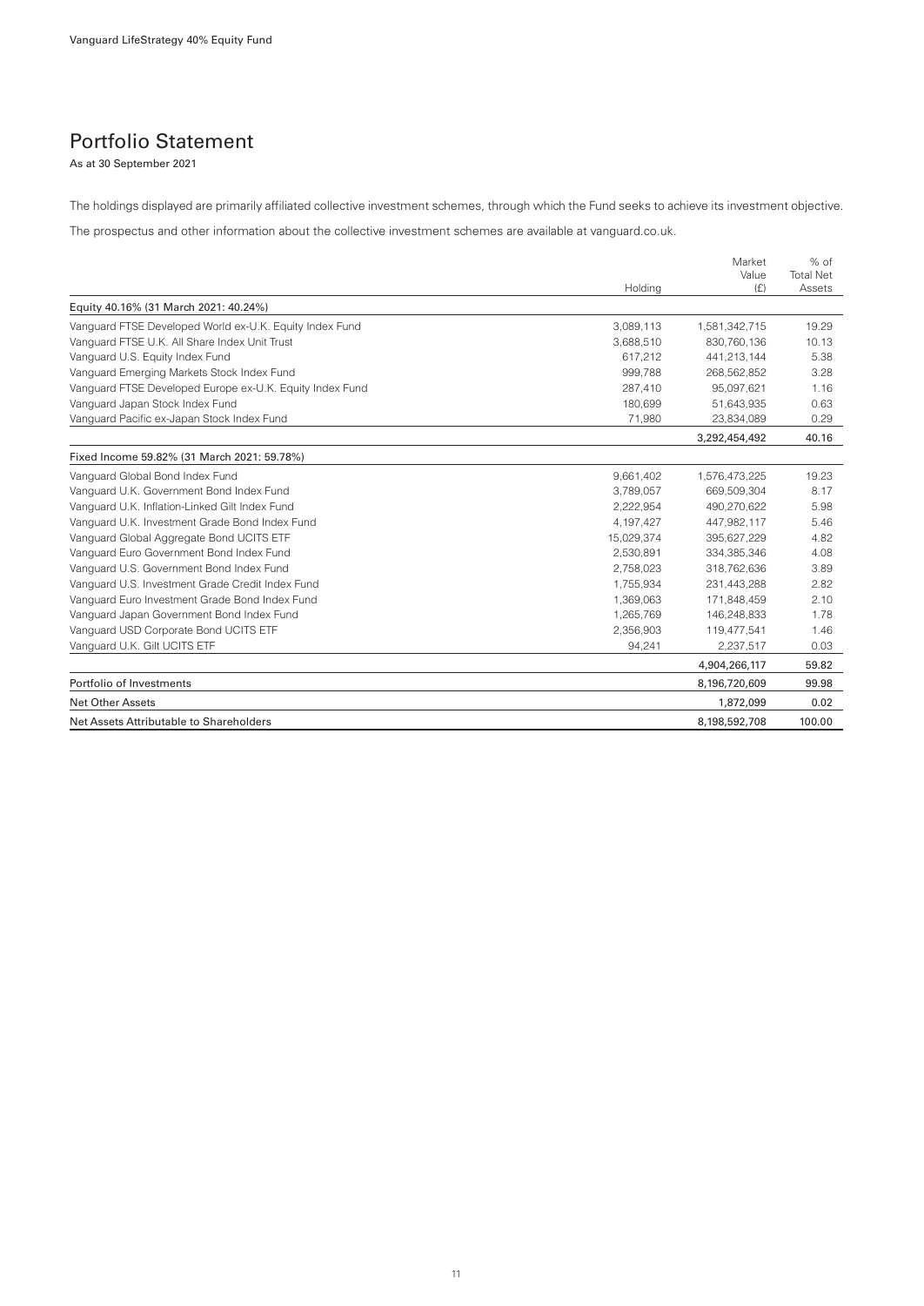## Portfolio Statement

As at 30 September 2021

The holdings displayed are primarily affiliated collective investment schemes, through which the Fund seeks to achieve its investment objective.

The prospectus and other information about the collective investment schemes are available at vanguard.co.uk.

| | Holding | Market Value (£) | % of Total Net Assets |
|---|---|---|---|
| **Equity 40.16% (31 March 2021: 40.24%)** | | | |
| Vanguard FTSE Developed World ex-U.K. Equity Index Fund | 3,089,113 | 1,581,342,715 | 19.29 |
| Vanguard FTSE U.K. All Share Index Unit Trust | 3,688,510 | 830,760,136 | 10.13 |
| Vanguard U.S. Equity Index Fund | 617,212 | 441,213,144 | 5.38 |
| Vanguard Emerging Markets Stock Index Fund | 999,788 | 268,562,852 | 3.28 |
| Vanguard FTSE Developed Europe ex-U.K. Equity Index Fund | 287,410 | 95,097,621 | 1.16 |
| Vanguard Japan Stock Index Fund | 180,699 | 51,643,935 | 0.63 |
| Vanguard Pacific ex-Japan Stock Index Fund | 71,980 | 23,834,089 | 0.29 |
| | | **3,292,454,492** | **40.16** |
| **Fixed Income 59.82% (31 March 2021: 59.78%)** | | | |
| Vanguard Global Bond Index Fund | 9,661,402 | 1,576,473,225 | 19.23 |
| Vanguard U.K. Government Bond Index Fund | 3,789,057 | 669,509,304 | 8.17 |
| Vanguard U.K. Inflation-Linked Gilt Index Fund | 2,222,954 | 490,270,622 | 5.98 |
| Vanguard U.K. Investment Grade Bond Index Fund | 4,197,427 | 447,982,117 | 5.46 |
| Vanguard Global Aggregate Bond UCITS ETF | 15,029,374 | 395,627,229 | 4.82 |
| Vanguard Euro Government Bond Index Fund | 2,530,891 | 334,385,346 | 4.08 |
| Vanguard U.S. Government Bond Index Fund | 2,758,023 | 318,762,636 | 3.89 |
| Vanguard U.S. Investment Grade Credit Index Fund | 1,755,934 | 231,443,288 | 2.82 |
| Vanguard Euro Investment Grade Bond Index Fund | 1,369,063 | 171,848,459 | 2.10 |
| Vanguard Japan Government Bond Index Fund | 1,265,769 | 146,248,833 | 1.78 |
| Vanguard USD Corporate Bond UCITS ETF | 2,356,903 | 119,477,541 | 1.46 |
| Vanguard U.K. Gilt UCITS ETF | 94,241 | 2,237,517 | 0.03 |
| | | **4,904,266,117** | **59.82** |
| Portfolio of Investments | | 8,196,720,609 | 99.98 |
| Net Other Assets | | 1,872,099 | 0.02 |
| Net Assets Attributable to Shareholders | | 8,198,592,708 | 100.00 |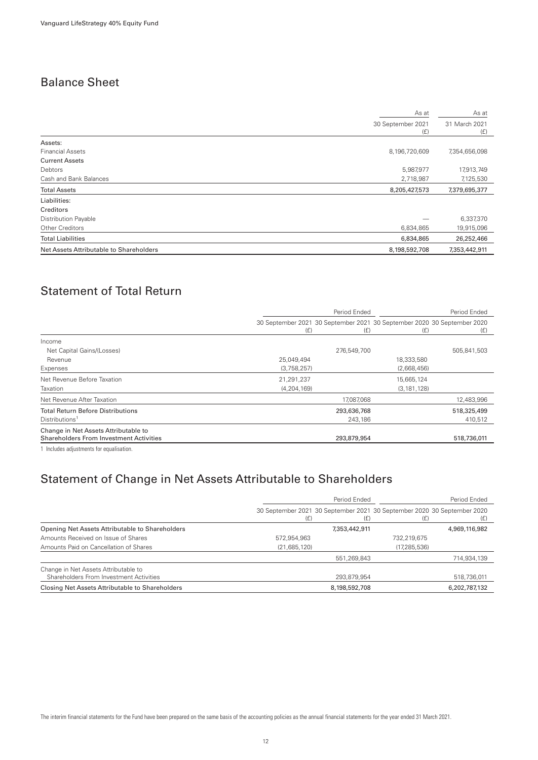## Balance Sheet

| | As at 30 September 2021 (£) | As at 31 March 2021 (£) |
|---|---|---|
| **Assets:** | | |
| Financial Assets | 8,196,720,609 | 7,354,656,098 |
| **Current Assets** | | |
| Debtors | 5,987,977 | 17,913,749 |
| Cash and Bank Balances | 2,718,987 | 7,125,530 |
| **Total Assets** | 8,205,427,573 | 7,379,695,377 |
| **Liabilities:** | | |
| **Creditors** | | |
| Distribution Payable | — | 6,337,370 |
| Other Creditors | 6,834,865 | 19,915,096 |
| **Total Liabilities** | 6,834,865 | 26,252,466 |
| **Net Assets Attributable to Shareholders** | 8,198,592,708 | 7,353,442,911 |

## Statement of Total Return

| | Period Ended | | Period Ended | |
|---|---|---|---|---|
| | 30 September 2021 (£) | 30 September 2021 (£) | 30 September 2020 (£) | 30 September 2020 (£) |
| Income | | | | |
| Net Capital Gains/(Losses) | | 276,549,700 | | 505,841,503 |
| Revenue | 25,049,494 | | 18,333,580 | |
| Expenses | (3,758,257) | | (2,668,456) | |
| Net Revenue Before Taxation | 21,291,237 | | 15,665,124 | |
| Taxation | (4,204,169) | | (3,181,128) | |
| Net Revenue After Taxation | | 17,087,068 | | 12,483,996 |
| Total Return Before Distributions | | 293,636,768 | | 518,325,499 |
| Distributions[1] | | 243,186 | | 410,512 |
| Change in Net Assets Attributable to Shareholders From Investment Activities | | 293,879,954 | | 518,736,011 |

1 Includes adjustments for equalisation.

## Statement of Change in Net Assets Attributable to Shareholders

| | Period Ended | | Period Ended | |
|---|---|---|---|---|
| | 30 September 2021 (£) | 30 September 2021 (£) | 30 September 2020 (£) | 30 September 2020 (£) |
| Opening Net Assets Attributable to Shareholders | | 7,353,442,911 | | 4,969,116,982 |
| Amounts Received on Issue of Shares | 572,954,963 | | 732,219,675 | |
| Amounts Paid on Cancellation of Shares | (21,685,120) | | (17,285,536) | |
| | | 551,269,843 | | 714,934,139 |
| Change in Net Assets Attributable to Shareholders From Investment Activities | | 293,879,954 | | 518,736,011 |
| Closing Net Assets Attributable to Shareholders | | 8,198,592,708 | | 6,202,787,132 |

The interim financial statements for the Fund have been prepared on the same basis of the accounting policies as the annual financial statements for the year ended 31 March 2021.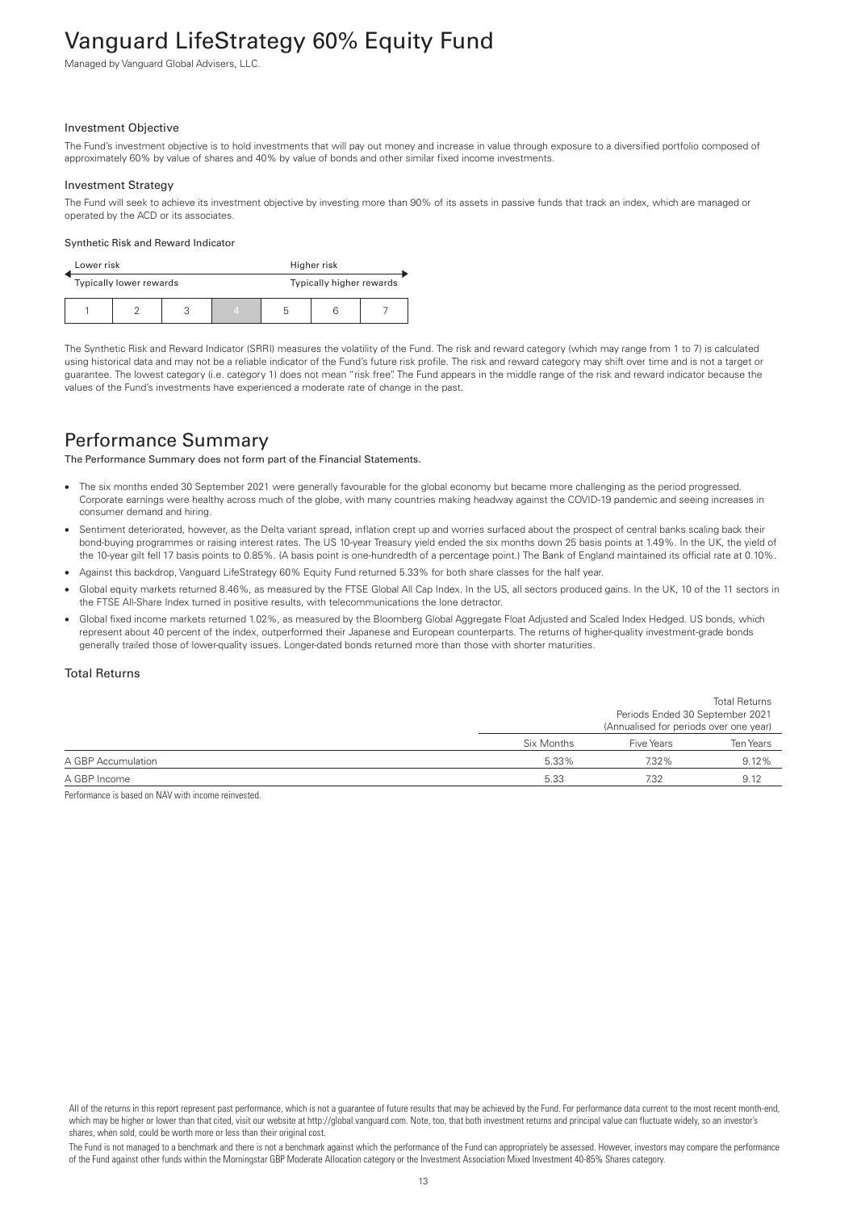# Vanguard LifeStrategy 60% Equity Fund

Managed by Vanguard Global Advisers, LLC.

### Investment Objective

The Fund's investment objective is to hold investments that will pay out money and increase in value through exposure to a diversified portfolio composed of approximately 60% by value of shares and 40% by value of bonds and other similar fixed income investments.

### Investment Strategy

The Fund will seek to achieve its investment objective by investing more than 90% of its assets in passive funds that track an index, which are managed or operated by the ACD or its associates.

#### Synthetic Risk and Reward Indicator

| Lower risk | | | | Higher risk | | |
|---|---|---|---|---|---|---|
| Typically lower rewards | | | | Typically higher rewards | | |
| 1 | 2 | 3 | **4** | 5 | 6 | 7 |

The Synthetic Risk and Reward Indicator (SRRI) measures the volatility of the Fund. The risk and reward category (which may range from 1 to 7) is calculated using historical data and may not be a reliable indicator of the Fund's future risk profile. The risk and reward category may shift over time and is not a target or guarantee. The lowest category (i.e. category 1) does not mean "risk free". The Fund appears in the middle range of the risk and reward indicator because the values of the Fund's investments have experienced a moderate rate of change in the past.

## Performance Summary

**The Performance Summary does not form part of the Financial Statements.**

- The six months ended 30 September 2021 were generally favourable for the global economy but became more challenging as the period progressed. Corporate earnings were healthy across much of the globe, with many countries making headway against the COVID-19 pandemic and seeing increases in consumer demand and hiring.
- Sentiment deteriorated, however, as the Delta variant spread, inflation crept up and worries surfaced about the prospect of central banks scaling back their bond-buying programmes or raising interest rates. The US 10-year Treasury yield ended the six months down 25 basis points at 1.49%. In the UK, the yield of the 10-year gilt fell 17 basis points to 0.85%. (A basis point is one-hundredth of a percentage point.) The Bank of England maintained its official rate at 0.10%.
- Against this backdrop, Vanguard LifeStrategy 60% Equity Fund returned 5.33% for both share classes for the half year.
- Global equity markets returned 8.46%, as measured by the FTSE Global All Cap Index. In the US, all sectors produced gains. In the UK, 10 of the 11 sectors in the FTSE All-Share Index turned in positive results, with telecommunications the lone detractor.
- Global fixed income markets returned 1.02%, as measured by the Bloomberg Global Aggregate Float Adjusted and Scaled Index Hedged. US bonds, which represent about 40 percent of the index, outperformed their Japanese and European counterparts. The returns of higher-quality investment-grade bonds generally trailed those of lower-quality issues. Longer-dated bonds returned more than those with shorter maturities.

### Total Returns

| | Total Returns Periods Ended 30 September 2021 (Annualised for periods over one year) | | |
|---|---|---|---|
| | Six Months | Five Years | Ten Years |
| A GBP Accumulation | 5.33% | 7.32% | 9.12% |
| A GBP Income | 5.33 | 7.32 | 9.12 |

Performance is based on NAV with income reinvested.

All of the returns in this report represent past performance, which is not a guarantee of future results that may be achieved by the Fund. For performance data current to the most recent month-end, which may be higher or lower than that cited, visit our website at http://global.vanguard.com. Note, too, that both investment returns and principal value can fluctuate widely, so an investor's shares, when sold, could be worth more or less than their original cost.

The Fund is not managed to a benchmark and there is not a benchmark against which the performance of the Fund can appropriately be assessed. However, investors may compare the performance of the Fund against other funds within the Morningstar GBP Moderate Allocation category or the Investment Association Mixed Investment 40-85% Shares category.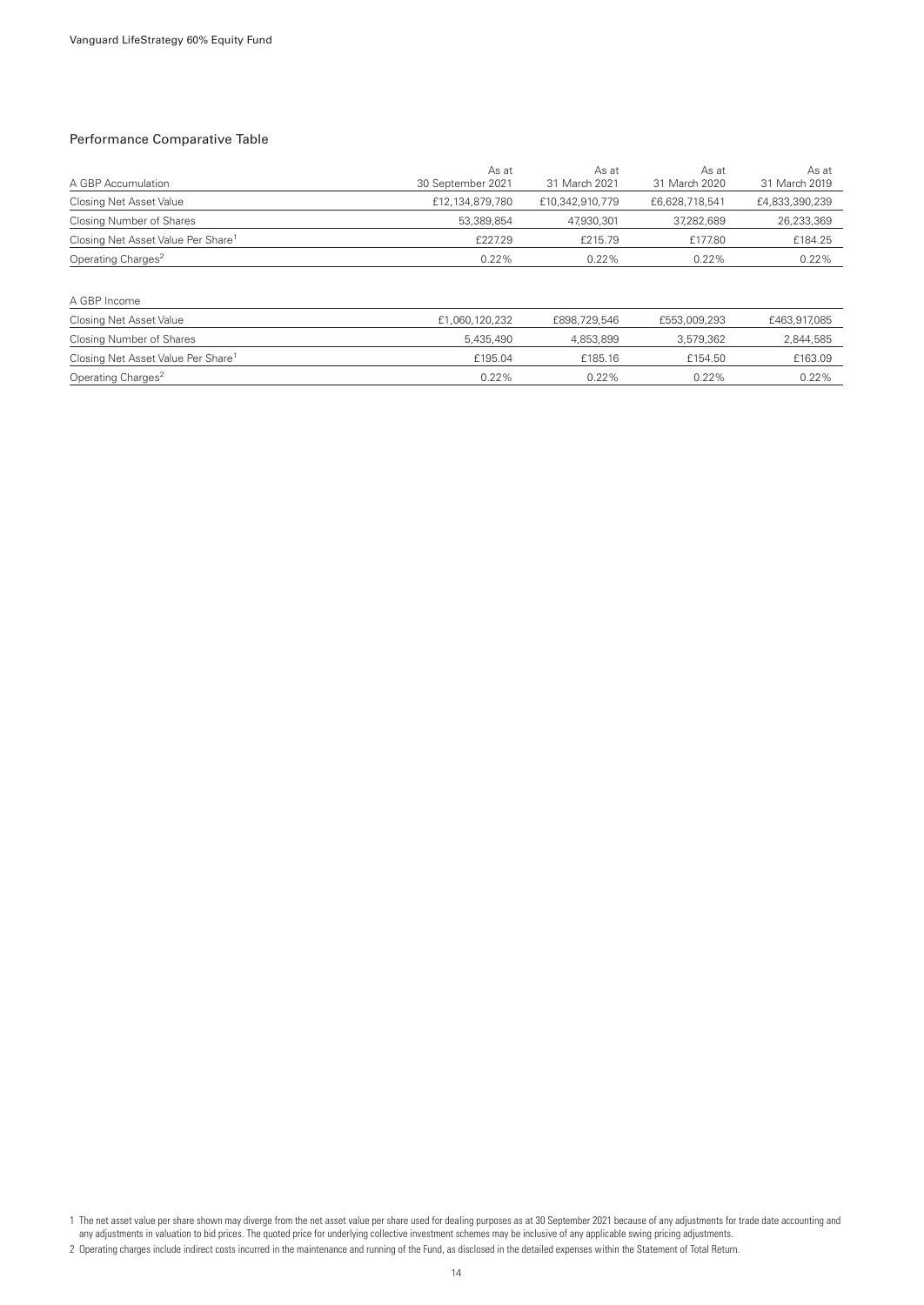## Performance Comparative Table

| A GBP Accumulation | As at 30 September 2021 | As at 31 March 2021 | As at 31 March 2020 | As at 31 March 2019 |
|---|---|---|---|---|
| Closing Net Asset Value | £12,134,879,780 | £10,342,910,779 | £6,628,718,541 | £4,833,390,239 |
| Closing Number of Shares | 53,389,854 | 47,930,301 | 37,282,689 | 26,233,369 |
| Closing Net Asset Value Per Share[1] | £227.29 | £215.79 | £177.80 | £184.25 |
| Operating Charges[2] | 0.22% | 0.22% | 0.22% | 0.22% |

| A GBP Income | | | | |
|---|---|---|---|---|
| Closing Net Asset Value | £1,060,120,232 | £898,729,546 | £553,009,293 | £463,917,085 |
| Closing Number of Shares | 5,435,490 | 4,853,899 | 3,579,362 | 2,844,585 |
| Closing Net Asset Value Per Share[1] | £195.04 | £185.16 | £154.50 | £163.09 |
| Operating Charges[2] | 0.22% | 0.22% | 0.22% | 0.22% |

1 The net asset value per share shown may diverge from the net asset value per share used for dealing purposes as at 30 September 2021 because of any adjustments for trade date accounting and any adjustments in valuation to bid prices. The quoted price for underlying collective investment schemes may be inclusive of any applicable swing pricing adjustments.

2 Operating charges include indirect costs incurred in the maintenance and running of the Fund, as disclosed in the detailed expenses within the Statement of Total Return.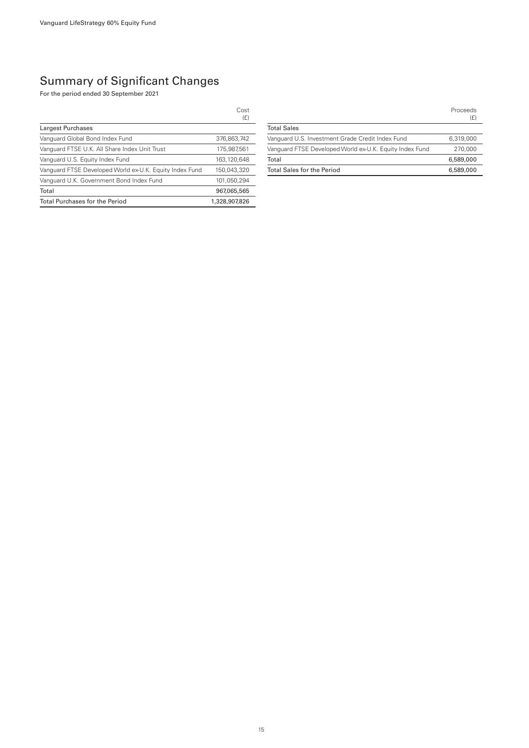# Summary of Significant Changes

For the period ended 30 September 2021

| | Cost (£) |
|---|---|
| **Largest Purchases** | |
| Vanguard Global Bond Index Fund | 376,863,742 |
| Vanguard FTSE U.K. All Share Index Unit Trust | 175,987,561 |
| Vanguard U.S. Equity Index Fund | 163,120,648 |
| Vanguard FTSE Developed World ex-U.K. Equity Index Fund | 150,043,320 |
| Vanguard U.K. Government Bond Index Fund | 101,050,294 |
| Total | 967,065,565 |
| Total Purchases for the Period | 1,328,907,826 |

| | Proceeds (£) |
|---|---|
| **Total Sales** | |
| Vanguard U.S. Investment Grade Credit Index Fund | 6,319,000 |
| Vanguard FTSE Developed World ex-U.K. Equity Index Fund | 270,000 |
| Total | 6,589,000 |
| Total Sales for the Period | 6,589,000 |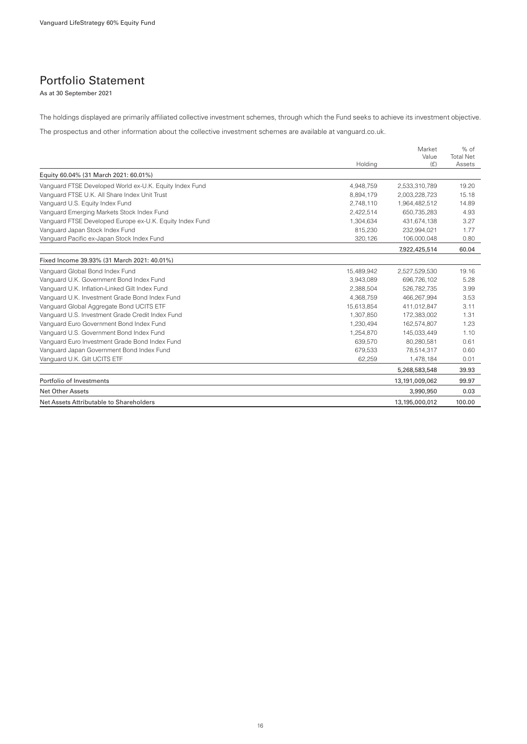## Portfolio Statement

As at 30 September 2021

The holdings displayed are primarily affiliated collective investment schemes, through which the Fund seeks to achieve its investment objective.

The prospectus and other information about the collective investment schemes are available at vanguard.co.uk.

| | Holding | Market Value (£) | % of Total Net Assets |
|---|---|---|---|
| Equity 60.04% (31 March 2021: 60.01%) | | | |
| Vanguard FTSE Developed World ex-U.K. Equity Index Fund | 4,948,759 | 2,533,310,789 | 19.20 |
| Vanguard FTSE U.K. All Share Index Unit Trust | 8,894,179 | 2,003,228,723 | 15.18 |
| Vanguard U.S. Equity Index Fund | 2,748,110 | 1,964,482,512 | 14.89 |
| Vanguard Emerging Markets Stock Index Fund | 2,422,514 | 650,735,283 | 4.93 |
| Vanguard FTSE Developed Europe ex-U.K. Equity Index Fund | 1,304,634 | 431,674,138 | 3.27 |
| Vanguard Japan Stock Index Fund | 815,230 | 232,994,021 | 1.77 |
| Vanguard Pacific ex-Japan Stock Index Fund | 320,126 | 106,000,048 | 0.80 |
| | | 7,922,425,514 | 60.04 |
| Fixed Income 39.93% (31 March 2021: 40.01%) | | | |
| Vanguard Global Bond Index Fund | 15,489,942 | 2,527,529,530 | 19.16 |
| Vanguard U.K. Government Bond Index Fund | 3,943,089 | 696,726,102 | 5.28 |
| Vanguard U.K. Inflation-Linked Gilt Index Fund | 2,388,504 | 526,782,735 | 3.99 |
| Vanguard U.K. Investment Grade Bond Index Fund | 4,368,759 | 466,267,994 | 3.53 |
| Vanguard Global Aggregate Bond UCITS ETF | 15,613,854 | 411,012,847 | 3.11 |
| Vanguard U.S. Investment Grade Credit Index Fund | 1,307,850 | 172,383,002 | 1.31 |
| Vanguard Euro Government Bond Index Fund | 1,230,494 | 162,574,807 | 1.23 |
| Vanguard U.S. Government Bond Index Fund | 1,254,870 | 145,033,449 | 1.10 |
| Vanguard Euro Investment Grade Bond Index Fund | 639,570 | 80,280,581 | 0.61 |
| Vanguard Japan Government Bond Index Fund | 679,533 | 78,514,317 | 0.60 |
| Vanguard U.K. Gilt UCITS ETF | 62,259 | 1,478,184 | 0.01 |
| | | 5,268,583,548 | 39.93 |
| Portfolio of Investments | | 13,191,009,062 | 99.97 |
| Net Other Assets | | 3,990,950 | 0.03 |
| Net Assets Attributable to Shareholders | | 13,195,000,012 | 100.00 |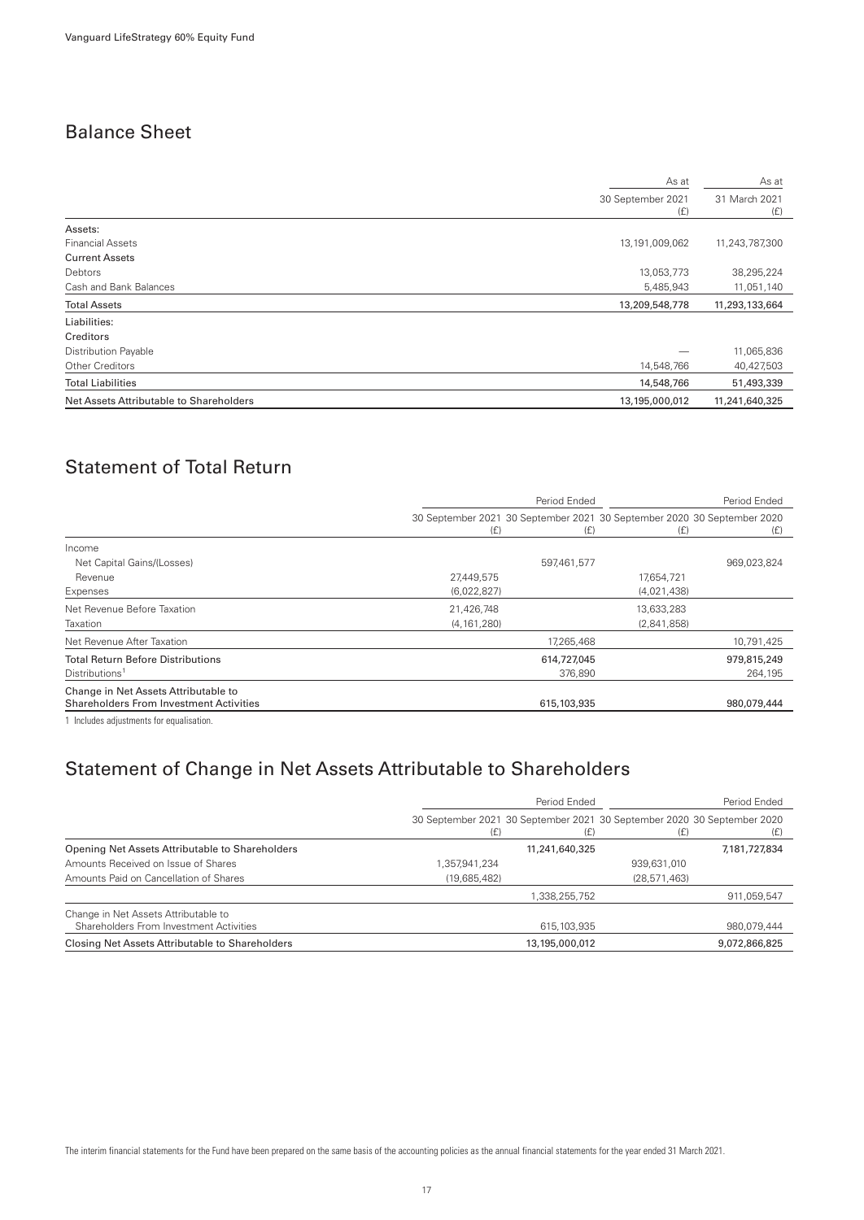## Balance Sheet

| | As at 30 September 2021 (£) | As at 31 March 2021 (£) |
|---|---|---|
| **Assets:** | | |
| Financial Assets | 13,191,009,062 | 11,243,787,300 |
| **Current Assets** | | |
| Debtors | 13,053,773 | 38,295,224 |
| Cash and Bank Balances | 5,485,943 | 11,051,140 |
| **Total Assets** | 13,209,548,778 | 11,293,133,664 |
| **Liabilities:** | | |
| **Creditors** | | |
| Distribution Payable | — | 11,065,836 |
| Other Creditors | 14,548,766 | 40,427,503 |
| **Total Liabilities** | 14,548,766 | 51,493,339 |
| **Net Assets Attributable to Shareholders** | 13,195,000,012 | 11,241,640,325 |

## Statement of Total Return

| | Period Ended | | Period Ended | |
|---|---|---|---|---|
| | 30 September 2021 (£) | 30 September 2021 (£) | 30 September 2020 (£) | 30 September 2020 (£) |
| Income | | | | |
| Net Capital Gains/(Losses) | | 597,461,577 | | 969,023,824 |
| Revenue | 27,449,575 | | 17,654,721 | |
| Expenses | (6,022,827) | | (4,021,438) | |
| Net Revenue Before Taxation | 21,426,748 | | 13,633,283 | |
| Taxation | (4,161,280) | | (2,841,858) | |
| Net Revenue After Taxation | | 17,265,468 | | 10,791,425 |
| Total Return Before Distributions | | 614,727,045 | | 979,815,249 |
| Distributions[1] | | 376,890 | | 264,195 |
| **Change in Net Assets Attributable to Shareholders From Investment Activities** | | **615,103,935** | | **980,079,444** |

1 Includes adjustments for equalisation.

## Statement of Change in Net Assets Attributable to Shareholders

| | Period Ended | | Period Ended | |
|---|---|---|---|---|
| | 30 September 2021 (£) | 30 September 2021 (£) | 30 September 2020 (£) | 30 September 2020 (£) |
| **Opening Net Assets Attributable to Shareholders** | | 11,241,640,325 | | 7,181,727,834 |
| Amounts Received on Issue of Shares | 1,357,941,234 | | 939,631,010 | |
| Amounts Paid on Cancellation of Shares | (19,685,482) | | (28,571,463) | |
| | | 1,338,255,752 | | 911,059,547 |
| Change in Net Assets Attributable to Shareholders From Investment Activities | | 615,103,935 | | 980,079,444 |
| **Closing Net Assets Attributable to Shareholders** | | 13,195,000,012 | | 9,072,866,825 |

The interim financial statements for the Fund have been prepared on the same basis of the accounting policies as the annual financial statements for the year ended 31 March 2021.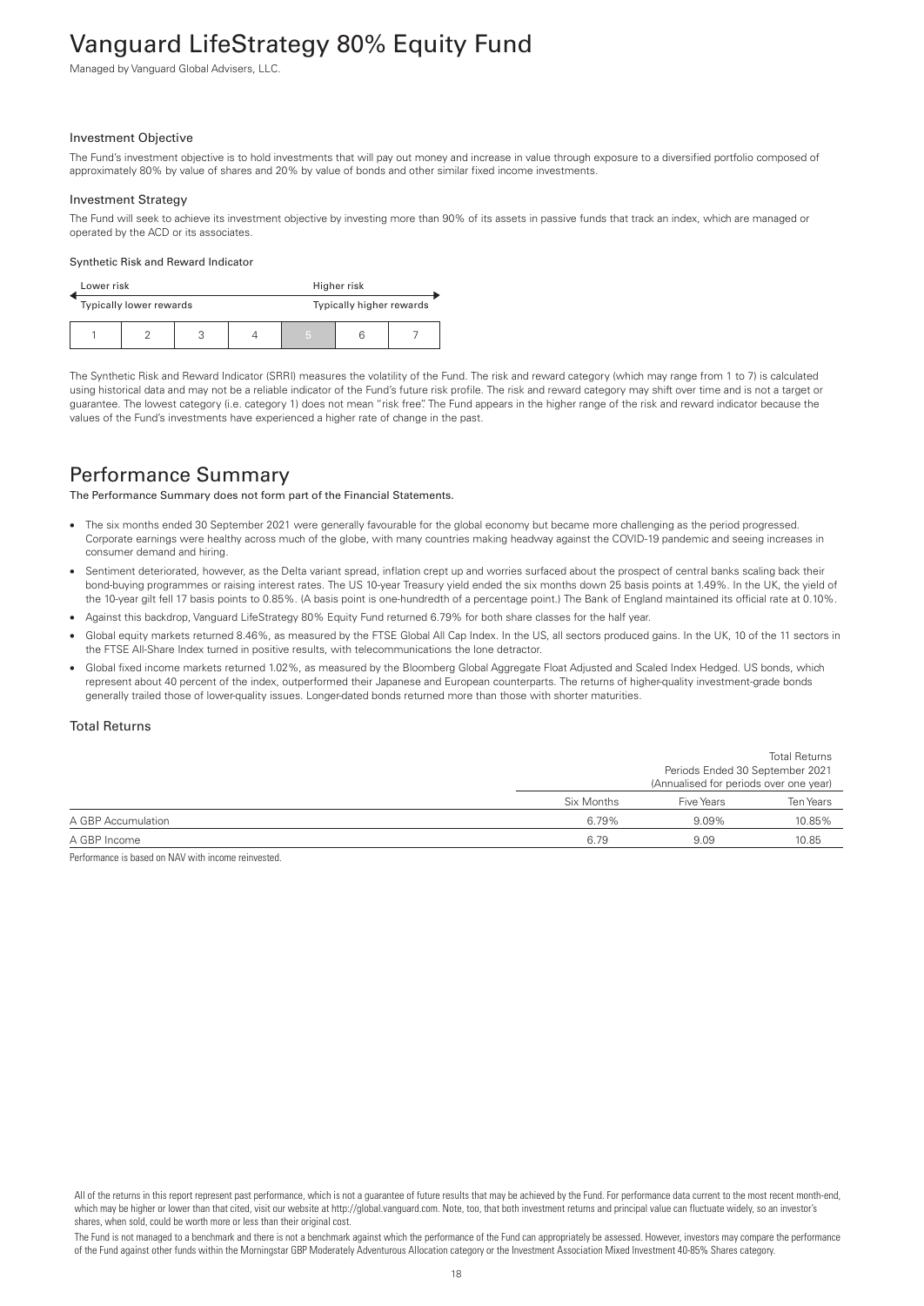# Vanguard LifeStrategy 80% Equity Fund

Managed by Vanguard Global Advisers, LLC.

### Investment Objective

The Fund's investment objective is to hold investments that will pay out money and increase in value through exposure to a diversified portfolio composed of approximately 80% by value of shares and 20% by value of bonds and other similar fixed income investments.

### Investment Strategy

The Fund will seek to achieve its investment objective by investing more than 90% of its assets in passive funds that track an index, which are managed or operated by the ACD or its associates.

#### Synthetic Risk and Reward Indicator

| Lower risk | | | | Higher risk | | |
|---|---|---|---|---|---|---|
| Typically lower rewards | | | | Typically higher rewards | | |
| 1 | 2 | 3 | 4 | **5** | 6 | 7 |

The Synthetic Risk and Reward Indicator (SRRI) measures the volatility of the Fund. The risk and reward category (which may range from 1 to 7) is calculated using historical data and may not be a reliable indicator of the Fund's future risk profile. The risk and reward category may shift over time and is not a target or guarantee. The lowest category (i.e. category 1) does not mean "risk free". The Fund appears in the higher range of the risk and reward indicator because the values of the Fund's investments have experienced a higher rate of change in the past.

## Performance Summary

**The Performance Summary does not form part of the Financial Statements.**

- The six months ended 30 September 2021 were generally favourable for the global economy but became more challenging as the period progressed. Corporate earnings were healthy across much of the globe, with many countries making headway against the COVID-19 pandemic and seeing increases in consumer demand and hiring.
- Sentiment deteriorated, however, as the Delta variant spread, inflation crept up and worries surfaced about the prospect of central banks scaling back their bond-buying programmes or raising interest rates. The US 10-year Treasury yield ended the six months down 25 basis points at 1.49%. In the UK, the yield of the 10-year gilt fell 17 basis points to 0.85%. (A basis point is one-hundredth of a percentage point.) The Bank of England maintained its official rate at 0.10%.
- Against this backdrop, Vanguard LifeStrategy 80% Equity Fund returned 6.79% for both share classes for the half year.
- Global equity markets returned 8.46%, as measured by the FTSE Global All Cap Index. In the US, all sectors produced gains. In the UK, 10 of the 11 sectors in the FTSE All-Share Index turned in positive results, with telecommunications the lone detractor.
- Global fixed income markets returned 1.02%, as measured by the Bloomberg Global Aggregate Float Adjusted and Scaled Index Hedged. US bonds, which represent about 40 percent of the index, outperformed their Japanese and European counterparts. The returns of higher-quality investment-grade bonds generally trailed those of lower-quality issues. Longer-dated bonds returned more than those with shorter maturities.

### Total Returns

| | Total Returns Periods Ended 30 September 2021 (Annualised for periods over one year) | | |
|---|---|---|---|
| | Six Months | Five Years | Ten Years |
| A GBP Accumulation | 6.79% | 9.09% | 10.85% |
| A GBP Income | 6.79 | 9.09 | 10.85 |

Performance is based on NAV with income reinvested.

All of the returns in this report represent past performance, which is not a guarantee of future results that may be achieved by the Fund. For performance data current to the most recent month-end, which may be higher or lower than that cited, visit our website at http://global.vanguard.com. Note, too, that both investment returns and principal value can fluctuate widely, so an investor's shares, when sold, could be worth more or less than their original cost.

The Fund is not managed to a benchmark and there is not a benchmark against which the performance of the Fund can appropriately be assessed. However, investors may compare the performance of the Fund against other funds within the Morningstar GBP Moderately Adventurous Allocation category or the Investment Association Mixed Investment 40-85% Shares category.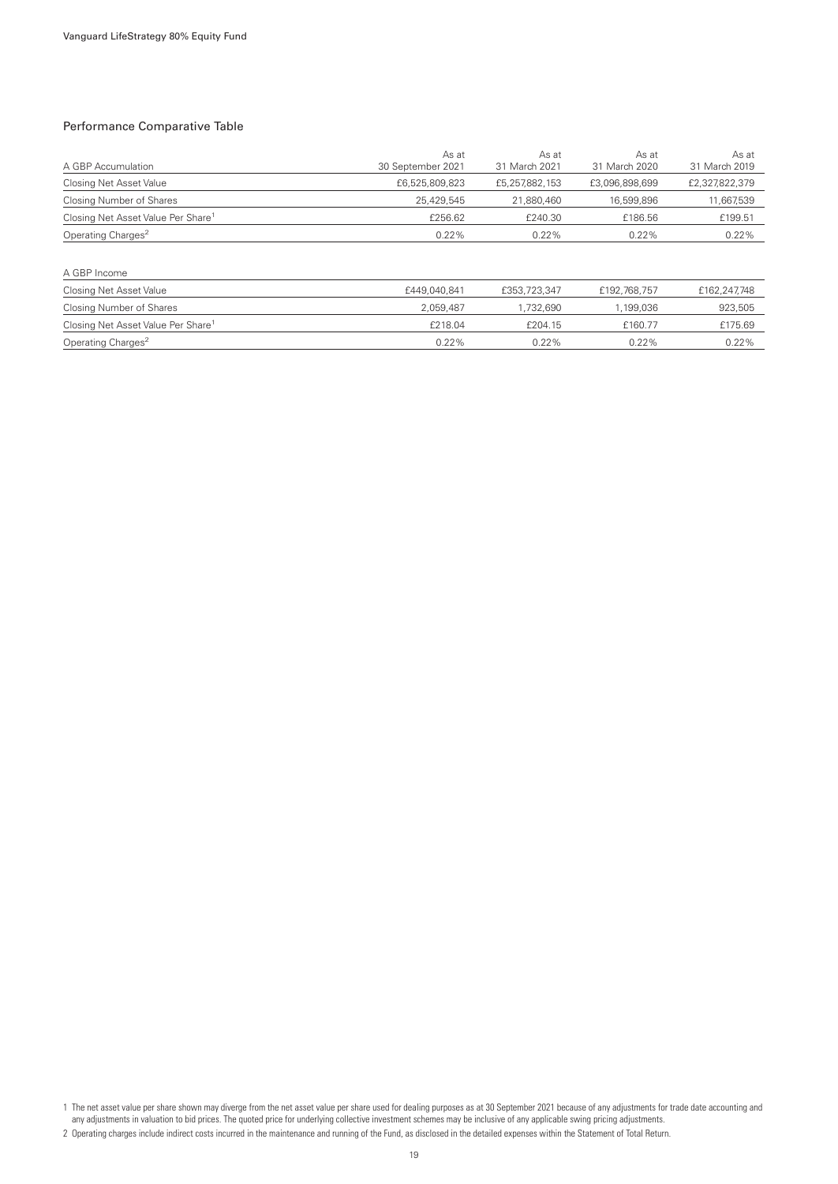## Performance Comparative Table

| A GBP Accumulation | As at 30 September 2021 | As at 31 March 2021 | As at 31 March 2020 | As at 31 March 2019 |
|---|---|---|---|---|
| Closing Net Asset Value | £6,525,809,823 | £5,257,882,153 | £3,096,898,699 | £2,327,822,379 |
| Closing Number of Shares | 25,429,545 | 21,880,460 | 16,599,896 | 11,667,539 |
| Closing Net Asset Value Per Share[1] | £256.62 | £240.30 | £186.56 | £199.51 |
| Operating Charges[2] | 0.22% | 0.22% | 0.22% | 0.22% |

| A GBP Income | | | | |
|---|---|---|---|---|
| Closing Net Asset Value | £449,040,841 | £353,723,347 | £192,768,757 | £162,247,748 |
| Closing Number of Shares | 2,059,487 | 1,732,690 | 1,199,036 | 923,505 |
| Closing Net Asset Value Per Share[1] | £218.04 | £204.15 | £160.77 | £175.69 |
| Operating Charges[2] | 0.22% | 0.22% | 0.22% | 0.22% |

1 The net asset value per share shown may diverge from the net asset value per share used for dealing purposes as at 30 September 2021 because of any adjustments for trade date accounting and any adjustments in valuation to bid prices. The quoted price for underlying collective investment schemes may be inclusive of any applicable swing pricing adjustments.

2 Operating charges include indirect costs incurred in the maintenance and running of the Fund, as disclosed in the detailed expenses within the Statement of Total Return.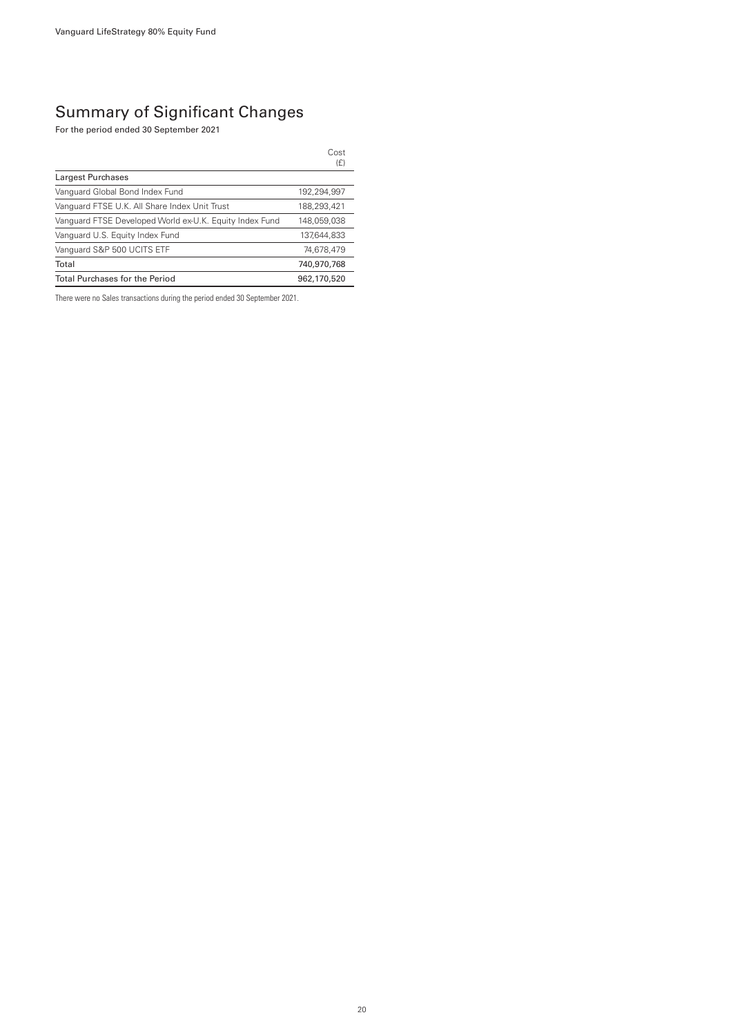# Summary of Significant Changes

For the period ended 30 September 2021

| | Cost (£) |
|---|---|
| **Largest Purchases** | |
| Vanguard Global Bond Index Fund | 192,294,997 |
| Vanguard FTSE U.K. All Share Index Unit Trust | 188,293,421 |
| Vanguard FTSE Developed World ex-U.K. Equity Index Fund | 148,059,038 |
| Vanguard U.S. Equity Index Fund | 137,644,833 |
| Vanguard S&P 500 UCITS ETF | 74,678,479 |
| Total | 740,970,768 |
| Total Purchases for the Period | 962,170,520 |

There were no Sales transactions during the period ended 30 September 2021.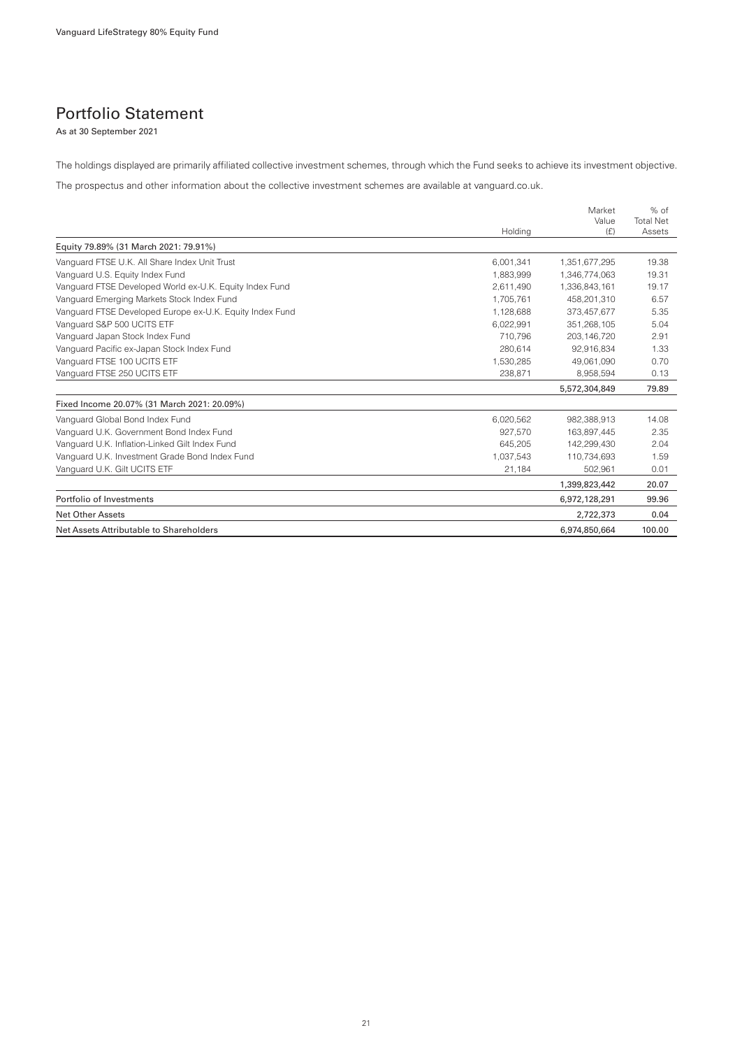## Portfolio Statement

As at 30 September 2021

The holdings displayed are primarily affiliated collective investment schemes, through which the Fund seeks to achieve its investment objective.

The prospectus and other information about the collective investment schemes are available at vanguard.co.uk.

| | Holding | Market Value (£) | % of Total Net Assets |
|---|---|---|---|
| **Equity 79.89% (31 March 2021: 79.91%)** | | | |
| Vanguard FTSE U.K. All Share Index Unit Trust | 6,001,341 | 1,351,677,295 | 19.38 |
| Vanguard U.S. Equity Index Fund | 1,883,999 | 1,346,774,063 | 19.31 |
| Vanguard FTSE Developed World ex-U.K. Equity Index Fund | 2,611,490 | 1,336,843,161 | 19.17 |
| Vanguard Emerging Markets Stock Index Fund | 1,705,761 | 458,201,310 | 6.57 |
| Vanguard FTSE Developed Europe ex-U.K. Equity Index Fund | 1,128,688 | 373,457,677 | 5.35 |
| Vanguard S&P 500 UCITS ETF | 6,022,991 | 351,268,105 | 5.04 |
| Vanguard Japan Stock Index Fund | 710,796 | 203,146,720 | 2.91 |
| Vanguard Pacific ex-Japan Stock Index Fund | 280,614 | 92,916,834 | 1.33 |
| Vanguard FTSE 100 UCITS ETF | 1,530,285 | 49,061,090 | 0.70 |
| Vanguard FTSE 250 UCITS ETF | 238,871 | 8,958,594 | 0.13 |
| | | **5,572,304,849** | **79.89** |
| **Fixed Income 20.07% (31 March 2021: 20.09%)** | | | |
| Vanguard Global Bond Index Fund | 6,020,562 | 982,388,913 | 14.08 |
| Vanguard U.K. Government Bond Index Fund | 927,570 | 163,897,445 | 2.35 |
| Vanguard U.K. Inflation-Linked Gilt Index Fund | 645,205 | 142,299,430 | 2.04 |
| Vanguard U.K. Investment Grade Bond Index Fund | 1,037,543 | 110,734,693 | 1.59 |
| Vanguard U.K. Gilt UCITS ETF | 21,184 | 502,961 | 0.01 |
| | | **1,399,823,442** | **20.07** |
| Portfolio of Investments | | 6,972,128,291 | 99.96 |
| Net Other Assets | | 2,722,373 | 0.04 |
| Net Assets Attributable to Shareholders | | 6,974,850,664 | 100.00 |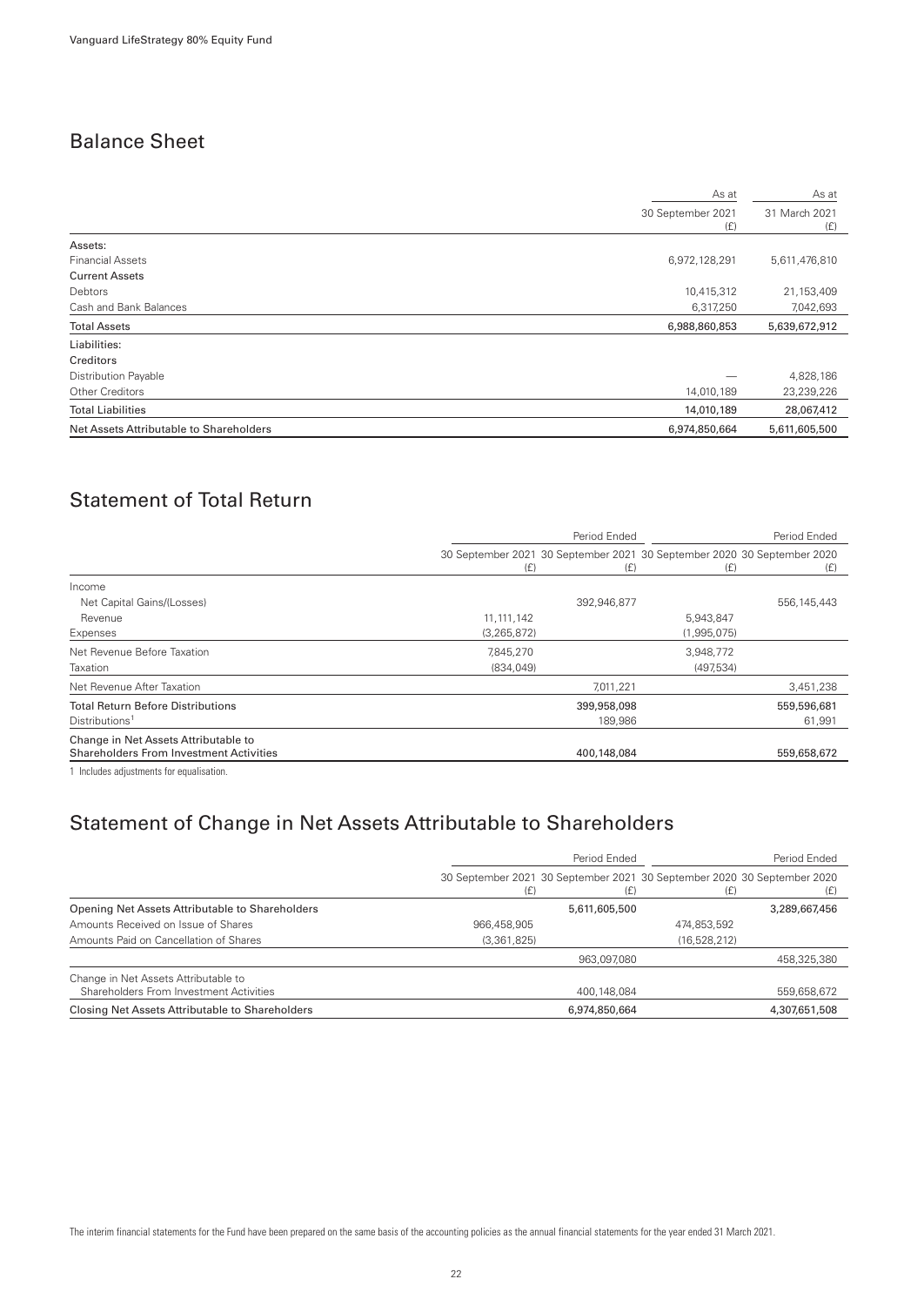## Balance Sheet

| | As at 30 September 2021 (£) | As at 31 March 2021 (£) |
|---|---|---|
| Assets: | | |
| Financial Assets | 6,972,128,291 | 5,611,476,810 |
| Current Assets | | |
| Debtors | 10,415,312 | 21,153,409 |
| Cash and Bank Balances | 6,317,250 | 7,042,693 |
| **Total Assets** | **6,988,860,853** | **5,639,672,912** |
| Liabilities: | | |
| Creditors | | |
| Distribution Payable | — | 4,828,186 |
| Other Creditors | 14,010,189 | 23,239,226 |
| **Total Liabilities** | **14,010,189** | **28,067,412** |
| **Net Assets Attributable to Shareholders** | **6,974,850,664** | **5,611,605,500** |

## Statement of Total Return

| | Period Ended | | Period Ended | |
|---|---|---|---|---|
| | 30 September 2021 (£) | 30 September 2021 (£) | 30 September 2020 (£) | 30 September 2020 (£) |
| Income | | | | |
| Net Capital Gains/(Losses) | | 392,946,877 | | 556,145,443 |
| Revenue | 11,111,142 | | 5,943,847 | |
| Expenses | (3,265,872) | | (1,995,075) | |
| Net Revenue Before Taxation | 7,845,270 | | 3,948,772 | |
| Taxation | (834,049) | | (497,534) | |
| Net Revenue After Taxation | | 7,011,221 | | 3,451,238 |
| Total Return Before Distributions | | 399,958,098 | | 559,596,681 |
| Distributions[1] | | 189,986 | | 61,991 |
| Change in Net Assets Attributable to Shareholders From Investment Activities | | 400,148,084 | | 559,658,672 |

1 Includes adjustments for equalisation.

## Statement of Change in Net Assets Attributable to Shareholders

| | Period Ended | | Period Ended | |
|---|---|---|---|---|
| | 30 September 2021 (£) | 30 September 2021 (£) | 30 September 2020 (£) | 30 September 2020 (£) |
| **Opening Net Assets Attributable to Shareholders** | | 5,611,605,500 | | 3,289,667,456 |
| Amounts Received on Issue of Shares | 966,458,905 | | 474,853,592 | |
| Amounts Paid on Cancellation of Shares | (3,361,825) | | (16,528,212) | |
| | | 963,097,080 | | 458,325,380 |
| Change in Net Assets Attributable to Shareholders From Investment Activities | | 400,148,084 | | 559,658,672 |
| **Closing Net Assets Attributable to Shareholders** | | 6,974,850,664 | | 4,307,651,508 |

The interim financial statements for the Fund have been prepared on the same basis of the accounting policies as the annual financial statements for the year ended 31 March 2021.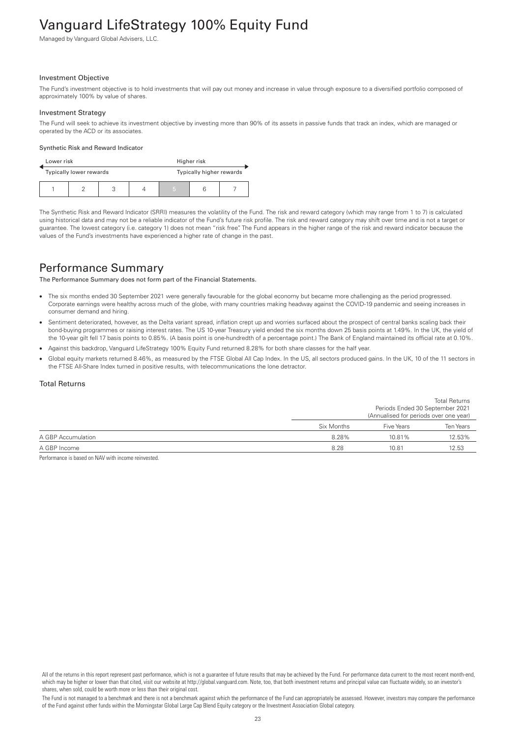# Vanguard LifeStrategy 100% Equity Fund

Managed by Vanguard Global Advisers, LLC.

### Investment Objective

The Fund's investment objective is to hold investments that will pay out money and increase in value through exposure to a diversified portfolio composed of approximately 100% by value of shares.

### Investment Strategy

The Fund will seek to achieve its investment objective by investing more than 90% of its assets in passive funds that track an index, which are managed or operated by the ACD or its associates.

#### Synthetic Risk and Reward Indicator

| Lower risk | | | | Higher risk | | |
|---|---|---|---|---|---|---|
| Typically lower rewards | | | | Typically higher rewards | | |
| 1 | 2 | 3 | 4 | **5** | 6 | 7 |

The Synthetic Risk and Reward Indicator (SRRI) measures the volatility of the Fund. The risk and reward category (which may range from 1 to 7) is calculated using historical data and may not be a reliable indicator of the Fund's future risk profile. The risk and reward category may shift over time and is not a target or guarantee. The lowest category (i.e. category 1) does not mean "risk free". The Fund appears in the higher range of the risk and reward indicator because the values of the Fund's investments have experienced a higher rate of change in the past.

## Performance Summary

**The Performance Summary does not form part of the Financial Statements.**

- The six months ended 30 September 2021 were generally favourable for the global economy but became more challenging as the period progressed. Corporate earnings were healthy across much of the globe, with many countries making headway against the COVID-19 pandemic and seeing increases in consumer demand and hiring.
- Sentiment deteriorated, however, as the Delta variant spread, inflation crept up and worries surfaced about the prospect of central banks scaling back their bond-buying programmes or raising interest rates. The US 10-year Treasury yield ended the six months down 25 basis points at 1.49%. In the UK, the yield of the 10-year gilt fell 17 basis points to 0.85%. (A basis point is one-hundredth of a percentage point.) The Bank of England maintained its official rate at 0.10%.
- Against this backdrop, Vanguard LifeStrategy 100% Equity Fund returned 8.28% for both share classes for the half year.
- Global equity markets returned 8.46%, as measured by the FTSE Global All Cap Index. In the US, all sectors produced gains. In the UK, 10 of the 11 sectors in the FTSE All-Share Index turned in positive results, with telecommunications the lone detractor.

### Total Returns

| | Total Returns<br>Periods Ended 30 September 2021<br>(Annualised for periods over one year) | | |
|---|---|---|---|
| | Six Months | Five Years | Ten Years |
| A GBP Accumulation | 8.28% | 10.81% | 12.53% |
| A GBP Income | 8.28 | 10.81 | 12.53 |

Performance is based on NAV with income reinvested.

All of the returns in this report represent past performance, which is not a guarantee of future results that may be achieved by the Fund. For performance data current to the most recent month-end, which may be higher or lower than that cited, visit our website at http://global.vanguard.com. Note, too, that both investment returns and principal value can fluctuate widely, so an investor's shares, when sold, could be worth more or less than their original cost.

The Fund is not managed to a benchmark and there is not a benchmark against which the performance of the Fund can appropriately be assessed. However, investors may compare the performance of the Fund against other funds within the Morningstar Global Large Cap Blend Equity category or the Investment Association Global category.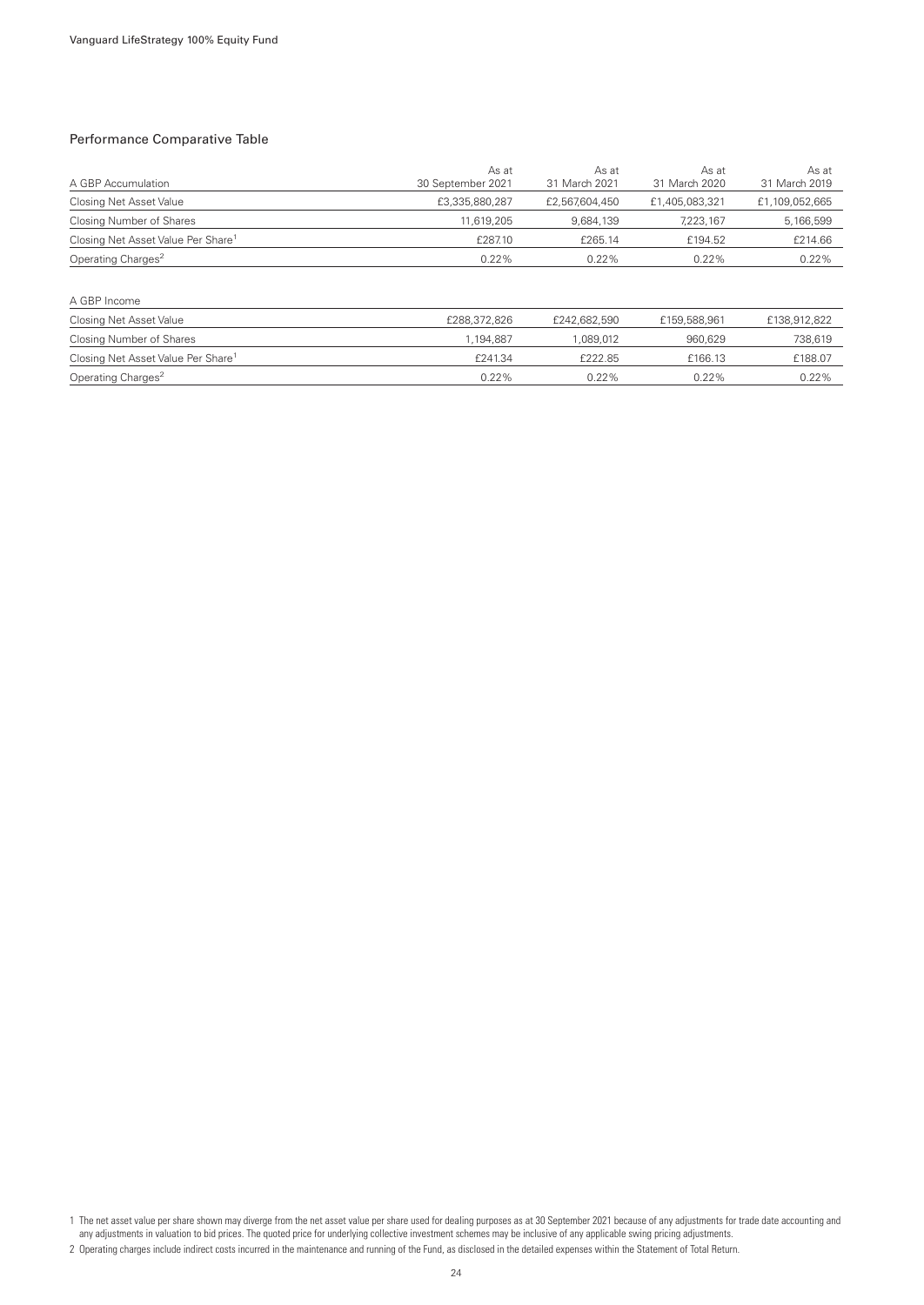## Performance Comparative Table

| A GBP Accumulation | As at 30 September 2021 | As at 31 March 2021 | As at 31 March 2020 | As at 31 March 2019 |
|---|---|---|---|---|
| Closing Net Asset Value | £3,335,880,287 | £2,567,604,450 | £1,405,083,321 | £1,109,052,665 |
| Closing Number of Shares | 11,619,205 | 9,684,139 | 7,223,167 | 5,166,599 |
| Closing Net Asset Value Per Share[1] | £287.10 | £265.14 | £194.52 | £214.66 |
| Operating Charges[2] | 0.22% | 0.22% | 0.22% | 0.22% |

| A GBP Income | | | | |
|---|---|---|---|---|
| Closing Net Asset Value | £288,372,826 | £242,682,590 | £159,588,961 | £138,912,822 |
| Closing Number of Shares | 1,194,887 | 1,089,012 | 960,629 | 738,619 |
| Closing Net Asset Value Per Share[1] | £241.34 | £222.85 | £166.13 | £188.07 |
| Operating Charges[2] | 0.22% | 0.22% | 0.22% | 0.22% |

1 The net asset value per share shown may diverge from the net asset value per share used for dealing purposes as at 30 September 2021 because of any adjustments for trade date accounting and any adjustments in valuation to bid prices. The quoted price for underlying collective investment schemes may be inclusive of any applicable swing pricing adjustments.

2 Operating charges include indirect costs incurred in the maintenance and running of the Fund, as disclosed in the detailed expenses within the Statement of Total Return.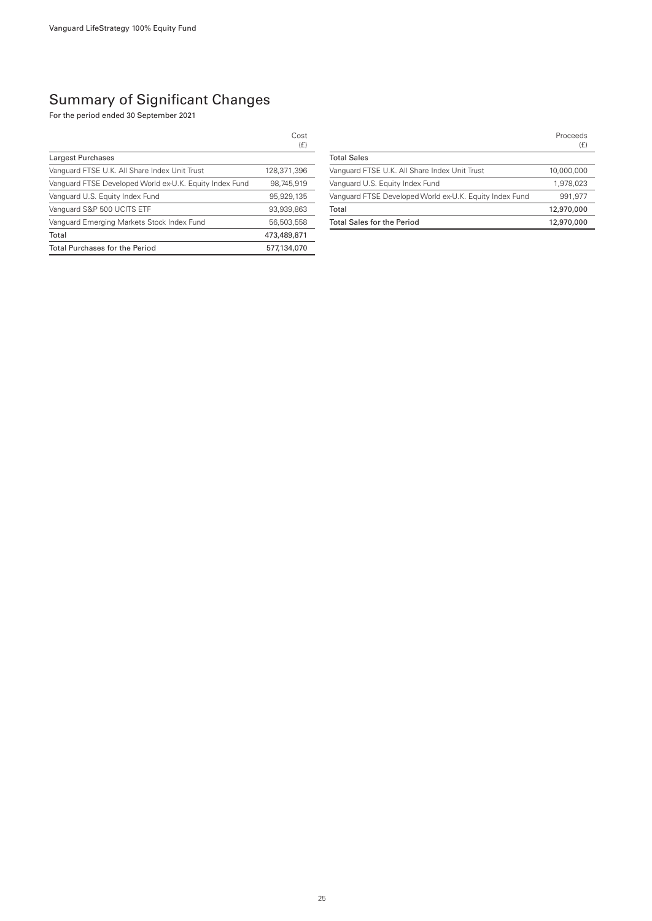# Summary of Significant Changes

For the period ended 30 September 2021

| | Cost (£) |
|---|---|
| **Largest Purchases** | |
| Vanguard FTSE U.K. All Share Index Unit Trust | 128,371,396 |
| Vanguard FTSE Developed World ex-U.K. Equity Index Fund | 98,745,919 |
| Vanguard U.S. Equity Index Fund | 95,929,135 |
| Vanguard S&P 500 UCITS ETF | 93,939,863 |
| Vanguard Emerging Markets Stock Index Fund | 56,503,558 |
| Total | 473,489,871 |
| Total Purchases for the Period | 577,134,070 |

| | Proceeds (£) |
|---|---|
| **Total Sales** | |
| Vanguard FTSE U.K. All Share Index Unit Trust | 10,000,000 |
| Vanguard U.S. Equity Index Fund | 1,978,023 |
| Vanguard FTSE Developed World ex-U.K. Equity Index Fund | 991,977 |
| Total | 12,970,000 |
| Total Sales for the Period | 12,970,000 |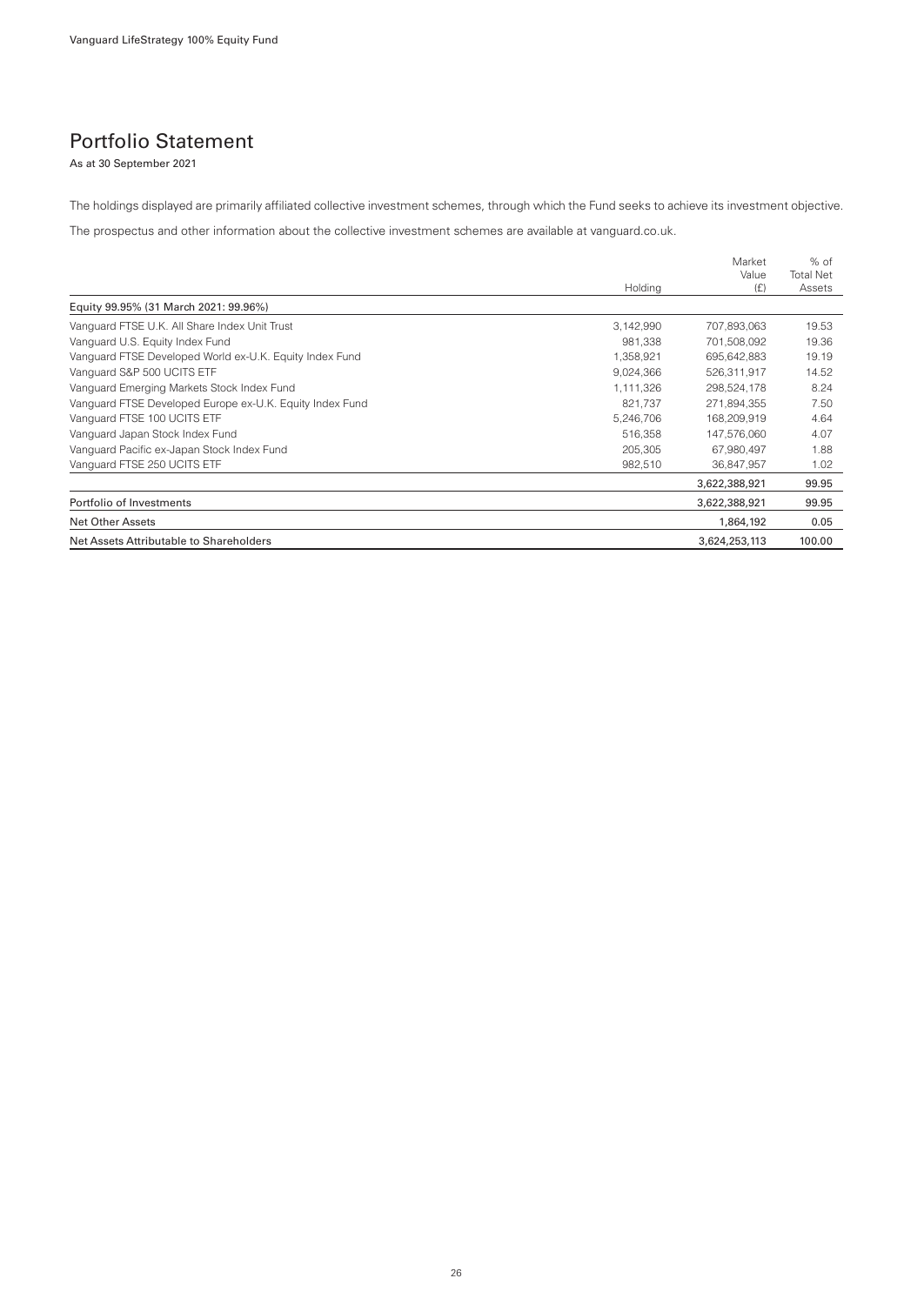# Portfolio Statement

As at 30 September 2021

The holdings displayed are primarily affiliated collective investment schemes, through which the Fund seeks to achieve its investment objective.

The prospectus and other information about the collective investment schemes are available at vanguard.co.uk.

| | Holding | Market Value (£) | % of Total Net Assets |
|---|---|---|---|
| Equity 99.95% (31 March 2021: 99.96%) | | | |
| Vanguard FTSE U.K. All Share Index Unit Trust | 3,142,990 | 707,893,063 | 19.53 |
| Vanguard U.S. Equity Index Fund | 981,338 | 701,508,092 | 19.36 |
| Vanguard FTSE Developed World ex-U.K. Equity Index Fund | 1,358,921 | 695,642,883 | 19.19 |
| Vanguard S&P 500 UCITS ETF | 9,024,366 | 526,311,917 | 14.52 |
| Vanguard Emerging Markets Stock Index Fund | 1,111,326 | 298,524,178 | 8.24 |
| Vanguard FTSE Developed Europe ex-U.K. Equity Index Fund | 821,737 | 271,894,355 | 7.50 |
| Vanguard FTSE 100 UCITS ETF | 5,246,706 | 168,209,919 | 4.64 |
| Vanguard Japan Stock Index Fund | 516,358 | 147,576,060 | 4.07 |
| Vanguard Pacific ex-Japan Stock Index Fund | 205,305 | 67,980,497 | 1.88 |
| Vanguard FTSE 250 UCITS ETF | 982,510 | 36,847,957 | 1.02 |
| | | 3,622,388,921 | 99.95 |
| Portfolio of Investments | | 3,622,388,921 | 99.95 |
| Net Other Assets | | 1,864,192 | 0.05 |
| Net Assets Attributable to Shareholders | | 3,624,253,113 | 100.00 |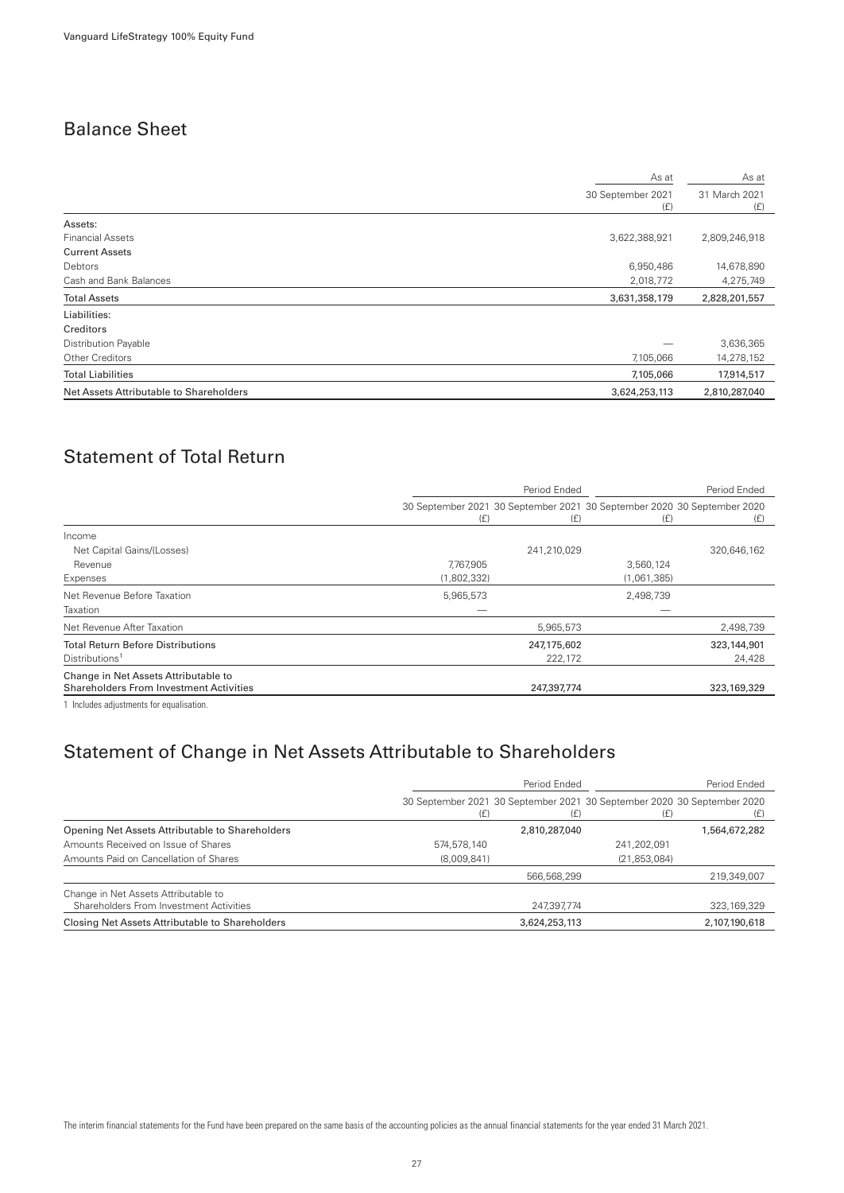## Balance Sheet

| | As at 30 September 2021 (£) | As at 31 March 2021 (£) |
|---|---|---|
| Assets: | | |
| Financial Assets | 3,622,388,921 | 2,809,246,918 |
| Current Assets | | |
| Debtors | 6,950,486 | 14,678,890 |
| Cash and Bank Balances | 2,018,772 | 4,275,749 |
| **Total Assets** | **3,631,358,179** | **2,828,201,557** |
| Liabilities: | | |
| Creditors | | |
| Distribution Payable | — | 3,636,365 |
| Other Creditors | 7,105,066 | 14,278,152 |
| **Total Liabilities** | **7,105,066** | **17,914,517** |
| **Net Assets Attributable to Shareholders** | **3,624,253,113** | **2,810,287,040** |

## Statement of Total Return

| | Period Ended | | Period Ended | |
|---|---|---|---|---|
| | 30 September 2021 (£) | 30 September 2021 (£) | 30 September 2020 (£) | 30 September 2020 (£) |
| Income | | | | |
| Net Capital Gains/(Losses) | | 241,210,029 | | 320,646,162 |
| Revenue | 7,767,905 | | 3,560,124 | |
| Expenses | (1,802,332) | | (1,061,385) | |
| Net Revenue Before Taxation | 5,965,573 | | 2,498,739 | |
| Taxation | — | | — | |
| Net Revenue After Taxation | | 5,965,573 | | 2,498,739 |
| Total Return Before Distributions | | 247,175,602 | | 323,144,901 |
| Distributions[1] | | 222,172 | | 24,428 |
| Change in Net Assets Attributable to Shareholders From Investment Activities | | 247,397,774 | | 323,169,329 |

1 Includes adjustments for equalisation.

## Statement of Change in Net Assets Attributable to Shareholders

| | Period Ended | | Period Ended | |
|---|---|---|---|---|
| | 30 September 2021 (£) | 30 September 2021 (£) | 30 September 2020 (£) | 30 September 2020 (£) |
| **Opening Net Assets Attributable to Shareholders** | | 2,810,287,040 | | 1,564,672,282 |
| Amounts Received on Issue of Shares | 574,578,140 | | 241,202,091 | |
| Amounts Paid on Cancellation of Shares | (8,009,841) | | (21,853,084) | |
| | | 566,568,299 | | 219,349,007 |
| Change in Net Assets Attributable to Shareholders From Investment Activities | | 247,397,774 | | 323,169,329 |
| **Closing Net Assets Attributable to Shareholders** | | 3,624,253,113 | | 2,107,190,618 |

The interim financial statements for the Fund have been prepared on the same basis of the accounting policies as the annual financial statements for the year ended 31 March 2021.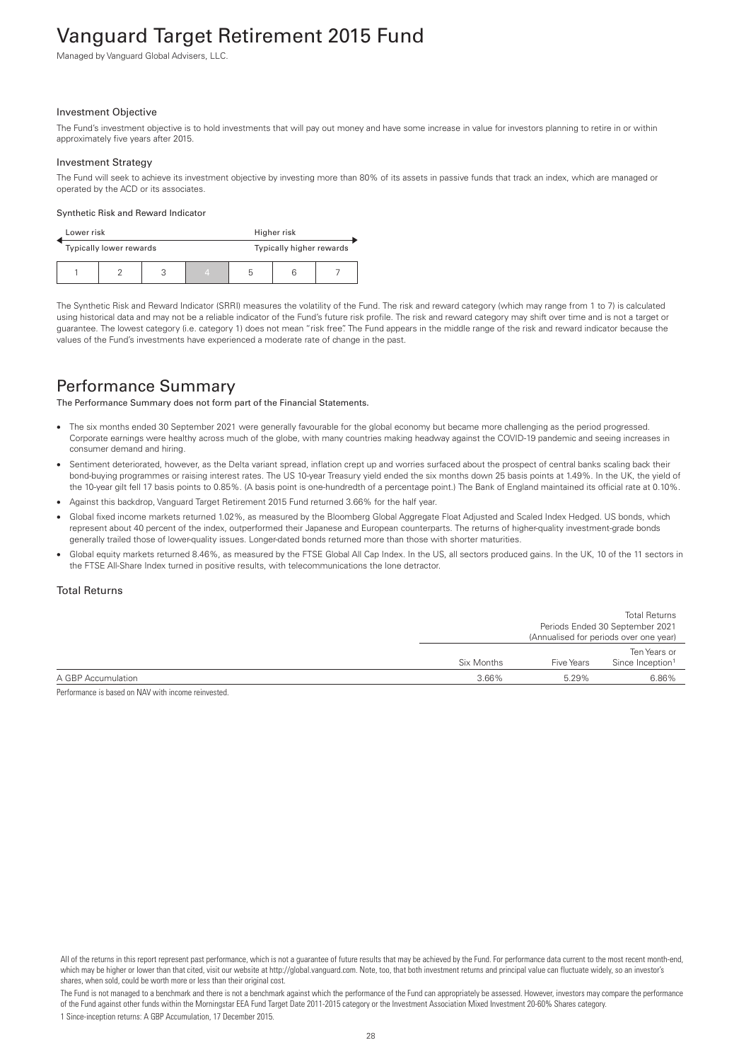# Vanguard Target Retirement 2015 Fund

Managed by Vanguard Global Advisers, LLC.

### Investment Objective

The Fund's investment objective is to hold investments that will pay out money and have some increase in value for investors planning to retire in or within approximately five years after 2015.

### Investment Strategy

The Fund will seek to achieve its investment objective by investing more than 80% of its assets in passive funds that track an index, which are managed or operated by the ACD or its associates.

#### Synthetic Risk and Reward Indicator

| Lower risk | | | | Higher risk | | |
|---|---|---|---|---|---|---|
| Typically lower rewards | | | | Typically higher rewards | | |
| 1 | 2 | 3 | **4** | 5 | 6 | 7 |

The Synthetic Risk and Reward Indicator (SRRI) measures the volatility of the Fund. The risk and reward category (which may range from 1 to 7) is calculated using historical data and may not be a reliable indicator of the Fund's future risk profile. The risk and reward category may shift over time and is not a target or guarantee. The lowest category (i.e. category 1) does not mean "risk free". The Fund appears in the middle range of the risk and reward indicator because the values of the Fund's investments have experienced a moderate rate of change in the past.

## Performance Summary

**The Performance Summary does not form part of the Financial Statements.**

- The six months ended 30 September 2021 were generally favourable for the global economy but became more challenging as the period progressed. Corporate earnings were healthy across much of the globe, with many countries making headway against the COVID-19 pandemic and seeing increases in consumer demand and hiring.
- Sentiment deteriorated, however, as the Delta variant spread, inflation crept up and worries surfaced about the prospect of central banks scaling back their bond-buying programmes or raising interest rates. The US 10-year Treasury yield ended the six months down 25 basis points at 1.49%. In the UK, the yield of the 10-year gilt fell 17 basis points to 0.85%. (A basis point is one-hundredth of a percentage point.) The Bank of England maintained its official rate at 0.10%.
- Against this backdrop, Vanguard Target Retirement 2015 Fund returned 3.66% for the half year.
- Global fixed income markets returned 1.02%, as measured by the Bloomberg Global Aggregate Float Adjusted and Scaled Index Hedged. US bonds, which represent about 40 percent of the index, outperformed their Japanese and European counterparts. The returns of higher-quality investment-grade bonds generally trailed those of lower-quality issues. Longer-dated bonds returned more than those with shorter maturities.
- Global equity markets returned 8.46%, as measured by the FTSE Global All Cap Index. In the US, all sectors produced gains. In the UK, 10 of the 11 sectors in the FTSE All-Share Index turned in positive results, with telecommunications the lone detractor.

### Total Returns

| | Total Returns Periods Ended 30 September 2021 (Annualised for periods over one year) | | |
|---|---|---|---|
| | Six Months | Five Years | Ten Years or Since Inception[1] |
| A GBP Accumulation | 3.66% | 5.29% | 6.86% |

Performance is based on NAV with income reinvested.

All of the returns in this report represent past performance, which is not a guarantee of future results that may be achieved by the Fund. For performance data current to the most recent month-end, which may be higher or lower than that cited, visit our website at http://global.vanguard.com. Note, too, that both investment returns and principal value can fluctuate widely, so an investor's shares, when sold, could be worth more or less than their original cost.

The Fund is not managed to a benchmark and there is not a benchmark against which the performance of the Fund can appropriately be assessed. However, investors may compare the performance of the Fund against other funds within the Morningstar EEA Fund Target Date 2011-2015 category or the Investment Association Mixed Investment 20-60% Shares category.

1 Since-inception returns: A GBP Accumulation, 17 December 2015.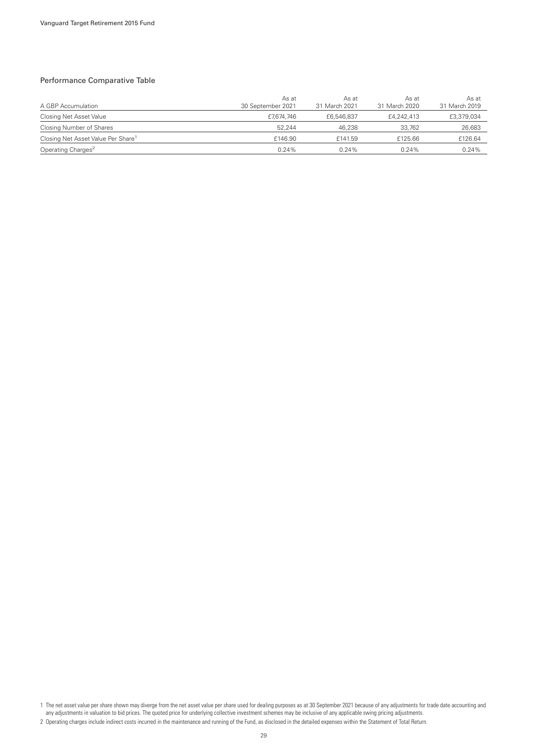## Performance Comparative Table

| A GBP Accumulation | As at 30 September 2021 | As at 31 March 2021 | As at 31 March 2020 | As at 31 March 2019 |
|---|---|---|---|---|
| Closing Net Asset Value | £7,674,746 | £6,546,837 | £4,242,413 | £3,379,034 |
| Closing Number of Shares | 52,244 | 46,238 | 33,762 | 26,683 |
| Closing Net Asset Value Per Share[1] | £146.90 | £141.59 | £125.66 | £126.64 |
| Operating Charges[2] | 0.24% | 0.24% | 0.24% | 0.24% |

1 The net asset value per share shown may diverge from the net asset value per share used for dealing purposes as at 30 September 2021 because of any adjustments for trade date accounting and any adjustments in valuation to bid prices. The quoted price for underlying collective investment schemes may be inclusive of any applicable swing pricing adjustments.

2 Operating charges include indirect costs incurred in the maintenance and running of the Fund, as disclosed in the detailed expenses within the Statement of Total Return.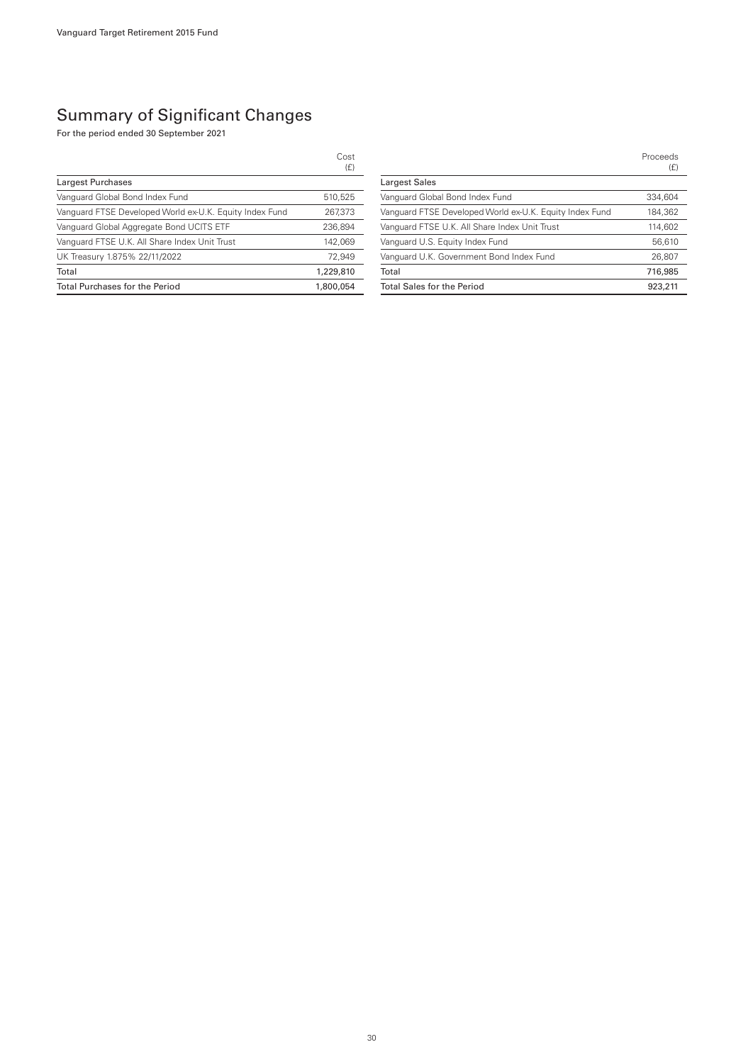# Summary of Significant Changes

For the period ended 30 September 2021

| | Cost (£) |
|---|---|
| Largest Purchases | |
| Vanguard Global Bond Index Fund | 510,525 |
| Vanguard FTSE Developed World ex-U.K. Equity Index Fund | 267,373 |
| Vanguard Global Aggregate Bond UCITS ETF | 236,894 |
| Vanguard FTSE U.K. All Share Index Unit Trust | 142,069 |
| UK Treasury 1.875% 22/11/2022 | 72,949 |
| Total | 1,229,810 |
| Total Purchases for the Period | 1,800,054 |

| | Proceeds (£) |
|---|---|
| Largest Sales | |
| Vanguard Global Bond Index Fund | 334,604 |
| Vanguard FTSE Developed World ex-U.K. Equity Index Fund | 184,362 |
| Vanguard FTSE U.K. All Share Index Unit Trust | 114,602 |
| Vanguard U.S. Equity Index Fund | 56,610 |
| Vanguard U.K. Government Bond Index Fund | 26,807 |
| Total | 716,985 |
| Total Sales for the Period | 923,211 |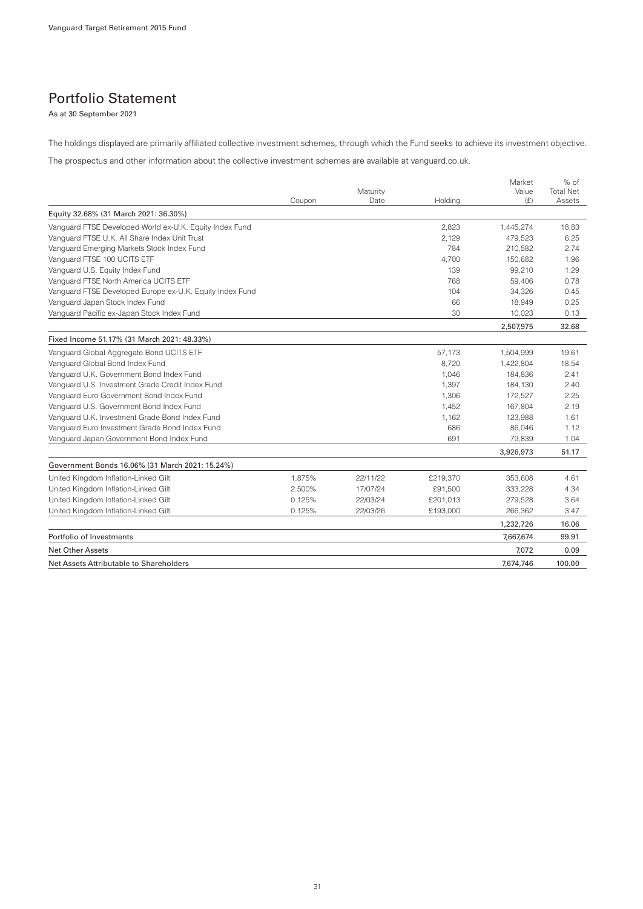## Portfolio Statement

As at 30 September 2021

The holdings displayed are primarily affiliated collective investment schemes, through which the Fund seeks to achieve its investment objective.

The prospectus and other information about the collective investment schemes are available at vanguard.co.uk.

| | Coupon | Maturity Date | Holding | Market Value (£) | % of Total Net Assets |
|---|---|---|---|---|---|
| Equity 32.68% (31 March 2021: 36.30%) | | | | | |
| Vanguard FTSE Developed World ex-U.K. Equity Index Fund | | | 2,823 | 1,445,274 | 18.83 |
| Vanguard FTSE U.K. All Share Index Unit Trust | | | 2,129 | 479,523 | 6.25 |
| Vanguard Emerging Markets Stock Index Fund | | | 784 | 210,582 | 2.74 |
| Vanguard FTSE 100 UCITS ETF | | | 4,700 | 150,682 | 1.96 |
| Vanguard U.S. Equity Index Fund | | | 139 | 99,210 | 1.29 |
| Vanguard FTSE North America UCITS ETF | | | 768 | 59,406 | 0.78 |
| Vanguard FTSE Developed Europe ex-U.K. Equity Index Fund | | | 104 | 34,326 | 0.45 |
| Vanguard Japan Stock Index Fund | | | 66 | 18,949 | 0.25 |
| Vanguard Pacific ex-Japan Stock Index Fund | | | 30 | 10,023 | 0.13 |
| | | | | 2,507,975 | 32.68 |
| Fixed Income 51.17% (31 March 2021: 48.33%) | | | | | |
| Vanguard Global Aggregate Bond UCITS ETF | | | 57,173 | 1,504,999 | 19.61 |
| Vanguard Global Bond Index Fund | | | 8,720 | 1,422,804 | 18.54 |
| Vanguard U.K. Government Bond Index Fund | | | 1,046 | 184,836 | 2.41 |
| Vanguard U.S. Investment Grade Credit Index Fund | | | 1,397 | 184,130 | 2.40 |
| Vanguard Euro Government Bond Index Fund | | | 1,306 | 172,527 | 2.25 |
| Vanguard U.S. Government Bond Index Fund | | | 1,452 | 167,804 | 2.19 |
| Vanguard U.K. Investment Grade Bond Index Fund | | | 1,162 | 123,988 | 1.61 |
| Vanguard Euro Investment Grade Bond Index Fund | | | 686 | 86,046 | 1.12 |
| Vanguard Japan Government Bond Index Fund | | | 691 | 79,839 | 1.04 |
| | | | | 3,926,973 | 51.17 |
| Government Bonds 16.06% (31 March 2021: 15.24%) | | | | | |
| United Kingdom Inflation-Linked Gilt | 1.875% | 22/11/22 | £219,370 | 353,608 | 4.61 |
| United Kingdom Inflation-Linked Gilt | 2.500% | 17/07/24 | £91,500 | 333,228 | 4.34 |
| United Kingdom Inflation-Linked Gilt | 0.125% | 22/03/24 | £201,013 | 279,528 | 3.64 |
| United Kingdom Inflation-Linked Gilt | 0.125% | 22/03/26 | £193,000 | 266,362 | 3.47 |
| | | | | 1,232,726 | 16.06 |
| Portfolio of Investments | | | | 7,667,674 | 99.91 |
| Net Other Assets | | | | 7,072 | 0.09 |
| Net Assets Attributable to Shareholders | | | | 7,674,746 | 100.00 |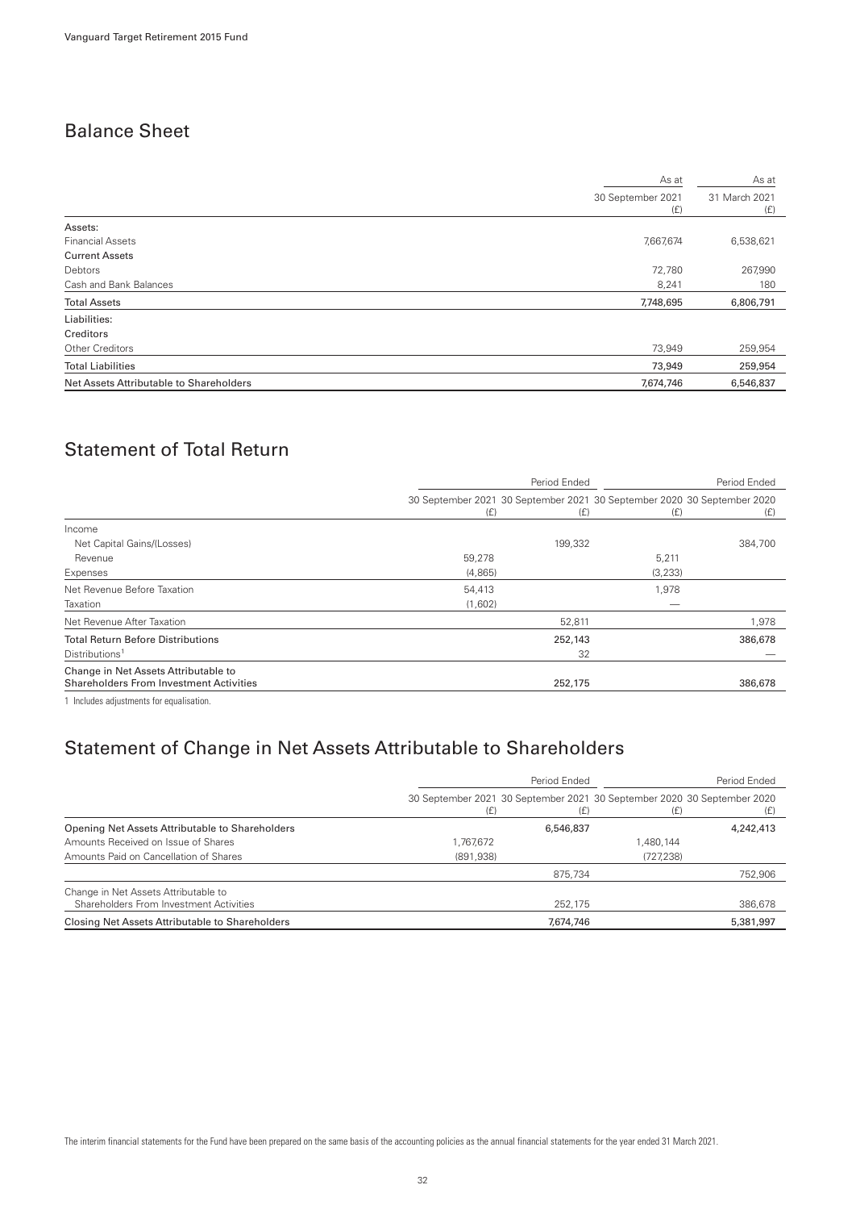## Balance Sheet

| | As at 30 September 2021 (£) | As at 31 March 2021 (£) |
|---|---|---|
| Assets: | | |
| Financial Assets | 7,667,674 | 6,538,621 |
| Current Assets | | |
| Debtors | 72,780 | 267,990 |
| Cash and Bank Balances | 8,241 | 180 |
| **Total Assets** | **7,748,695** | **6,806,791** |
| Liabilities: | | |
| Creditors | | |
| Other Creditors | 73,949 | 259,954 |
| **Total Liabilities** | **73,949** | **259,954** |
| **Net Assets Attributable to Shareholders** | **7,674,746** | **6,546,837** |

## Statement of Total Return

| | Period Ended | | Period Ended | |
|---|---|---|---|---|
| | 30 September 2021 (£) | 30 September 2021 (£) | 30 September 2020 (£) | 30 September 2020 (£) |
| Income | | | | |
| Net Capital Gains/(Losses) | | 199,332 | | 384,700 |
| Revenue | 59,278 | | 5,211 | |
| Expenses | (4,865) | | (3,233) | |
| Net Revenue Before Taxation | 54,413 | | 1,978 | |
| Taxation | (1,602) | | — | |
| Net Revenue After Taxation | | 52,811 | | 1,978 |
| **Total Return Before Distributions** | | **252,143** | | **386,678** |
| Distributions[1] | | 32 | | — |
| **Change in Net Assets Attributable to Shareholders From Investment Activities** | | **252,175** | | **386,678** |

1 Includes adjustments for equalisation.

## Statement of Change in Net Assets Attributable to Shareholders

| | Period Ended | | Period Ended | |
|---|---|---|---|---|
| | 30 September 2021 (£) | 30 September 2021 (£) | 30 September 2020 (£) | 30 September 2020 (£) |
| **Opening Net Assets Attributable to Shareholders** | | 6,546,837 | | 4,242,413 |
| Amounts Received on Issue of Shares | 1,767,672 | | 1,480,144 | |
| Amounts Paid on Cancellation of Shares | (891,938) | | (727,238) | |
| | | 875,734 | | 752,906 |
| Change in Net Assets Attributable to Shareholders From Investment Activities | | 252,175 | | 386,678 |
| **Closing Net Assets Attributable to Shareholders** | | **7,674,746** | | **5,381,997** |

The interim financial statements for the Fund have been prepared on the same basis of the accounting policies as the annual financial statements for the year ended 31 March 2021.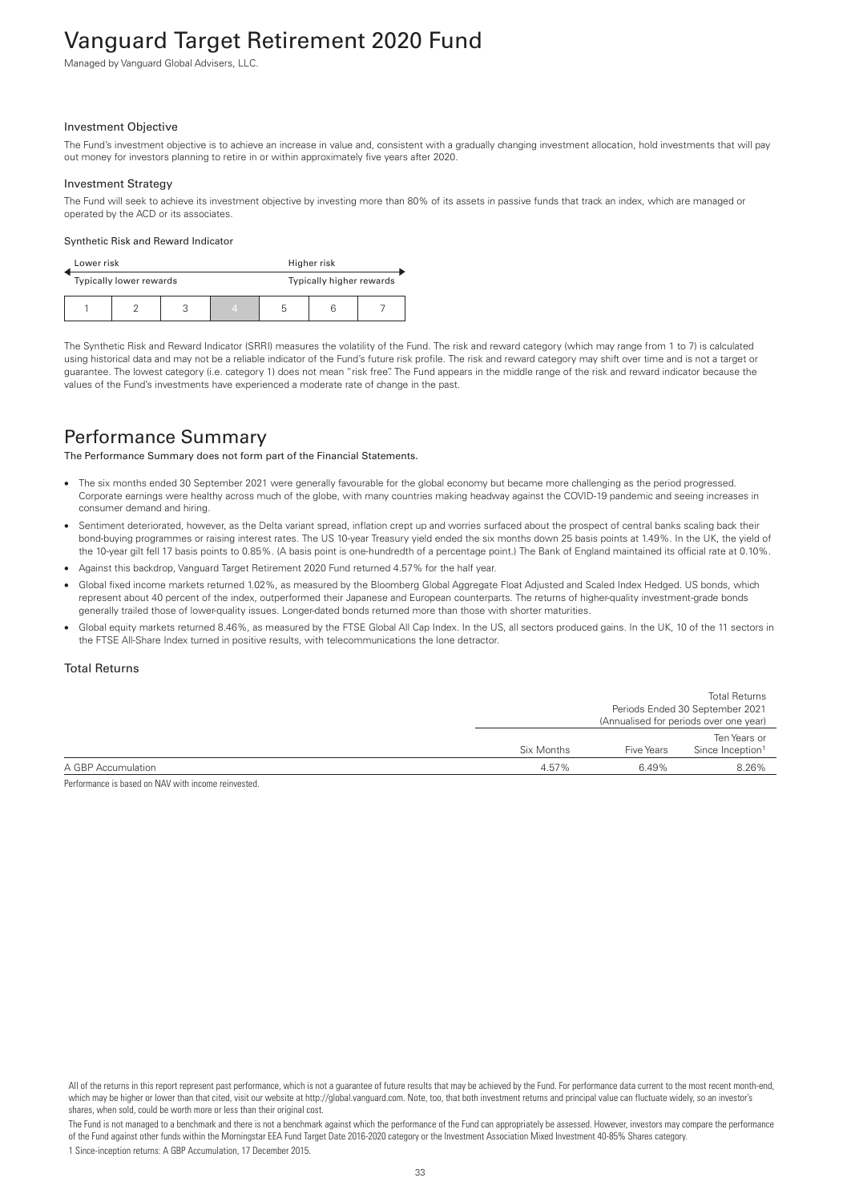# Vanguard Target Retirement 2020 Fund

Managed by Vanguard Global Advisers, LLC.

### Investment Objective

The Fund's investment objective is to achieve an increase in value and, consistent with a gradually changing investment allocation, hold investments that will pay out money for investors planning to retire in or within approximately five years after 2020.

### Investment Strategy

The Fund will seek to achieve its investment objective by investing more than 80% of its assets in passive funds that track an index, which are managed or operated by the ACD or its associates.

#### Synthetic Risk and Reward Indicator

| Lower risk | | | | Higher risk | | |
|---|---|---|---|---|---|---|
| Typically lower rewards | | | | Typically higher rewards | | |
| 1 | 2 | 3 | **4** | 5 | 6 | 7 |

The Synthetic Risk and Reward Indicator (SRRI) measures the volatility of the Fund. The risk and reward category (which may range from 1 to 7) is calculated using historical data and may not be a reliable indicator of the Fund's future risk profile. The risk and reward category may shift over time and is not a target or guarantee. The lowest category (i.e. category 1) does not mean "risk free". The Fund appears in the middle range of the risk and reward indicator because the values of the Fund's investments have experienced a moderate rate of change in the past.

## Performance Summary

**The Performance Summary does not form part of the Financial Statements.**

- The six months ended 30 September 2021 were generally favourable for the global economy but became more challenging as the period progressed. Corporate earnings were healthy across much of the globe, with many countries making headway against the COVID-19 pandemic and seeing increases in consumer demand and hiring.
- Sentiment deteriorated, however, as the Delta variant spread, inflation crept up and worries surfaced about the prospect of central banks scaling back their bond-buying programmes or raising interest rates. The US 10-year Treasury yield ended the six months down 25 basis points at 1.49%. In the UK, the yield of the 10-year gilt fell 17 basis points to 0.85%. (A basis point is one-hundredth of a percentage point.) The Bank of England maintained its official rate at 0.10%.
- Against this backdrop, Vanguard Target Retirement 2020 Fund returned 4.57% for the half year.
- Global fixed income markets returned 1.02%, as measured by the Bloomberg Global Aggregate Float Adjusted and Scaled Index Hedged. US bonds, which represent about 40 percent of the index, outperformed their Japanese and European counterparts. The returns of higher-quality investment-grade bonds generally trailed those of lower-quality issues. Longer-dated bonds returned more than those with shorter maturities.
- Global equity markets returned 8.46%, as measured by the FTSE Global All Cap Index. In the US, all sectors produced gains. In the UK, 10 of the 11 sectors in the FTSE All-Share Index turned in positive results, with telecommunications the lone detractor.

### Total Returns

| | Total Returns Periods Ended 30 September 2021 (Annualised for periods over one year) | | |
|---|---|---|---|
| | Six Months | Five Years | Ten Years or Since Inception[1] |
| A GBP Accumulation | 4.57% | 6.49% | 8.26% |

Performance is based on NAV with income reinvested.

All of the returns in this report represent past performance, which is not a guarantee of future results that may be achieved by the Fund. For performance data current to the most recent month-end, which may be higher or lower than that cited, visit our website at http://global.vanguard.com. Note, too, that both investment returns and principal value can fluctuate widely, so an investor's shares, when sold, could be worth more or less than their original cost.

The Fund is not managed to a benchmark and there is not a benchmark against which the performance of the Fund can appropriately be assessed. However, investors may compare the performance of the Fund against other funds within the Morningstar EEA Fund Target Date 2016-2020 category or the Investment Association Mixed Investment 40-85% Shares category.

1 Since-inception returns: A GBP Accumulation, 17 December 2015.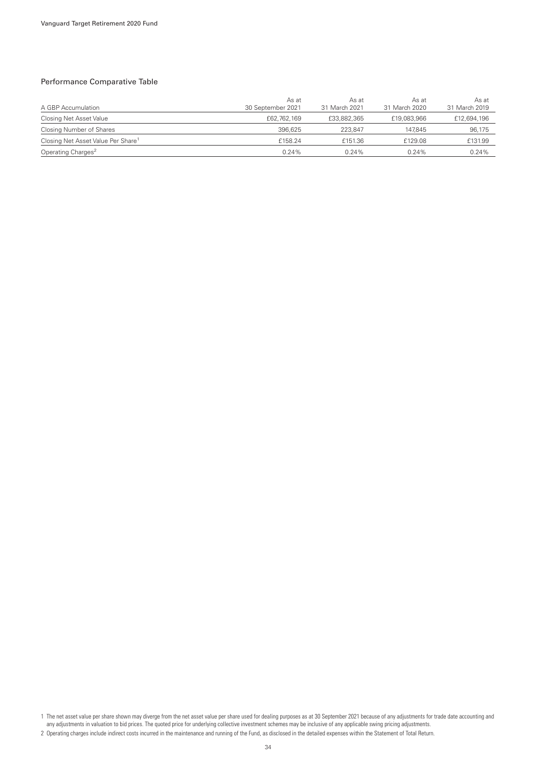## Performance Comparative Table

| A GBP Accumulation | As at 30 September 2021 | As at 31 March 2021 | As at 31 March 2020 | As at 31 March 2019 |
|---|---|---|---|---|
| Closing Net Asset Value | £62,762,169 | £33,882,365 | £19,083,966 | £12,694,196 |
| Closing Number of Shares | 396,625 | 223,847 | 147,845 | 96,175 |
| Closing Net Asset Value Per Share[1] | £158.24 | £151.36 | £129.08 | £131.99 |
| Operating Charges[2] | 0.24% | 0.24% | 0.24% | 0.24% |

1 The net asset value per share shown may diverge from the net asset value per share used for dealing purposes as at 30 September 2021 because of any adjustments for trade date accounting and any adjustments in valuation to bid prices. The quoted price for underlying collective investment schemes may be inclusive of any applicable swing pricing adjustments.

2 Operating charges include indirect costs incurred in the maintenance and running of the Fund, as disclosed in the detailed expenses within the Statement of Total Return.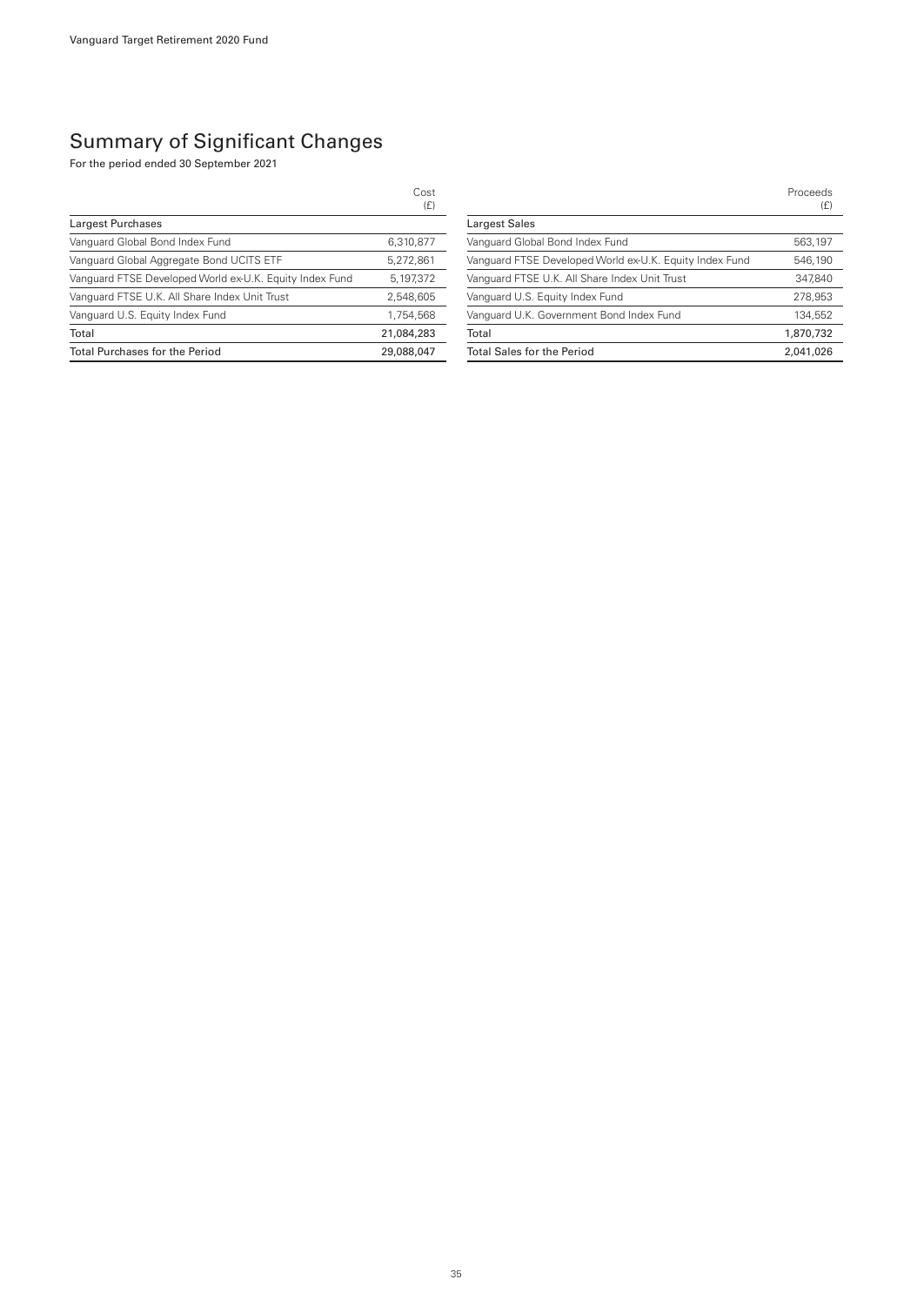# Summary of Significant Changes

For the period ended 30 September 2021

| | Cost (£) |
|---|---|
| **Largest Purchases** | |
| Vanguard Global Bond Index Fund | 6,310,877 |
| Vanguard Global Aggregate Bond UCITS ETF | 5,272,861 |
| Vanguard FTSE Developed World ex-U.K. Equity Index Fund | 5,197,372 |
| Vanguard FTSE U.K. All Share Index Unit Trust | 2,548,605 |
| Vanguard U.S. Equity Index Fund | 1,754,568 |
| Total | 21,084,283 |
| Total Purchases for the Period | 29,088,047 |

| | Proceeds (£) |
|---|---|
| **Largest Sales** | |
| Vanguard Global Bond Index Fund | 563,197 |
| Vanguard FTSE Developed World ex-U.K. Equity Index Fund | 546,190 |
| Vanguard FTSE U.K. All Share Index Unit Trust | 347,840 |
| Vanguard U.S. Equity Index Fund | 278,953 |
| Vanguard U.K. Government Bond Index Fund | 134,552 |
| Total | 1,870,732 |
| Total Sales for the Period | 2,041,026 |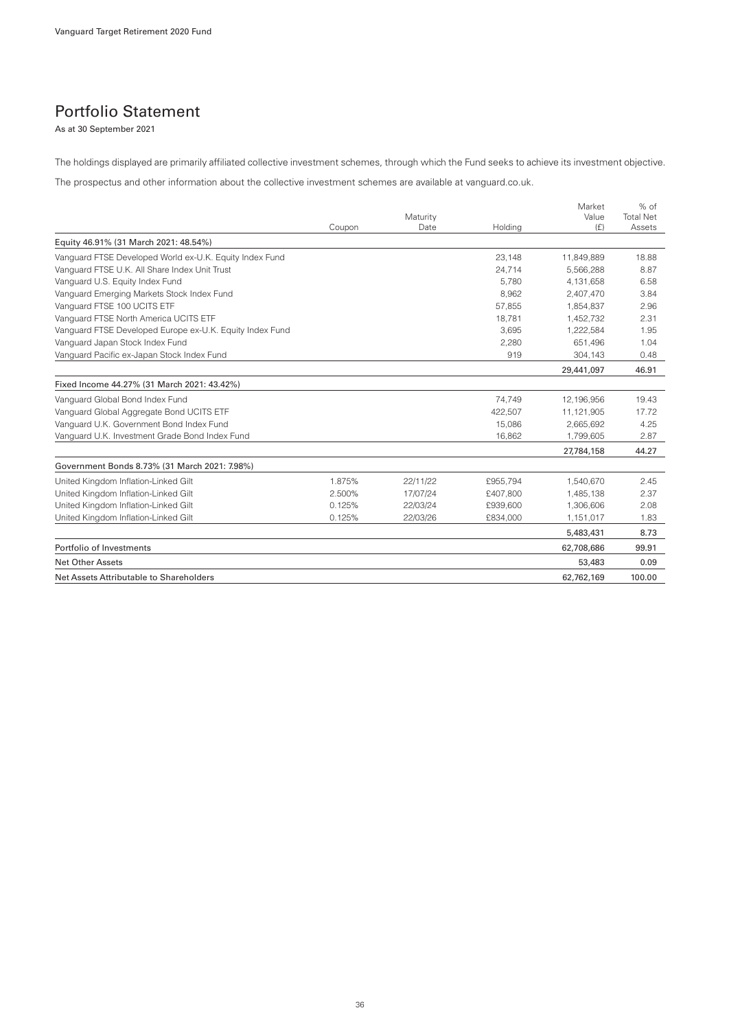## Portfolio Statement

As at 30 September 2021

The holdings displayed are primarily affiliated collective investment schemes, through which the Fund seeks to achieve its investment objective.

The prospectus and other information about the collective investment schemes are available at vanguard.co.uk.

| | Coupon | Maturity Date | Holding | Market Value (£) | % of Total Net Assets |
|---|---|---|---|---|---|
| Equity 46.91% (31 March 2021: 48.54%) | | | | | |
| Vanguard FTSE Developed World ex-U.K. Equity Index Fund | | | 23,148 | 11,849,889 | 18.88 |
| Vanguard FTSE U.K. All Share Index Unit Trust | | | 24,714 | 5,566,288 | 8.87 |
| Vanguard U.S. Equity Index Fund | | | 5,780 | 4,131,658 | 6.58 |
| Vanguard Emerging Markets Stock Index Fund | | | 8,962 | 2,407,470 | 3.84 |
| Vanguard FTSE 100 UCITS ETF | | | 57,855 | 1,854,837 | 2.96 |
| Vanguard FTSE North America UCITS ETF | | | 18,781 | 1,452,732 | 2.31 |
| Vanguard FTSE Developed Europe ex-U.K. Equity Index Fund | | | 3,695 | 1,222,584 | 1.95 |
| Vanguard Japan Stock Index Fund | | | 2,280 | 651,496 | 1.04 |
| Vanguard Pacific ex-Japan Stock Index Fund | | | 919 | 304,143 | 0.48 |
| | | | | **29,441,097** | **46.91** |
| Fixed Income 44.27% (31 March 2021: 43.42%) | | | | | |
| Vanguard Global Bond Index Fund | | | 74,749 | 12,196,956 | 19.43 |
| Vanguard Global Aggregate Bond UCITS ETF | | | 422,507 | 11,121,905 | 17.72 |
| Vanguard U.K. Government Bond Index Fund | | | 15,086 | 2,665,692 | 4.25 |
| Vanguard U.K. Investment Grade Bond Index Fund | | | 16,862 | 1,799,605 | 2.87 |
| | | | | **27,784,158** | **44.27** |
| Government Bonds 8.73% (31 March 2021: 7.98%) | | | | | |
| United Kingdom Inflation-Linked Gilt | 1.875% | 22/11/22 | £955,794 | 1,540,670 | 2.45 |
| United Kingdom Inflation-Linked Gilt | 2.500% | 17/07/24 | £407,800 | 1,485,138 | 2.37 |
| United Kingdom Inflation-Linked Gilt | 0.125% | 22/03/24 | £939,600 | 1,306,606 | 2.08 |
| United Kingdom Inflation-Linked Gilt | 0.125% | 22/03/26 | £834,000 | 1,151,017 | 1.83 |
| | | | | **5,483,431** | **8.73** |
| Portfolio of Investments | | | | **62,708,686** | **99.91** |
| Net Other Assets | | | | **53,483** | **0.09** |
| Net Assets Attributable to Shareholders | | | | **62,762,169** | **100.00** |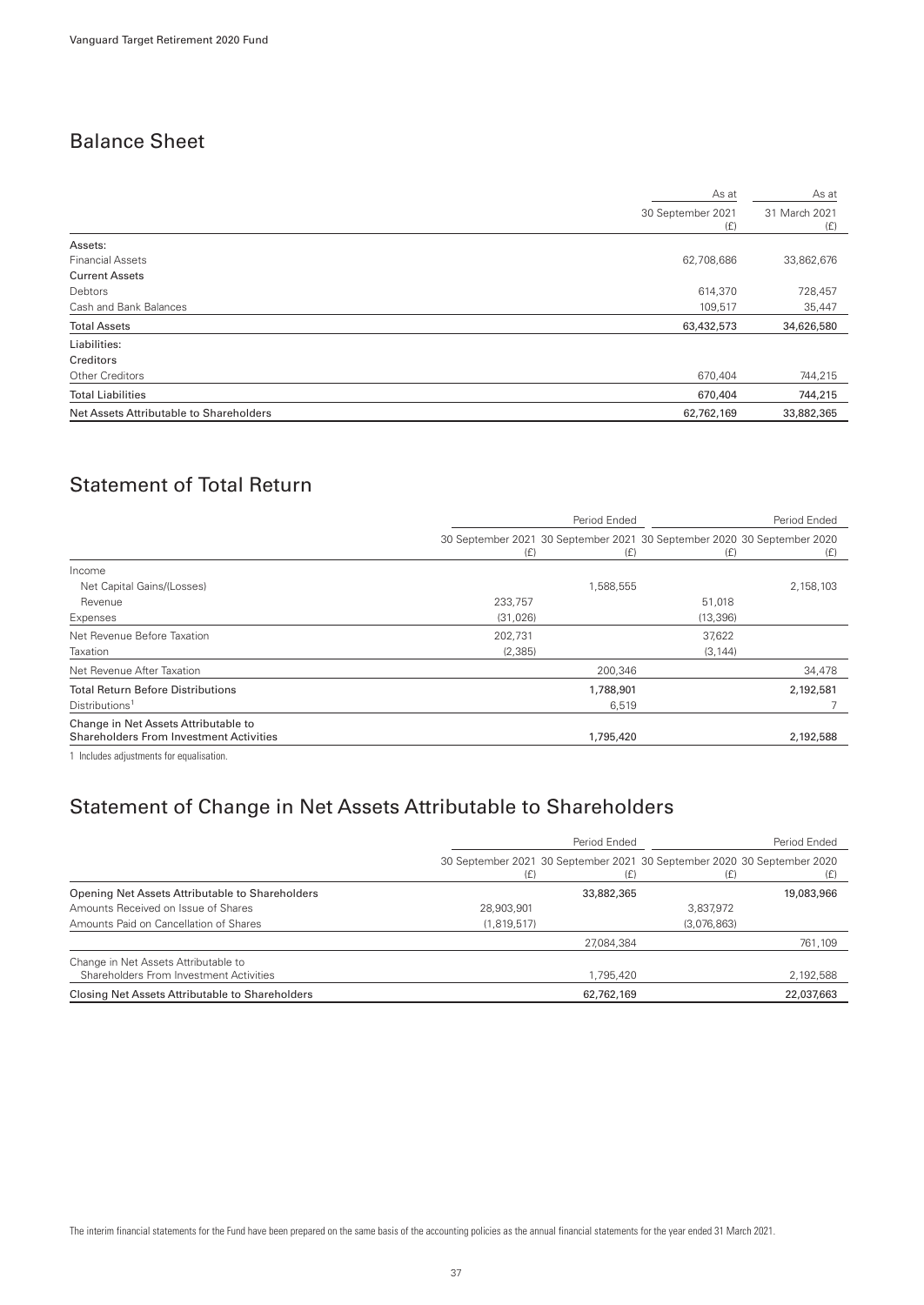## Balance Sheet

| | As at 30 September 2021 (£) | As at 31 March 2021 (£) |
|---|---|---|
| Assets: | | |
| Financial Assets | 62,708,686 | 33,862,676 |
| Current Assets | | |
| Debtors | 614,370 | 728,457 |
| Cash and Bank Balances | 109,517 | 35,447 |
| Total Assets | 63,432,573 | 34,626,580 |
| Liabilities: | | |
| Creditors | | |
| Other Creditors | 670,404 | 744,215 |
| Total Liabilities | 670,404 | 744,215 |
| Net Assets Attributable to Shareholders | 62,762,169 | 33,882,365 |

## Statement of Total Return

| | Period Ended | | Period Ended | |
|---|---|---|---|---|
| | 30 September 2021 (£) | 30 September 2021 (£) | 30 September 2020 (£) | 30 September 2020 (£) |
| Income | | | | |
| Net Capital Gains/(Losses) | | 1,588,555 | | 2,158,103 |
| Revenue | 233,757 | | 51,018 | |
| Expenses | (31,026) | | (13,396) | |
| Net Revenue Before Taxation | 202,731 | | 37,622 | |
| Taxation | (2,385) | | (3,144) | |
| Net Revenue After Taxation | | 200,346 | | 34,478 |
| Total Return Before Distributions | | 1,788,901 | | 2,192,581 |
| Distributions[1] | | 6,519 | | 7 |
| Change in Net Assets Attributable to Shareholders From Investment Activities | | 1,795,420 | | 2,192,588 |

1 Includes adjustments for equalisation.

## Statement of Change in Net Assets Attributable to Shareholders

| | Period Ended | | Period Ended | |
|---|---|---|---|---|
| | 30 September 2021 (£) | 30 September 2021 (£) | 30 September 2020 (£) | 30 September 2020 (£) |
| Opening Net Assets Attributable to Shareholders | | 33,882,365 | | 19,083,966 |
| Amounts Received on Issue of Shares | 28,903,901 | | 3,837,972 | |
| Amounts Paid on Cancellation of Shares | (1,819,517) | | (3,076,863) | |
| | | 27,084,384 | | 761,109 |
| Change in Net Assets Attributable to Shareholders From Investment Activities | | 1,795,420 | | 2,192,588 |
| Closing Net Assets Attributable to Shareholders | | 62,762,169 | | 22,037,663 |

The interim financial statements for the Fund have been prepared on the same basis of the accounting policies as the annual financial statements for the year ended 31 March 2021.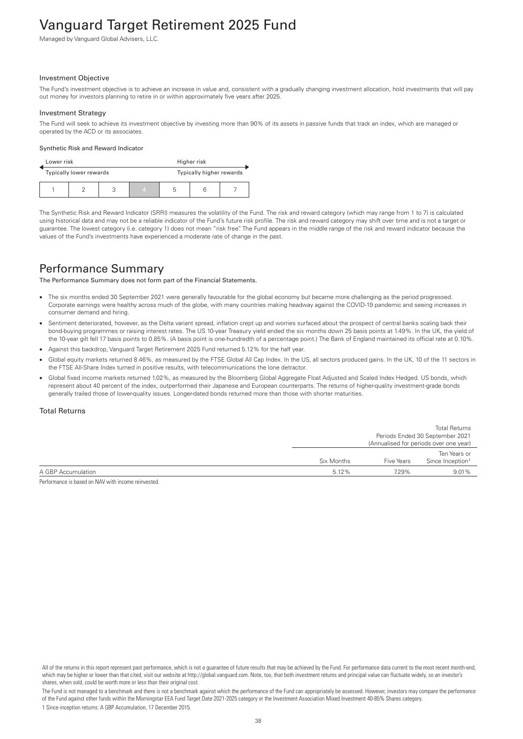# Vanguard Target Retirement 2025 Fund

Managed by Vanguard Global Advisers, LLC.

### Investment Objective

The Fund's investment objective is to achieve an increase in value and, consistent with a gradually changing investment allocation, hold investments that will pay out money for investors planning to retire in or within approximately five years after 2025.

### Investment Strategy

The Fund will seek to achieve its investment objective by investing more than 90% of its assets in passive funds that track an index, which are managed or operated by the ACD or its associates.

#### Synthetic Risk and Reward Indicator

| Lower risk | | | | Higher risk | | |
|---|---|---|---|---|---|---|
| Typically lower rewards | | | | Typically higher rewards | | |
| 1 | 2 | 3 | 4 | 5 | 6 | 7 |

The Synthetic Risk and Reward Indicator (SRRI) measures the volatility of the Fund. The risk and reward category (which may range from 1 to 7) is calculated using historical data and may not be a reliable indicator of the Fund's future risk profile. The risk and reward category may shift over time and is not a target or guarantee. The lowest category (i.e. category 1) does not mean "risk free". The Fund appears in the middle range of the risk and reward indicator because the values of the Fund's investments have experienced a moderate rate of change in the past.

## Performance Summary

**The Performance Summary does not form part of the Financial Statements.**

- The six months ended 30 September 2021 were generally favourable for the global economy but became more challenging as the period progressed. Corporate earnings were healthy across much of the globe, with many countries making headway against the COVID-19 pandemic and seeing increases in consumer demand and hiring.
- Sentiment deteriorated, however, as the Delta variant spread, inflation crept up and worries surfaced about the prospect of central banks scaling back their bond-buying programmes or raising interest rates. The US 10-year Treasury yield ended the six months down 25 basis points at 1.49%. In the UK, the yield of the 10-year gilt fell 17 basis points to 0.85%. (A basis point is one-hundredth of a percentage point.) The Bank of England maintained its official rate at 0.10%.
- Against this backdrop, Vanguard Target Retirement 2025 Fund returned 5.12% for the half year.
- Global equity markets returned 8.46%, as measured by the FTSE Global All Cap Index. In the US, all sectors produced gains. In the UK, 10 of the 11 sectors in the FTSE All-Share Index turned in positive results, with telecommunications the lone detractor.
- Global fixed income markets returned 1.02%, as measured by the Bloomberg Global Aggregate Float Adjusted and Scaled Index Hedged. US bonds, which represent about 40 percent of the index, outperformed their Japanese and European counterparts. The returns of higher-quality investment-grade bonds generally trailed those of lower-quality issues. Longer-dated bonds returned more than those with shorter maturities.

### Total Returns

| | Total Returns Periods Ended 30 September 2021 (Annualised for periods over one year) | | |
|---|---|---|---|
| | Six Months | Five Years | Ten Years or Since Inception[1] |
| A GBP Accumulation | 5.12% | 7.29% | 9.01% |

Performance is based on NAV with income reinvested.

All of the returns in this report represent past performance, which is not a guarantee of future results that may be achieved by the Fund. For performance data current to the most recent month-end, which may be higher or lower than that cited, visit our website at http://global.vanguard.com. Note, too, that both investment returns and principal value can fluctuate widely, so an investor's shares, when sold, could be worth more or less than their original cost.

The Fund is not managed to a benchmark and there is not a benchmark against which the performance of the Fund can appropriately be assessed. However, investors may compare the performance of the Fund against other funds within the Morningstar EEA Fund Target Date 2021-2025 category or the Investment Association Mixed Investment 40-85% Shares category.

1 Since-inception returns: A GBP Accumulation, 17 December 2015.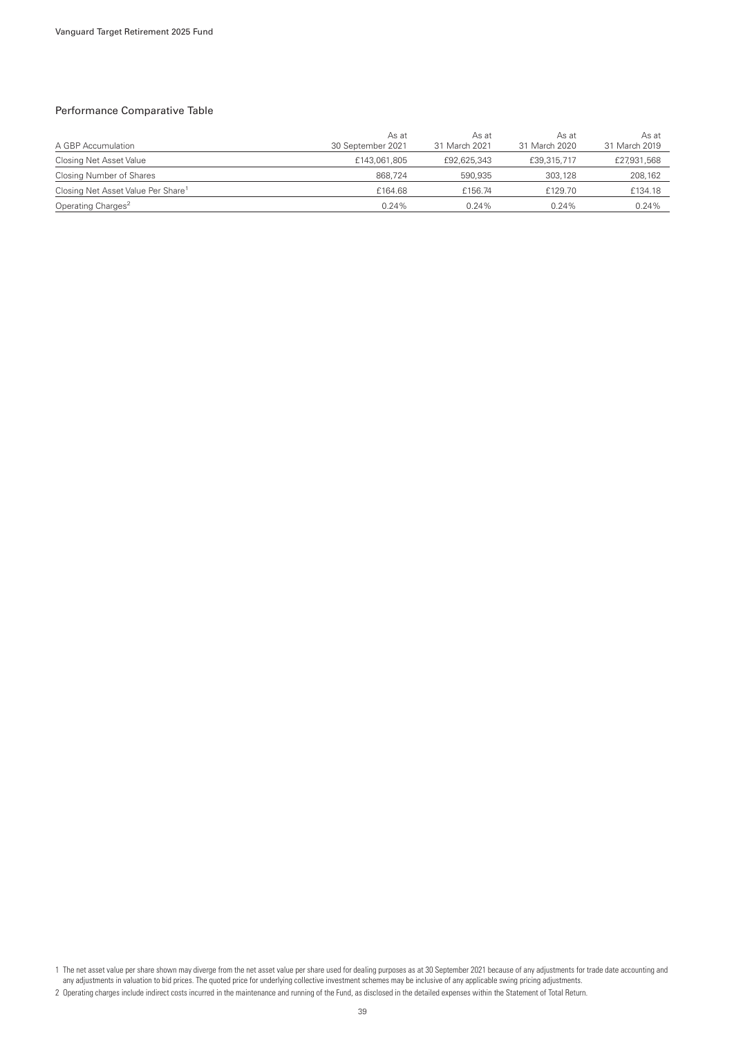## Performance Comparative Table

| A GBP Accumulation | As at 30 September 2021 | As at 31 March 2021 | As at 31 March 2020 | As at 31 March 2019 |
|---|---|---|---|---|
| Closing Net Asset Value | £143,061,805 | £92,625,343 | £39,315,717 | £27,931,568 |
| Closing Number of Shares | 868,724 | 590,935 | 303,128 | 208,162 |
| Closing Net Asset Value Per Share[1] | £164.68 | £156.74 | £129.70 | £134.18 |
| Operating Charges[2] | 0.24% | 0.24% | 0.24% | 0.24% |

1 The net asset value per share shown may diverge from the net asset value per share used for dealing purposes as at 30 September 2021 because of any adjustments for trade date accounting and any adjustments in valuation to bid prices. The quoted price for underlying collective investment schemes may be inclusive of any applicable swing pricing adjustments.

2 Operating charges include indirect costs incurred in the maintenance and running of the Fund, as disclosed in the detailed expenses within the Statement of Total Return.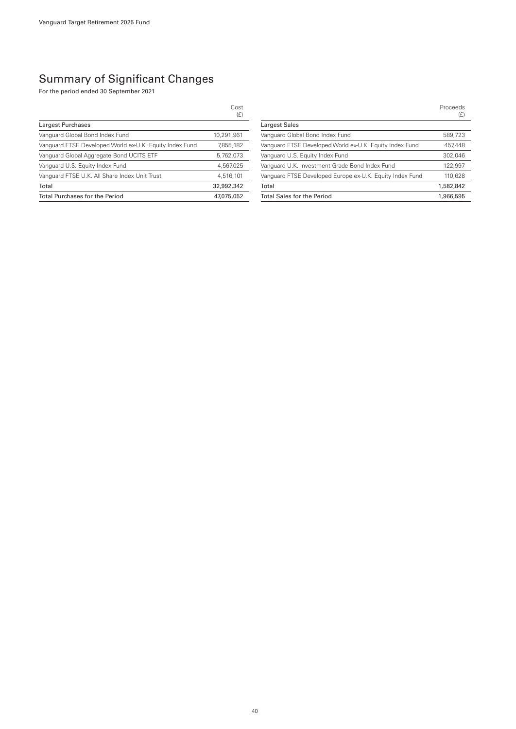# Summary of Significant Changes

For the period ended 30 September 2021

| | Cost (£) |
|---|---|
| **Largest Purchases** | |
| Vanguard Global Bond Index Fund | 10,291,961 |
| Vanguard FTSE Developed World ex-U.K. Equity Index Fund | 7,855,182 |
| Vanguard Global Aggregate Bond UCITS ETF | 5,762,073 |
| Vanguard U.S. Equity Index Fund | 4,567,025 |
| Vanguard FTSE U.K. All Share Index Unit Trust | 4,516,101 |
| Total | 32,992,342 |
| Total Purchases for the Period | 47,075,052 |

| | Proceeds (£) |
|---|---|
| **Largest Sales** | |
| Vanguard Global Bond Index Fund | 589,723 |
| Vanguard FTSE Developed World ex-U.K. Equity Index Fund | 457,448 |
| Vanguard U.S. Equity Index Fund | 302,046 |
| Vanguard U.K. Investment Grade Bond Index Fund | 122,997 |
| Vanguard FTSE Developed Europe ex-U.K. Equity Index Fund | 110,628 |
| Total | 1,582,842 |
| Total Sales for the Period | 1,966,595 |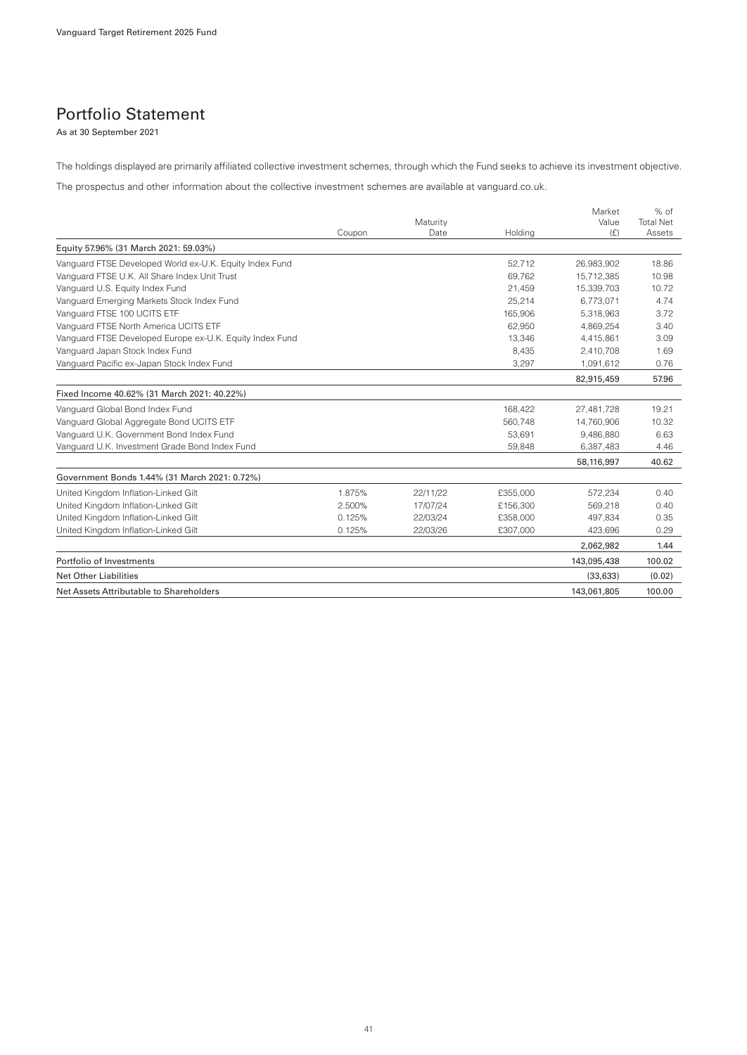# Portfolio Statement

As at 30 September 2021

The holdings displayed are primarily affiliated collective investment schemes, through which the Fund seeks to achieve its investment objective.

The prospectus and other information about the collective investment schemes are available at vanguard.co.uk.

| | Coupon | Maturity Date | Holding | Market Value (£) | % of Total Net Assets |
|---|---|---|---|---|---|
| Equity 57.96% (31 March 2021: 59.03%) | | | | | |
| Vanguard FTSE Developed World ex-U.K. Equity Index Fund | | | 52,712 | 26,983,902 | 18.86 |
| Vanguard FTSE U.K. All Share Index Unit Trust | | | 69,762 | 15,712,385 | 10.98 |
| Vanguard U.S. Equity Index Fund | | | 21,459 | 15,339,703 | 10.72 |
| Vanguard Emerging Markets Stock Index Fund | | | 25,214 | 6,773,071 | 4.74 |
| Vanguard FTSE 100 UCITS ETF | | | 165,906 | 5,318,963 | 3.72 |
| Vanguard FTSE North America UCITS ETF | | | 62,950 | 4,869,254 | 3.40 |
| Vanguard FTSE Developed Europe ex-U.K. Equity Index Fund | | | 13,346 | 4,415,861 | 3.09 |
| Vanguard Japan Stock Index Fund | | | 8,435 | 2,410,708 | 1.69 |
| Vanguard Pacific ex-Japan Stock Index Fund | | | 3,297 | 1,091,612 | 0.76 |
| | | | | 82,915,459 | 57.96 |
| Fixed Income 40.62% (31 March 2021: 40.22%) | | | | | |
| Vanguard Global Bond Index Fund | | | 168,422 | 27,481,728 | 19.21 |
| Vanguard Global Aggregate Bond UCITS ETF | | | 560,748 | 14,760,906 | 10.32 |
| Vanguard U.K. Government Bond Index Fund | | | 53,691 | 9,486,880 | 6.63 |
| Vanguard U.K. Investment Grade Bond Index Fund | | | 59,848 | 6,387,483 | 4.46 |
| | | | | 58,116,997 | 40.62 |
| Government Bonds 1.44% (31 March 2021: 0.72%) | | | | | |
| United Kingdom Inflation-Linked Gilt | 1.875% | 22/11/22 | £355,000 | 572,234 | 0.40 |
| United Kingdom Inflation-Linked Gilt | 2.500% | 17/07/24 | £156,300 | 569,218 | 0.40 |
| United Kingdom Inflation-Linked Gilt | 0.125% | 22/03/24 | £358,000 | 497,834 | 0.35 |
| United Kingdom Inflation-Linked Gilt | 0.125% | 22/03/26 | £307,000 | 423,696 | 0.29 |
| | | | | 2,062,982 | 1.44 |
| Portfolio of Investments | | | | 143,095,438 | 100.02 |
| Net Other Liabilities | | | | (33,633) | (0.02) |
| Net Assets Attributable to Shareholders | | | | 143,061,805 | 100.00 |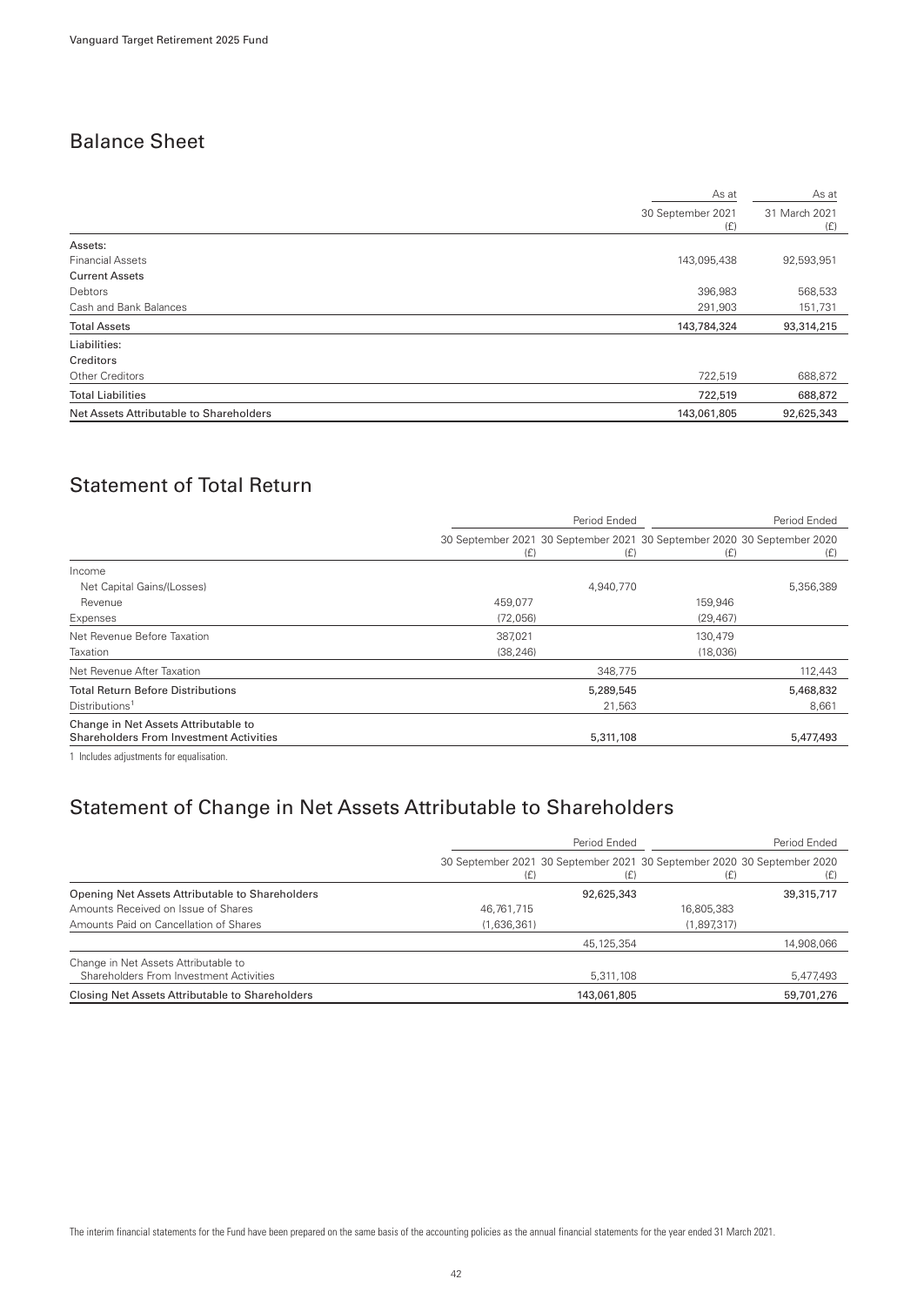## Balance Sheet

| | As at 30 September 2021 (£) | As at 31 March 2021 (£) |
|---|---|---|
| Assets: | | |
| Financial Assets | 143,095,438 | 92,593,951 |
| Current Assets | | |
| Debtors | 396,983 | 568,533 |
| Cash and Bank Balances | 291,903 | 151,731 |
| **Total Assets** | **143,784,324** | **93,314,215** |
| Liabilities: | | |
| Creditors | | |
| Other Creditors | 722,519 | 688,872 |
| **Total Liabilities** | **722,519** | **688,872** |
| **Net Assets Attributable to Shareholders** | **143,061,805** | **92,625,343** |

## Statement of Total Return

| | Period Ended | | Period Ended | |
|---|---|---|---|---|
| | 30 September 2021 (£) | 30 September 2021 (£) | 30 September 2020 (£) | 30 September 2020 (£) |
| Income | | | | |
| Net Capital Gains/(Losses) | | 4,940,770 | | 5,356,389 |
| Revenue | 459,077 | | 159,946 | |
| Expenses | (72,056) | | (29,467) | |
| Net Revenue Before Taxation | 387,021 | | 130,479 | |
| Taxation | (38,246) | | (18,036) | |
| Net Revenue After Taxation | | 348,775 | | 112,443 |
| Total Return Before Distributions | | 5,289,545 | | 5,468,832 |
| Distributions[1] | | 21,563 | | 8,661 |
| Change in Net Assets Attributable to Shareholders From Investment Activities | | 5,311,108 | | 5,477,493 |

1 Includes adjustments for equalisation.

## Statement of Change in Net Assets Attributable to Shareholders

| | Period Ended | | Period Ended | |
|---|---|---|---|---|
| | 30 September 2021 (£) | 30 September 2021 (£) | 30 September 2020 (£) | 30 September 2020 (£) |
| Opening Net Assets Attributable to Shareholders | | 92,625,343 | | 39,315,717 |
| Amounts Received on Issue of Shares | 46,761,715 | | 16,805,383 | |
| Amounts Paid on Cancellation of Shares | (1,636,361) | | (1,897,317) | |
| | | 45,125,354 | | 14,908,066 |
| Change in Net Assets Attributable to Shareholders From Investment Activities | | 5,311,108 | | 5,477,493 |
| Closing Net Assets Attributable to Shareholders | | 143,061,805 | | 59,701,276 |

The interim financial statements for the Fund have been prepared on the same basis of the accounting policies as the annual financial statements for the year ended 31 March 2021.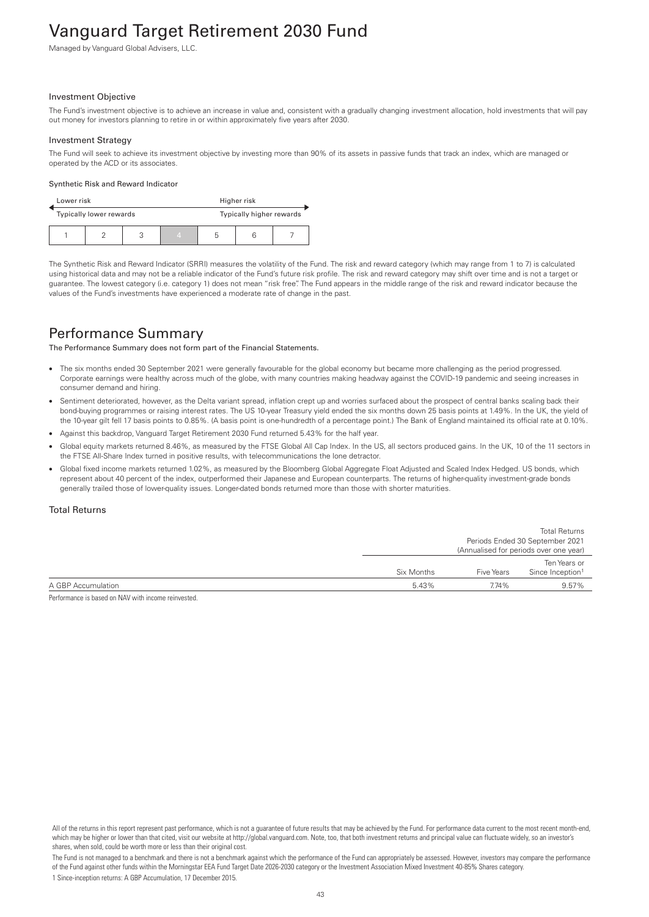# Vanguard Target Retirement 2030 Fund

Managed by Vanguard Global Advisers, LLC.

### Investment Objective

The Fund's investment objective is to achieve an increase in value and, consistent with a gradually changing investment allocation, hold investments that will pay out money for investors planning to retire in or within approximately five years after 2030.

### Investment Strategy

The Fund will seek to achieve its investment objective by investing more than 90% of its assets in passive funds that track an index, which are managed or operated by the ACD or its associates.

#### Synthetic Risk and Reward Indicator

| Lower risk | | | | Higher risk | | |
|---|---|---|---|---|---|---|
| Typically lower rewards | | | | Typically higher rewards | | |
| 1 | 2 | 3 | **4** | 5 | 6 | 7 |

The Synthetic Risk and Reward Indicator (SRRI) measures the volatility of the Fund. The risk and reward category (which may range from 1 to 7) is calculated using historical data and may not be a reliable indicator of the Fund's future risk profile. The risk and reward category may shift over time and is not a target or guarantee. The lowest category (i.e. category 1) does not mean "risk free". The Fund appears in the middle range of the risk and reward indicator because the values of the Fund's investments have experienced a moderate rate of change in the past.

## Performance Summary

**The Performance Summary does not form part of the Financial Statements.**

- The six months ended 30 September 2021 were generally favourable for the global economy but became more challenging as the period progressed. Corporate earnings were healthy across much of the globe, with many countries making headway against the COVID-19 pandemic and seeing increases in consumer demand and hiring.
- Sentiment deteriorated, however, as the Delta variant spread, inflation crept up and worries surfaced about the prospect of central banks scaling back their bond-buying programmes or raising interest rates. The US 10-year Treasury yield ended the six months down 25 basis points at 1.49%. In the UK, the yield of the 10-year gilt fell 17 basis points to 0.85%. (A basis point is one-hundredth of a percentage point.) The Bank of England maintained its official rate at 0.10%.
- Against this backdrop, Vanguard Target Retirement 2030 Fund returned 5.43% for the half year.
- Global equity markets returned 8.46%, as measured by the FTSE Global All Cap Index. In the US, all sectors produced gains. In the UK, 10 of the 11 sectors in the FTSE All-Share Index turned in positive results, with telecommunications the lone detractor.
- Global fixed income markets returned 1.02%, as measured by the Bloomberg Global Aggregate Float Adjusted and Scaled Index Hedged. US bonds, which represent about 40 percent of the index, outperformed their Japanese and European counterparts. The returns of higher-quality investment-grade bonds generally trailed those of lower-quality issues. Longer-dated bonds returned more than those with shorter maturities.

### Total Returns

| | Total Returns Periods Ended 30 September 2021 (Annualised for periods over one year) | | |
|---|---|---|---|
| | Six Months | Five Years | Ten Years or Since Inception[1] |
| A GBP Accumulation | 5.43% | 7.74% | 9.57% |

Performance is based on NAV with income reinvested.

All of the returns in this report represent past performance, which is not a guarantee of future results that may be achieved by the Fund. For performance data current to the most recent month-end, which may be higher or lower than that cited, visit our website at http://global.vanguard.com. Note, too, that both investment returns and principal value can fluctuate widely, so an investor's shares, when sold, could be worth more or less than their original cost.

The Fund is not managed to a benchmark and there is not a benchmark against which the performance of the Fund can appropriately be assessed. However, investors may compare the performance of the Fund against other funds within the Morningstar EEA Fund Target Date 2026-2030 category or the Investment Association Mixed Investment 40-85% Shares category.

1 Since-inception returns: A GBP Accumulation, 17 December 2015.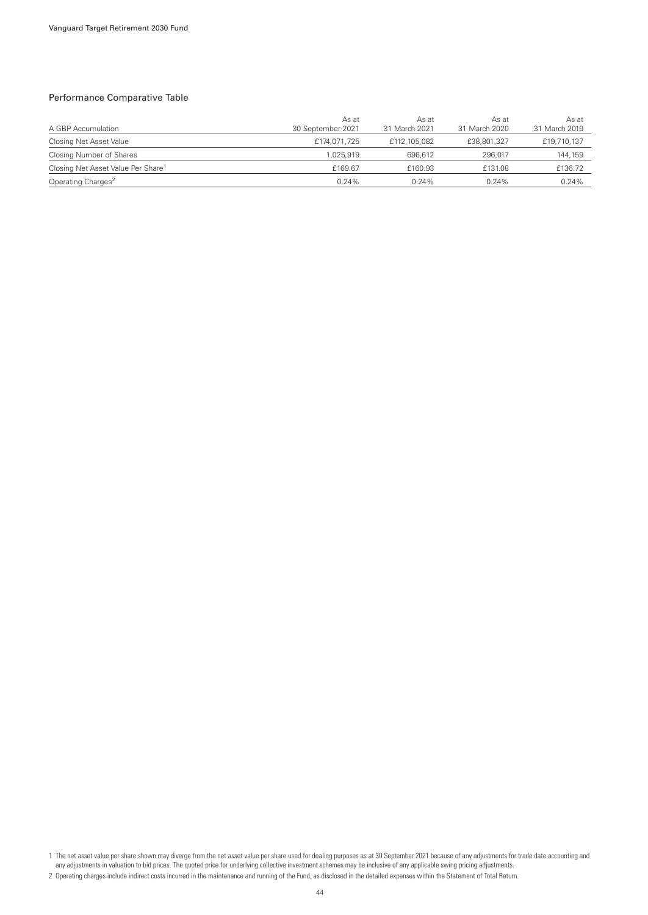## Performance Comparative Table

| A GBP Accumulation | As at 30 September 2021 | As at 31 March 2021 | As at 31 March 2020 | As at 31 March 2019 |
|---|---|---|---|---|
| Closing Net Asset Value | £174,071,725 | £112,105,082 | £38,801,327 | £19,710,137 |
| Closing Number of Shares | 1,025,919 | 696,612 | 296,017 | 144,159 |
| Closing Net Asset Value Per Share[1] | £169.67 | £160.93 | £131.08 | £136.72 |
| Operating Charges[2] | 0.24% | 0.24% | 0.24% | 0.24% |

1 The net asset value per share shown may diverge from the net asset value per share used for dealing purposes as at 30 September 2021 because of any adjustments for trade date accounting and any adjustments in valuation to bid prices. The quoted price for underlying collective investment schemes may be inclusive of any applicable swing pricing adjustments.

2 Operating charges include indirect costs incurred in the maintenance and running of the Fund, as disclosed in the detailed expenses within the Statement of Total Return.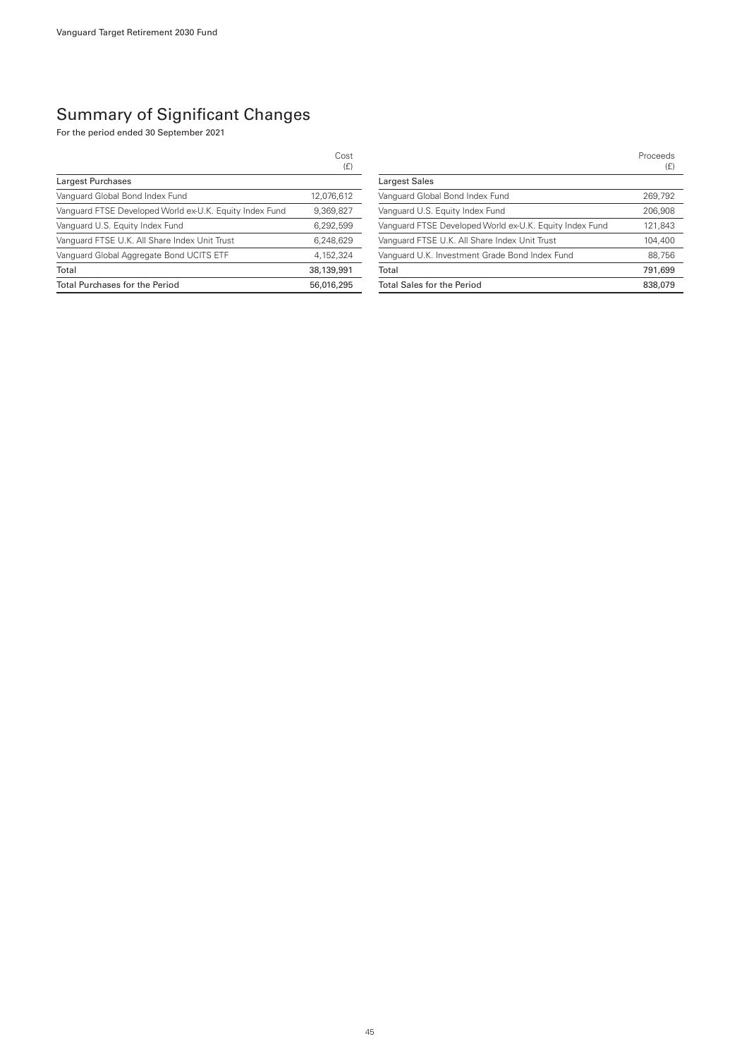# Summary of Significant Changes

For the period ended 30 September 2021

| | Cost (£) |
|---|---|
| **Largest Purchases** | |
| Vanguard Global Bond Index Fund | 12,076,612 |
| Vanguard FTSE Developed World ex-U.K. Equity Index Fund | 9,369,827 |
| Vanguard U.S. Equity Index Fund | 6,292,599 |
| Vanguard FTSE U.K. All Share Index Unit Trust | 6,248,629 |
| Vanguard Global Aggregate Bond UCITS ETF | 4,152,324 |
| Total | 38,139,991 |
| Total Purchases for the Period | 56,016,295 |

| | Proceeds (£) |
|---|---|
| **Largest Sales** | |
| Vanguard Global Bond Index Fund | 269,792 |
| Vanguard U.S. Equity Index Fund | 206,908 |
| Vanguard FTSE Developed World ex-U.K. Equity Index Fund | 121,843 |
| Vanguard FTSE U.K. All Share Index Unit Trust | 104,400 |
| Vanguard U.K. Investment Grade Bond Index Fund | 88,756 |
| Total | 791,699 |
| Total Sales for the Period | 838,079 |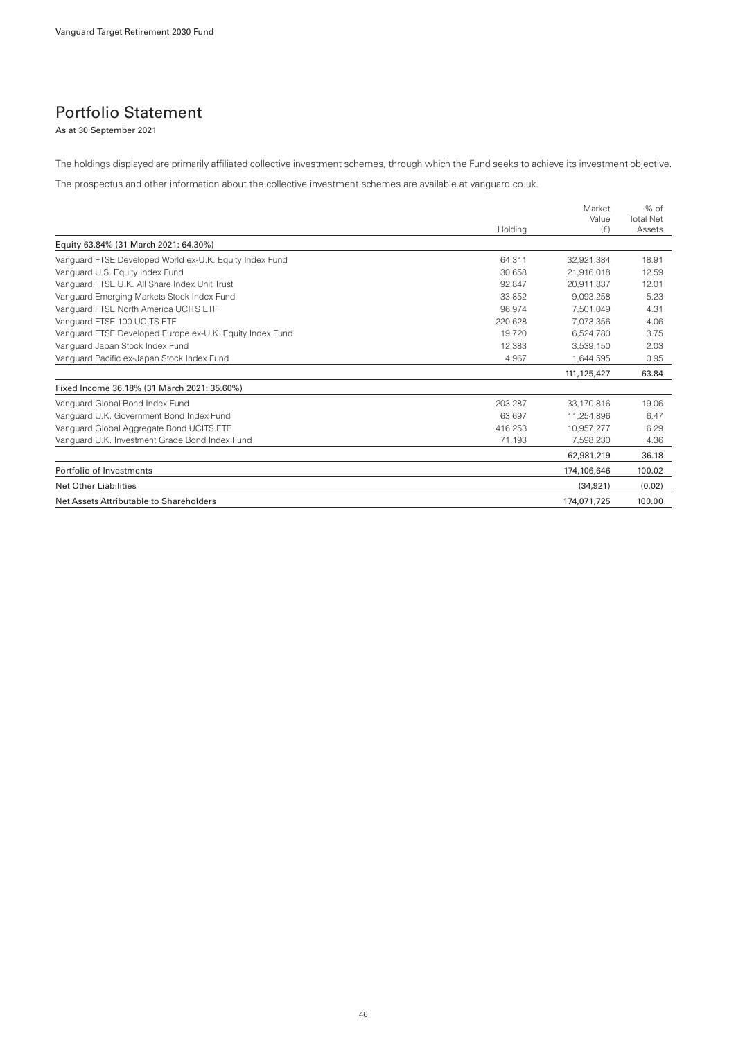## Portfolio Statement

As at 30 September 2021

The holdings displayed are primarily affiliated collective investment schemes, through which the Fund seeks to achieve its investment objective.

The prospectus and other information about the collective investment schemes are available at vanguard.co.uk.

| | Holding | Market Value (£) | % of Total Net Assets |
|---|---|---|---|
| Equity 63.84% (31 March 2021: 64.30%) | | | |
| Vanguard FTSE Developed World ex-U.K. Equity Index Fund | 64,311 | 32,921,384 | 18.91 |
| Vanguard U.S. Equity Index Fund | 30,658 | 21,916,018 | 12.59 |
| Vanguard FTSE U.K. All Share Index Unit Trust | 92,847 | 20,911,837 | 12.01 |
| Vanguard Emerging Markets Stock Index Fund | 33,852 | 9,093,258 | 5.23 |
| Vanguard FTSE North America UCITS ETF | 96,974 | 7,501,049 | 4.31 |
| Vanguard FTSE 100 UCITS ETF | 220,628 | 7,073,356 | 4.06 |
| Vanguard FTSE Developed Europe ex-U.K. Equity Index Fund | 19,720 | 6,524,780 | 3.75 |
| Vanguard Japan Stock Index Fund | 12,383 | 3,539,150 | 2.03 |
| Vanguard Pacific ex-Japan Stock Index Fund | 4,967 | 1,644,595 | 0.95 |
| | | **111,125,427** | **63.84** |
| Fixed Income 36.18% (31 March 2021: 35.60%) | | | |
| Vanguard Global Bond Index Fund | 203,287 | 33,170,816 | 19.06 |
| Vanguard U.K. Government Bond Index Fund | 63,697 | 11,254,896 | 6.47 |
| Vanguard Global Aggregate Bond UCITS ETF | 416,253 | 10,957,277 | 6.29 |
| Vanguard U.K. Investment Grade Bond Index Fund | 71,193 | 7,598,230 | 4.36 |
| | | **62,981,219** | **36.18** |
| Portfolio of Investments | | 174,106,646 | 100.02 |
| Net Other Liabilities | | (34,921) | (0.02) |
| Net Assets Attributable to Shareholders | | 174,071,725 | 100.00 |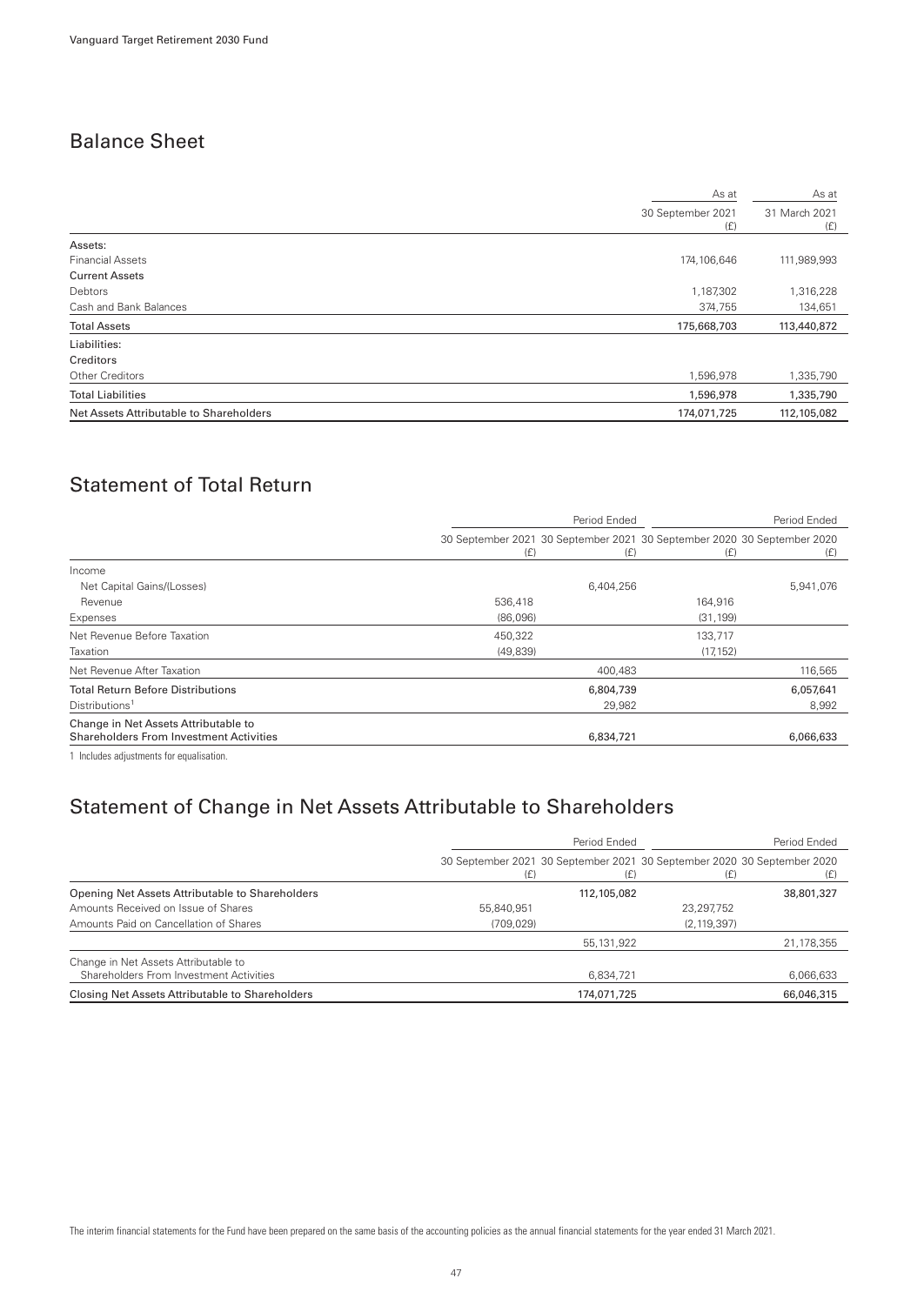## Balance Sheet

| | As at 30 September 2021 (£) | As at 31 March 2021 (£) |
|---|---|---|
| Assets: | | |
| Financial Assets | 174,106,646 | 111,989,993 |
| Current Assets | | |
| Debtors | 1,187,302 | 1,316,228 |
| Cash and Bank Balances | 374,755 | 134,651 |
| **Total Assets** | **175,668,703** | **113,440,872** |
| Liabilities: | | |
| Creditors | | |
| Other Creditors | 1,596,978 | 1,335,790 |
| **Total Liabilities** | **1,596,978** | **1,335,790** |
| **Net Assets Attributable to Shareholders** | **174,071,725** | **112,105,082** |

## Statement of Total Return

| | Period Ended | | Period Ended | |
|---|---|---|---|---|
| | 30 September 2021 (£) | 30 September 2021 (£) | 30 September 2020 (£) | 30 September 2020 (£) |
| Income | | | | |
| Net Capital Gains/(Losses) | | 6,404,256 | | 5,941,076 |
| Revenue | 536,418 | | 164,916 | |
| Expenses | (86,096) | | (31,199) | |
| Net Revenue Before Taxation | 450,322 | | 133,717 | |
| Taxation | (49,839) | | (17,152) | |
| Net Revenue After Taxation | | 400,483 | | 116,565 |
| Total Return Before Distributions | | 6,804,739 | | 6,057,641 |
| Distributions[1] | | 29,982 | | 8,992 |
| Change in Net Assets Attributable to Shareholders From Investment Activities | | 6,834,721 | | 6,066,633 |

1 Includes adjustments for equalisation.

## Statement of Change in Net Assets Attributable to Shareholders

| | Period Ended | | Period Ended | |
|---|---|---|---|---|
| | 30 September 2021 (£) | 30 September 2021 (£) | 30 September 2020 (£) | 30 September 2020 (£) |
| Opening Net Assets Attributable to Shareholders | | 112,105,082 | | 38,801,327 |
| Amounts Received on Issue of Shares | 55,840,951 | | 23,297,752 | |
| Amounts Paid on Cancellation of Shares | (709,029) | | (2,119,397) | |
| | | 55,131,922 | | 21,178,355 |
| Change in Net Assets Attributable to Shareholders From Investment Activities | | 6,834,721 | | 6,066,633 |
| **Closing Net Assets Attributable to Shareholders** | | **174,071,725** | | **66,046,315** |

The interim financial statements for the Fund have been prepared on the same basis of the accounting policies as the annual financial statements for the year ended 31 March 2021.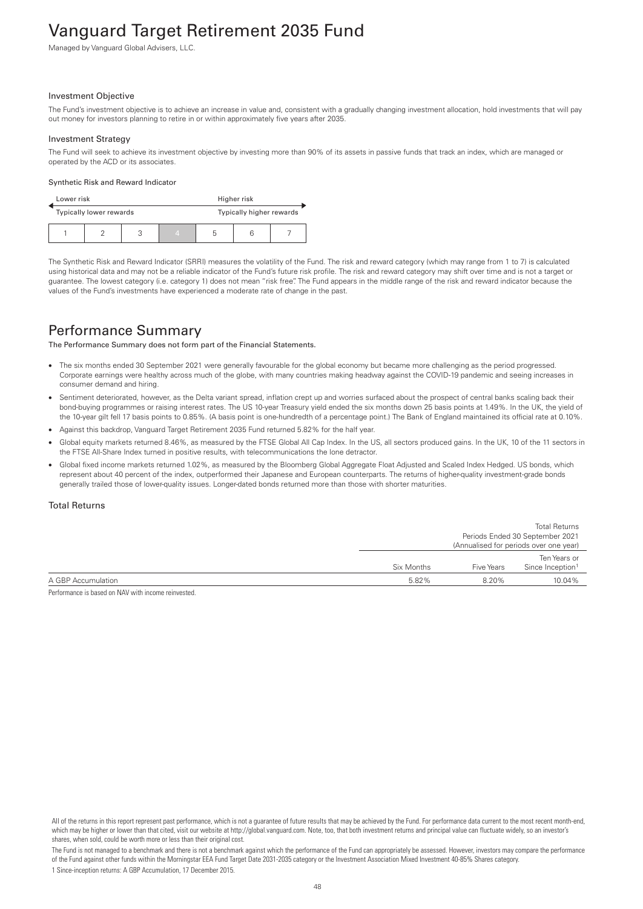# Vanguard Target Retirement 2035 Fund

Managed by Vanguard Global Advisers, LLC.

### Investment Objective

The Fund's investment objective is to achieve an increase in value and, consistent with a gradually changing investment allocation, hold investments that will pay out money for investors planning to retire in or within approximately five years after 2035.

### Investment Strategy

The Fund will seek to achieve its investment objective by investing more than 90% of its assets in passive funds that track an index, which are managed or operated by the ACD or its associates.

#### Synthetic Risk and Reward Indicator

| Lower risk | | | | Higher risk | | |
|---|---|---|---|---|---|---|
| Typically lower rewards | | | | Typically higher rewards | | |
| 1 | 2 | 3 | **4** | 5 | 6 | 7 |

The Synthetic Risk and Reward Indicator (SRRI) measures the volatility of the Fund. The risk and reward category (which may range from 1 to 7) is calculated using historical data and may not be a reliable indicator of the Fund's future risk profile. The risk and reward category may shift over time and is not a target or guarantee. The lowest category (i.e. category 1) does not mean "risk free". The Fund appears in the middle range of the risk and reward indicator because the values of the Fund's investments have experienced a moderate rate of change in the past.

## Performance Summary

**The Performance Summary does not form part of the Financial Statements.**

- The six months ended 30 September 2021 were generally favourable for the global economy but became more challenging as the period progressed. Corporate earnings were healthy across much of the globe, with many countries making headway against the COVID-19 pandemic and seeing increases in consumer demand and hiring.
- Sentiment deteriorated, however, as the Delta variant spread, inflation crept up and worries surfaced about the prospect of central banks scaling back their bond-buying programmes or raising interest rates. The US 10-year Treasury yield ended the six months down 25 basis points at 1.49%. In the UK, the yield of the 10-year gilt fell 17 basis points to 0.85%. (A basis point is one-hundredth of a percentage point.) The Bank of England maintained its official rate at 0.10%.
- Against this backdrop, Vanguard Target Retirement 2035 Fund returned 5.82% for the half year.
- Global equity markets returned 8.46%, as measured by the FTSE Global All Cap Index. In the US, all sectors produced gains. In the UK, 10 of the 11 sectors in the FTSE All-Share Index turned in positive results, with telecommunications the lone detractor.
- Global fixed income markets returned 1.02%, as measured by the Bloomberg Global Aggregate Float Adjusted and Scaled Index Hedged. US bonds, which represent about 40 percent of the index, outperformed their Japanese and European counterparts. The returns of higher-quality investment-grade bonds generally trailed those of lower-quality issues. Longer-dated bonds returned more than those with shorter maturities.

### Total Returns

| | Total Returns Periods Ended 30 September 2021 (Annualised for periods over one year) | | |
|---|---|---|---|
| | Six Months | Five Years | Ten Years or Since Inception[1] |
| A GBP Accumulation | 5.82% | 8.20% | 10.04% |

Performance is based on NAV with income reinvested.

All of the returns in this report represent past performance, which is not a guarantee of future results that may be achieved by the Fund. For performance data current to the most recent month-end, which may be higher or lower than that cited, visit our website at http://global.vanguard.com. Note, too, that both investment returns and principal value can fluctuate widely, so an investor's shares, when sold, could be worth more or less than their original cost.

The Fund is not managed to a benchmark and there is not a benchmark against which the performance of the Fund can appropriately be assessed. However, investors may compare the performance of the Fund against other funds within the Morningstar EEA Fund Target Date 2031-2035 category or the Investment Association Mixed Investment 40-85% Shares category.

1 Since-inception returns: A GBP Accumulation, 17 December 2015.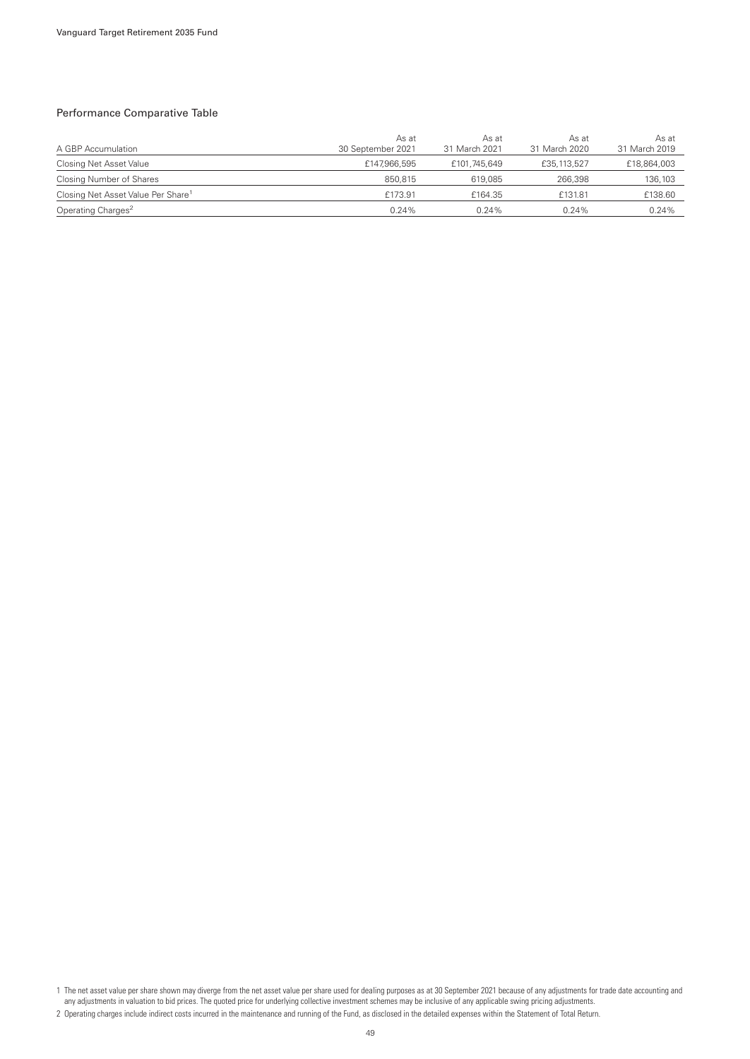## Performance Comparative Table

| A GBP Accumulation | As at 30 September 2021 | As at 31 March 2021 | As at 31 March 2020 | As at 31 March 2019 |
|---|---|---|---|---|
| Closing Net Asset Value | £147,966,595 | £101,745,649 | £35,113,527 | £18,864,003 |
| Closing Number of Shares | 850,815 | 619,085 | 266,398 | 136,103 |
| Closing Net Asset Value Per Share[1] | £173.91 | £164.35 | £131.81 | £138.60 |
| Operating Charges[2] | 0.24% | 0.24% | 0.24% | 0.24% |

1 The net asset value per share shown may diverge from the net asset value per share used for dealing purposes as at 30 September 2021 because of any adjustments for trade date accounting and any adjustments in valuation to bid prices. The quoted price for underlying collective investment schemes may be inclusive of any applicable swing pricing adjustments.

2 Operating charges include indirect costs incurred in the maintenance and running of the Fund, as disclosed in the detailed expenses within the Statement of Total Return.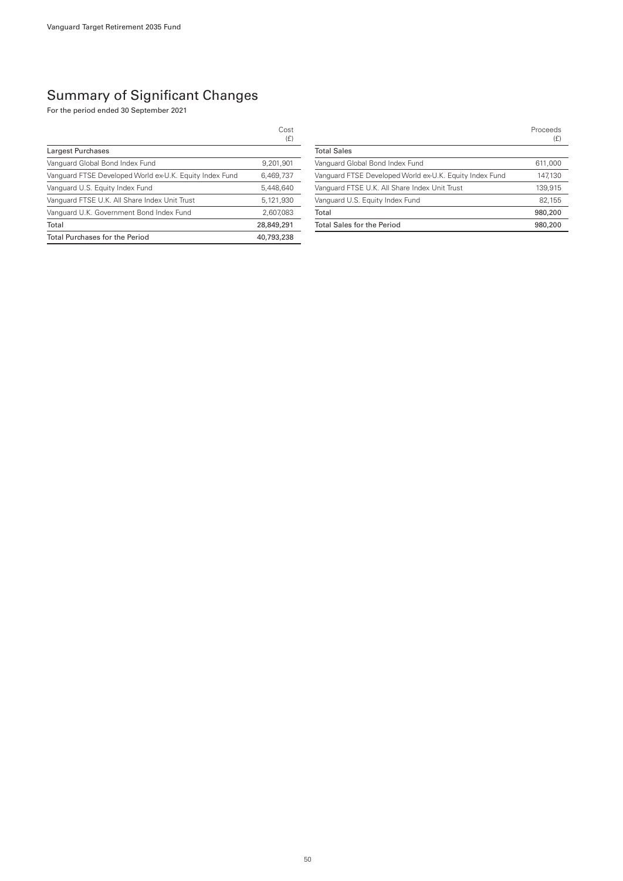# Summary of Significant Changes

For the period ended 30 September 2021

| | Cost (£) |
|---|---|
| **Largest Purchases** | |
| Vanguard Global Bond Index Fund | 9,201,901 |
| Vanguard FTSE Developed World ex-U.K. Equity Index Fund | 6,469,737 |
| Vanguard U.S. Equity Index Fund | 5,448,640 |
| Vanguard FTSE U.K. All Share Index Unit Trust | 5,121,930 |
| Vanguard U.K. Government Bond Index Fund | 2,607,083 |
| Total | 28,849,291 |
| Total Purchases for the Period | 40,793,238 |

| | Proceeds (£) |
|---|---|
| **Total Sales** | |
| Vanguard Global Bond Index Fund | 611,000 |
| Vanguard FTSE Developed World ex-U.K. Equity Index Fund | 147,130 |
| Vanguard FTSE U.K. All Share Index Unit Trust | 139,915 |
| Vanguard U.S. Equity Index Fund | 82,155 |
| Total | 980,200 |
| Total Sales for the Period | 980,200 |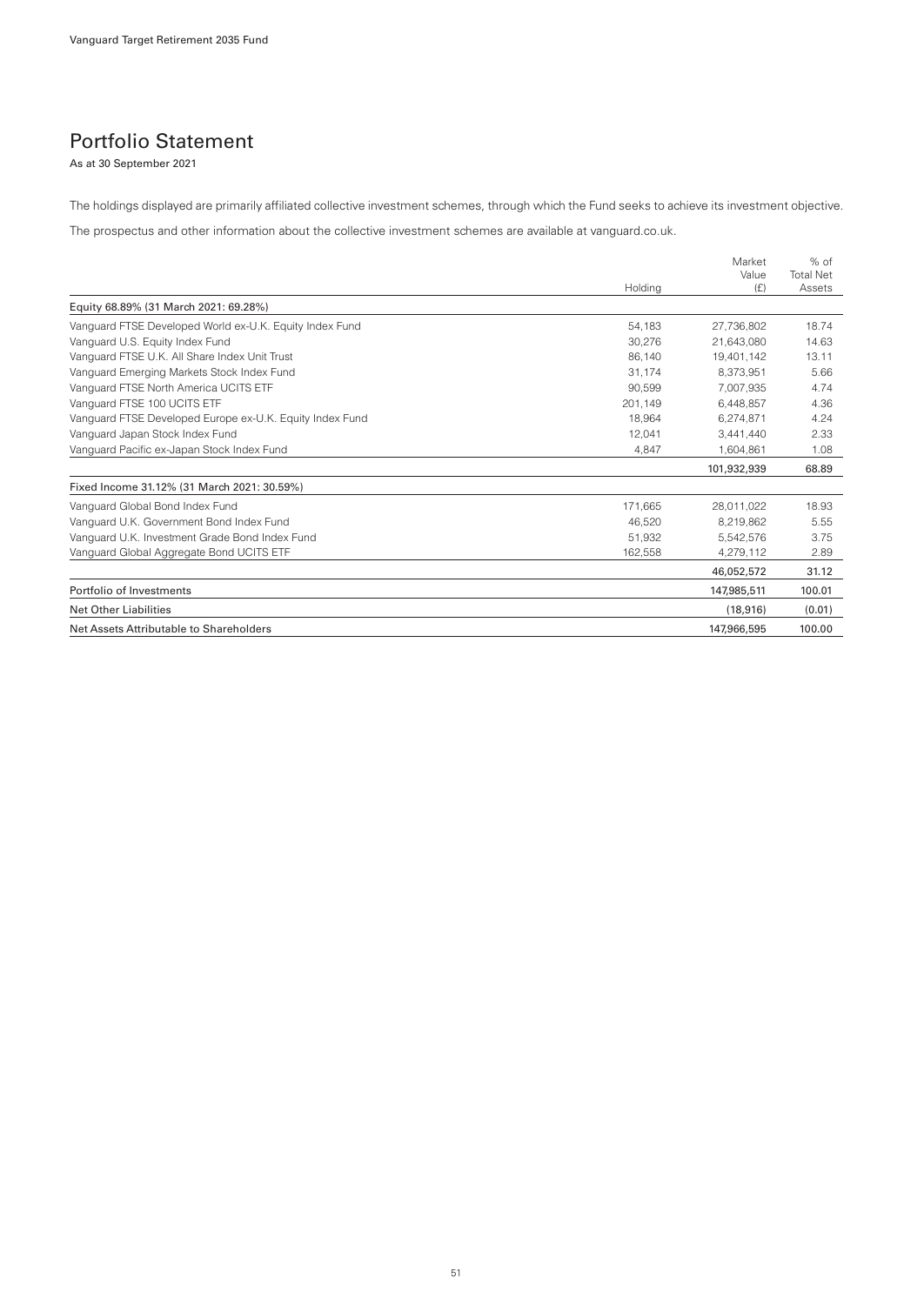# Portfolio Statement

As at 30 September 2021

The holdings displayed are primarily affiliated collective investment schemes, through which the Fund seeks to achieve its investment objective.

The prospectus and other information about the collective investment schemes are available at vanguard.co.uk.

| | Holding | Market Value (£) | % of Total Net Assets |
|---|---|---|---|
| **Equity 68.89% (31 March 2021: 69.28%)** | | | |
| Vanguard FTSE Developed World ex-U.K. Equity Index Fund | 54,183 | 27,736,802 | 18.74 |
| Vanguard U.S. Equity Index Fund | 30,276 | 21,643,080 | 14.63 |
| Vanguard FTSE U.K. All Share Index Unit Trust | 86,140 | 19,401,142 | 13.11 |
| Vanguard Emerging Markets Stock Index Fund | 31,174 | 8,373,951 | 5.66 |
| Vanguard FTSE North America UCITS ETF | 90,599 | 7,007,935 | 4.74 |
| Vanguard FTSE 100 UCITS ETF | 201,149 | 6,448,857 | 4.36 |
| Vanguard FTSE Developed Europe ex-U.K. Equity Index Fund | 18,964 | 6,274,871 | 4.24 |
| Vanguard Japan Stock Index Fund | 12,041 | 3,441,440 | 2.33 |
| Vanguard Pacific ex-Japan Stock Index Fund | 4,847 | 1,604,861 | 1.08 |
| | | **101,932,939** | **68.89** |
| **Fixed Income 31.12% (31 March 2021: 30.59%)** | | | |
| Vanguard Global Bond Index Fund | 171,665 | 28,011,022 | 18.93 |
| Vanguard U.K. Government Bond Index Fund | 46,520 | 8,219,862 | 5.55 |
| Vanguard U.K. Investment Grade Bond Index Fund | 51,932 | 5,542,576 | 3.75 |
| Vanguard Global Aggregate Bond UCITS ETF | 162,558 | 4,279,112 | 2.89 |
| | | **46,052,572** | **31.12** |
| Portfolio of Investments | | 147,985,511 | 100.01 |
| Net Other Liabilities | | (18,916) | (0.01) |
| Net Assets Attributable to Shareholders | | 147,966,595 | 100.00 |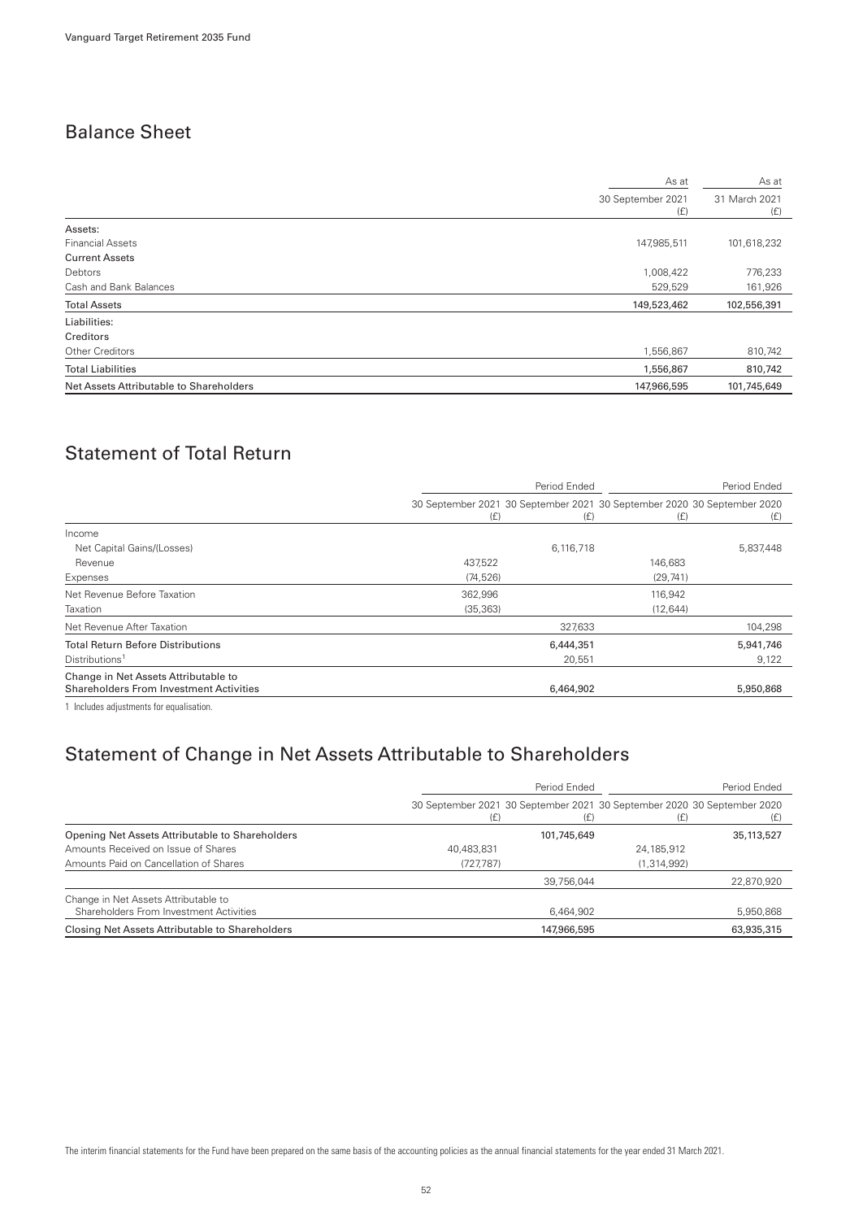## Balance Sheet

| | As at 30 September 2021 (£) | As at 31 March 2021 (£) |
|---|---|---|
| Assets: | | |
| Financial Assets | 147,985,511 | 101,618,232 |
| Current Assets | | |
| Debtors | 1,008,422 | 776,233 |
| Cash and Bank Balances | 529,529 | 161,926 |
| **Total Assets** | **149,523,462** | **102,556,391** |
| Liabilities: | | |
| Creditors | | |
| Other Creditors | 1,556,867 | 810,742 |
| **Total Liabilities** | **1,556,867** | **810,742** |
| **Net Assets Attributable to Shareholders** | **147,966,595** | **101,745,649** |

## Statement of Total Return

| | | Period Ended | | Period Ended |
|---|---|---|---|---|
| | 30 September 2021 (£) | 30 September 2021 (£) | 30 September 2020 (£) | 30 September 2020 (£) |
| Income | | | | |
| Net Capital Gains/(Losses) | | 6,116,718 | | 5,837,448 |
| Revenue | 437,522 | | 146,683 | |
| Expenses | (74,526) | | (29,741) | |
| Net Revenue Before Taxation | 362,996 | | 116,942 | |
| Taxation | (35,363) | | (12,644) | |
| Net Revenue After Taxation | | 327,633 | | 104,298 |
| **Total Return Before Distributions** | | **6,444,351** | | **5,941,746** |
| Distributions[1] | | 20,551 | | 9,122 |
| **Change in Net Assets Attributable to Shareholders From Investment Activities** | | **6,464,902** | | **5,950,868** |

1 Includes adjustments for equalisation.

## Statement of Change in Net Assets Attributable to Shareholders

| | | Period Ended | | Period Ended |
|---|---|---|---|---|
| | 30 September 2021 (£) | 30 September 2021 (£) | 30 September 2020 (£) | 30 September 2020 (£) |
| **Opening Net Assets Attributable to Shareholders** | | 101,745,649 | | 35,113,527 |
| Amounts Received on Issue of Shares | 40,483,831 | | 24,185,912 | |
| Amounts Paid on Cancellation of Shares | (727,787) | | (1,314,992) | |
| | | 39,756,044 | | 22,870,920 |
| Change in Net Assets Attributable to Shareholders From Investment Activities | | 6,464,902 | | 5,950,868 |
| **Closing Net Assets Attributable to Shareholders** | | **147,966,595** | | **63,935,315** |

The interim financial statements for the Fund have been prepared on the same basis of the accounting policies as the annual financial statements for the year ended 31 March 2021.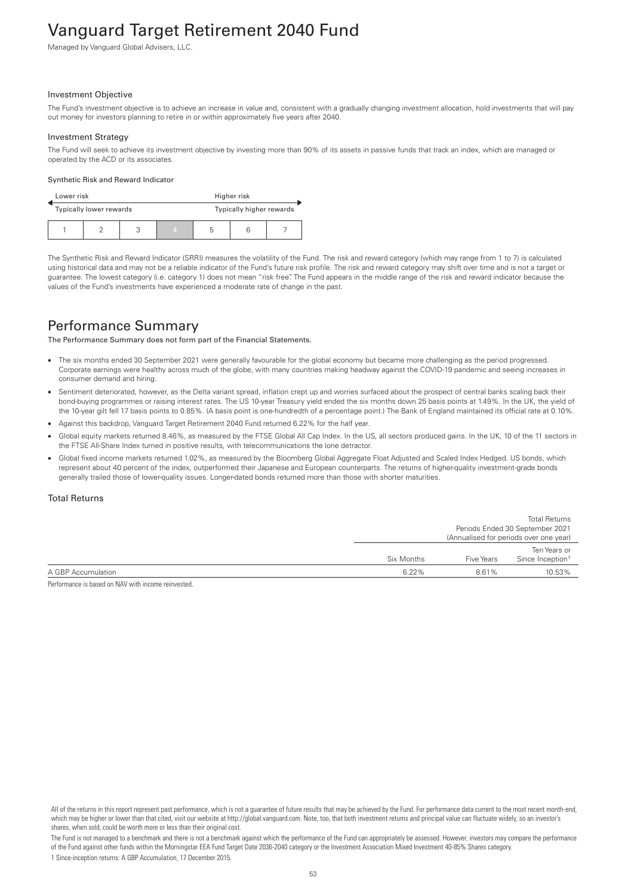# Vanguard Target Retirement 2040 Fund

Managed by Vanguard Global Advisers, LLC.

### Investment Objective

The Fund's investment objective is to achieve an increase in value and, consistent with a gradually changing investment allocation, hold investments that will pay out money for investors planning to retire in or within approximately five years after 2040.

### Investment Strategy

The Fund will seek to achieve its investment objective by investing more than 90% of its assets in passive funds that track an index, which are managed or operated by the ACD or its associates.

#### Synthetic Risk and Reward Indicator

| Lower risk | | | | Higher risk | | |
|---|---|---|---|---|---|---|
| Typically lower rewards | | | | Typically higher rewards | | |
| 1 | 2 | 3 | **4** | 5 | 6 | 7 |

The Synthetic Risk and Reward Indicator (SRRI) measures the volatility of the Fund. The risk and reward category (which may range from 1 to 7) is calculated using historical data and may not be a reliable indicator of the Fund's future risk profile. The risk and reward category may shift over time and is not a target or guarantee. The lowest category (i.e. category 1) does not mean "risk free". The Fund appears in the middle range of the risk and reward indicator because the values of the Fund's investments have experienced a moderate rate of change in the past.

## Performance Summary

**The Performance Summary does not form part of the Financial Statements.**

- The six months ended 30 September 2021 were generally favourable for the global economy but became more challenging as the period progressed. Corporate earnings were healthy across much of the globe, with many countries making headway against the COVID-19 pandemic and seeing increases in consumer demand and hiring.
- Sentiment deteriorated, however, as the Delta variant spread, inflation crept up and worries surfaced about the prospect of central banks scaling back their bond-buying programmes or raising interest rates. The US 10-year Treasury yield ended the six months down 25 basis points at 1.49%. In the UK, the yield of the 10-year gilt fell 17 basis points to 0.85%. (A basis point is one-hundredth of a percentage point.) The Bank of England maintained its official rate at 0.10%.
- Against this backdrop, Vanguard Target Retirement 2040 Fund returned 6.22% for the half year.
- Global equity markets returned 8.46%, as measured by the FTSE Global All Cap Index. In the US, all sectors produced gains. In the UK, 10 of the 11 sectors in the FTSE All-Share Index turned in positive results, with telecommunications the lone detractor.
- Global fixed income markets returned 1.02%, as measured by the Bloomberg Global Aggregate Float Adjusted and Scaled Index Hedged. US bonds, which represent about 40 percent of the index, outperformed their Japanese and European counterparts. The returns of higher-quality investment-grade bonds generally trailed those of lower-quality issues. Longer-dated bonds returned more than those with shorter maturities.

### Total Returns

| | Total Returns Periods Ended 30 September 2021 (Annualised for periods over one year) | | |
|---|---|---|---|
| | Six Months | Five Years | Ten Years or Since Inception[1] |
| A GBP Accumulation | 6.22% | 8.61% | 10.53% |

Performance is based on NAV with income reinvested.

All of the returns in this report represent past performance, which is not a guarantee of future results that may be achieved by the Fund. For performance data current to the most recent month-end, which may be higher or lower than that cited, visit our website at http://global.vanguard.com. Note, too, that both investment returns and principal value can fluctuate widely, so an investor's shares, when sold, could be worth more or less than their original cost.

The Fund is not managed to a benchmark and there is not a benchmark against which the performance of the Fund can appropriately be assessed. However, investors may compare the performance of the Fund against other funds within the Morningstar EEA Fund Target Date 2036-2040 category or the Investment Association Mixed Investment 40-85% Shares category.

1 Since-inception returns: A GBP Accumulation, 17 December 2015.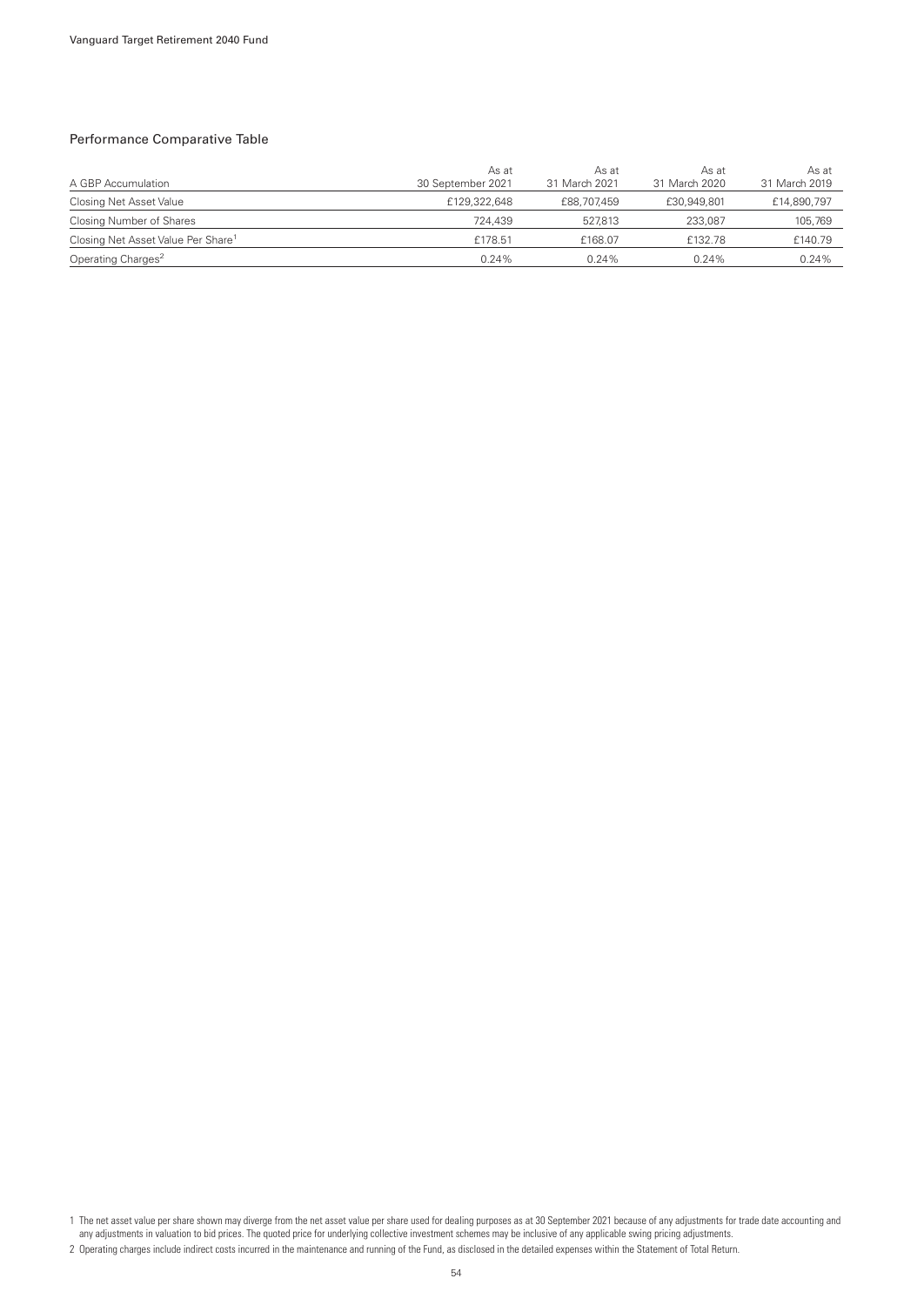## Performance Comparative Table

| A GBP Accumulation | As at 30 September 2021 | As at 31 March 2021 | As at 31 March 2020 | As at 31 March 2019 |
|---|---|---|---|---|
| Closing Net Asset Value | £129,322,648 | £88,707,459 | £30,949,801 | £14,890,797 |
| Closing Number of Shares | 724,439 | 527,813 | 233,087 | 105,769 |
| Closing Net Asset Value Per Share[1] | £178.51 | £168.07 | £132.78 | £140.79 |
| Operating Charges[2] | 0.24% | 0.24% | 0.24% | 0.24% |

1 The net asset value per share shown may diverge from the net asset value per share used for dealing purposes as at 30 September 2021 because of any adjustments for trade date accounting and any adjustments in valuation to bid prices. The quoted price for underlying collective investment schemes may be inclusive of any applicable swing pricing adjustments.

2 Operating charges include indirect costs incurred in the maintenance and running of the Fund, as disclosed in the detailed expenses within the Statement of Total Return.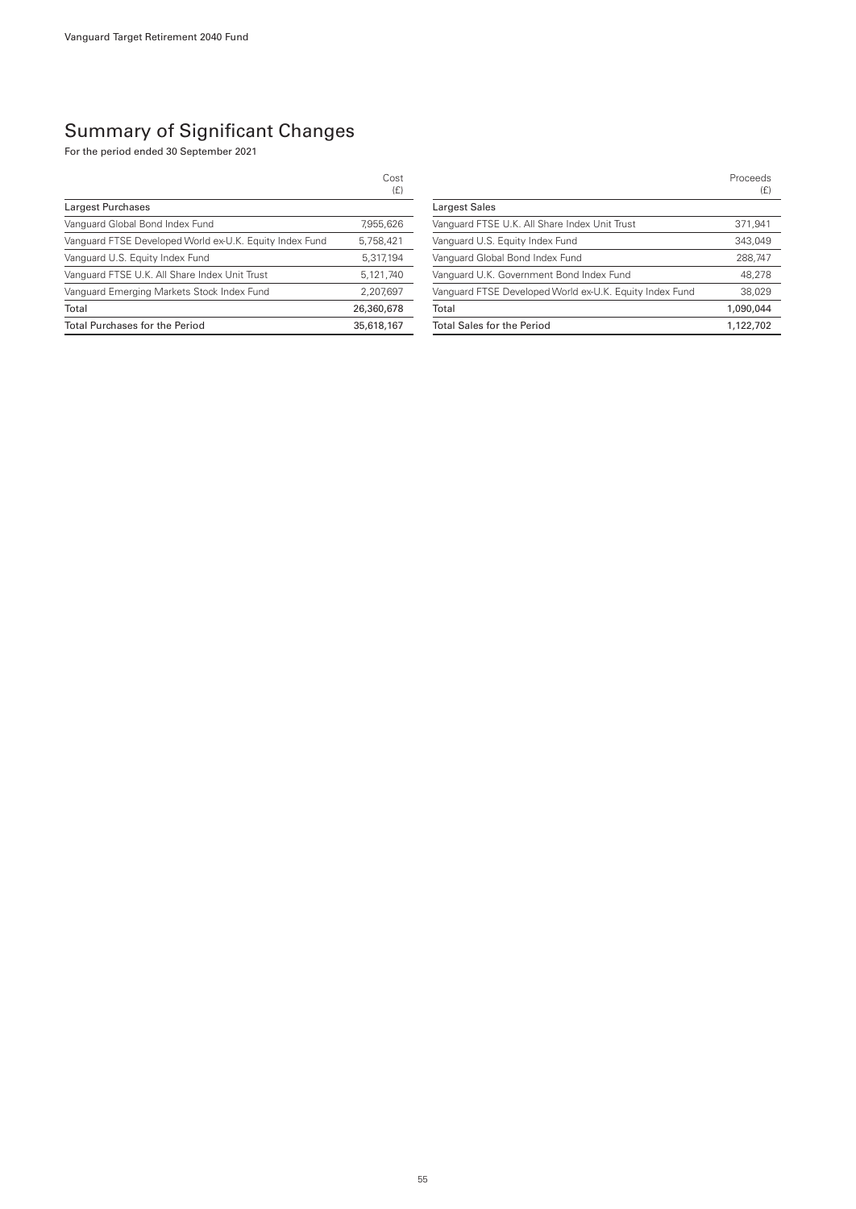## Summary of Significant Changes

For the period ended 30 September 2021

| | Cost (£) |
|---|---|
| **Largest Purchases** | |
| Vanguard Global Bond Index Fund | 7,955,626 |
| Vanguard FTSE Developed World ex-U.K. Equity Index Fund | 5,758,421 |
| Vanguard U.S. Equity Index Fund | 5,317,194 |
| Vanguard FTSE U.K. All Share Index Unit Trust | 5,121,740 |
| Vanguard Emerging Markets Stock Index Fund | 2,207,697 |
| Total | 26,360,678 |
| Total Purchases for the Period | 35,618,167 |

| | Proceeds (£) |
|---|---|
| **Largest Sales** | |
| Vanguard FTSE U.K. All Share Index Unit Trust | 371,941 |
| Vanguard U.S. Equity Index Fund | 343,049 |
| Vanguard Global Bond Index Fund | 288,747 |
| Vanguard U.K. Government Bond Index Fund | 48,278 |
| Vanguard FTSE Developed World ex-U.K. Equity Index Fund | 38,029 |
| Total | 1,090,044 |
| Total Sales for the Period | 1,122,702 |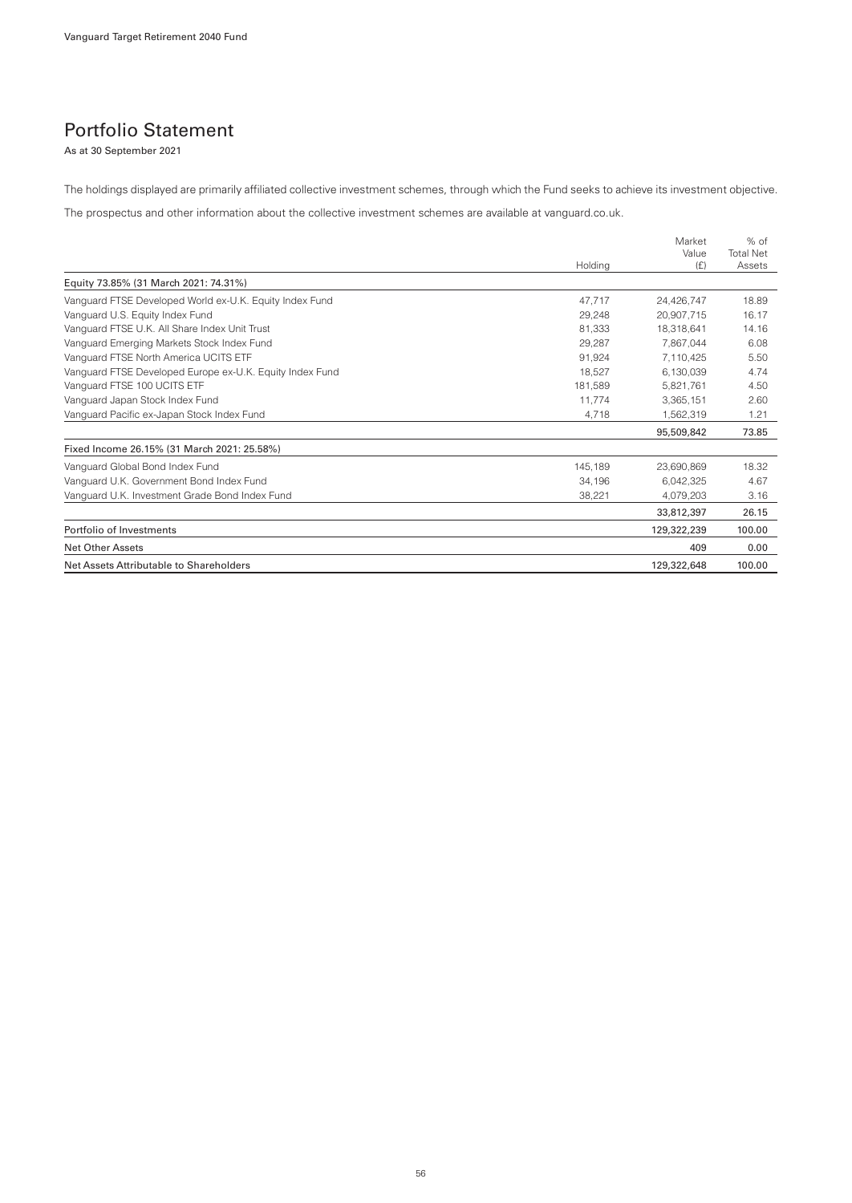# Portfolio Statement

As at 30 September 2021

The holdings displayed are primarily affiliated collective investment schemes, through which the Fund seeks to achieve its investment objective.

The prospectus and other information about the collective investment schemes are available at vanguard.co.uk.

| | Holding | Market Value (£) | % of Total Net Assets |
|---|---|---|---|
| Equity 73.85% (31 March 2021: 74.31%) | | | |
| Vanguard FTSE Developed World ex-U.K. Equity Index Fund | 47,717 | 24,426,747 | 18.89 |
| Vanguard U.S. Equity Index Fund | 29,248 | 20,907,715 | 16.17 |
| Vanguard FTSE U.K. All Share Index Unit Trust | 81,333 | 18,318,641 | 14.16 |
| Vanguard Emerging Markets Stock Index Fund | 29,287 | 7,867,044 | 6.08 |
| Vanguard FTSE North America UCITS ETF | 91,924 | 7,110,425 | 5.50 |
| Vanguard FTSE Developed Europe ex-U.K. Equity Index Fund | 18,527 | 6,130,039 | 4.74 |
| Vanguard FTSE 100 UCITS ETF | 181,589 | 5,821,761 | 4.50 |
| Vanguard Japan Stock Index Fund | 11,774 | 3,365,151 | 2.60 |
| Vanguard Pacific ex-Japan Stock Index Fund | 4,718 | 1,562,319 | 1.21 |
| | | **95,509,842** | **73.85** |
| Fixed Income 26.15% (31 March 2021: 25.58%) | | | |
| Vanguard Global Bond Index Fund | 145,189 | 23,690,869 | 18.32 |
| Vanguard U.K. Government Bond Index Fund | 34,196 | 6,042,325 | 4.67 |
| Vanguard U.K. Investment Grade Bond Index Fund | 38,221 | 4,079,203 | 3.16 |
| | | **33,812,397** | **26.15** |
| **Portfolio of Investments** | | **129,322,239** | **100.00** |
| **Net Other Assets** | | **409** | **0.00** |
| **Net Assets Attributable to Shareholders** | | **129,322,648** | **100.00** |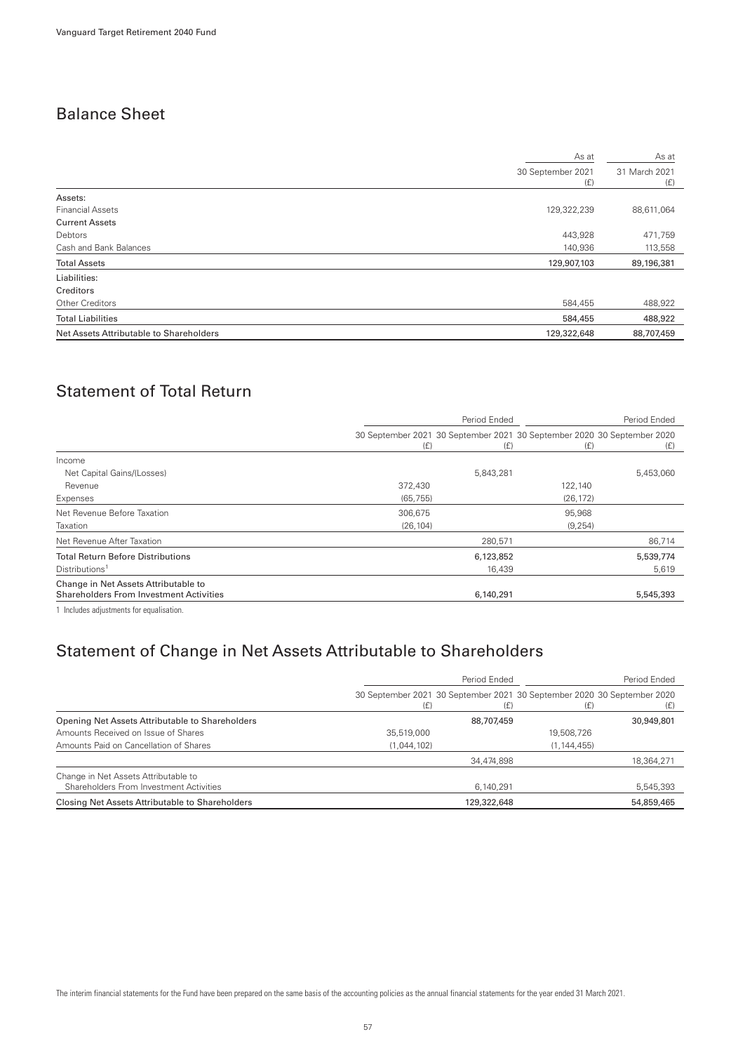Vanguard Target Retirement 2040 Fund

## Balance Sheet

| | As at 30 September 2021 (£) | As at 31 March 2021 (£) |
|---|---|---|
| **Assets:** | | |
| Financial Assets | 129,322,239 | 88,611,064 |
| **Current Assets** | | |
| Debtors | 443,928 | 471,759 |
| Cash and Bank Balances | 140,936 | 113,558 |
| **Total Assets** | **129,907,103** | **89,196,381** |
| **Liabilities:** | | |
| **Creditors** | | |
| Other Creditors | 584,455 | 488,922 |
| **Total Liabilities** | **584,455** | **488,922** |
| **Net Assets Attributable to Shareholders** | **129,322,648** | **88,707,459** |

## Statement of Total Return

| | Period Ended | | Period Ended | |
|---|---|---|---|---|
| | 30 September 2021 (£) | 30 September 2021 (£) | 30 September 2020 (£) | 30 September 2020 (£) |
| Income | | | | |
| Net Capital Gains/(Losses) | | 5,843,281 | | 5,453,060 |
| Revenue | 372,430 | | 122,140 | |
| Expenses | (65,755) | | (26,172) | |
| Net Revenue Before Taxation | 306,675 | | 95,968 | |
| Taxation | (26,104) | | (9,254) | |
| Net Revenue After Taxation | | 280,571 | | 86,714 |
| Total Return Before Distributions | | 6,123,852 | | 5,539,774 |
| Distributions[1] | | 16,439 | | 5,619 |
| Change in Net Assets Attributable to Shareholders From Investment Activities | | 6,140,291 | | 5,545,393 |

1 Includes adjustments for equalisation.

## Statement of Change in Net Assets Attributable to Shareholders

| | Period Ended | | Period Ended | |
|---|---|---|---|---|
| | 30 September 2021 (£) | 30 September 2021 (£) | 30 September 2020 (£) | 30 September 2020 (£) |
| Opening Net Assets Attributable to Shareholders | | 88,707,459 | | 30,949,801 |
| Amounts Received on Issue of Shares | 35,519,000 | | 19,508,726 | |
| Amounts Paid on Cancellation of Shares | (1,044,102) | | (1,144,455) | |
| | | 34,474,898 | | 18,364,271 |
| Change in Net Assets Attributable to Shareholders From Investment Activities | | 6,140,291 | | 5,545,393 |
| Closing Net Assets Attributable to Shareholders | | 129,322,648 | | 54,859,465 |

The interim financial statements for the Fund have been prepared on the same basis of the accounting policies as the annual financial statements for the year ended 31 March 2021.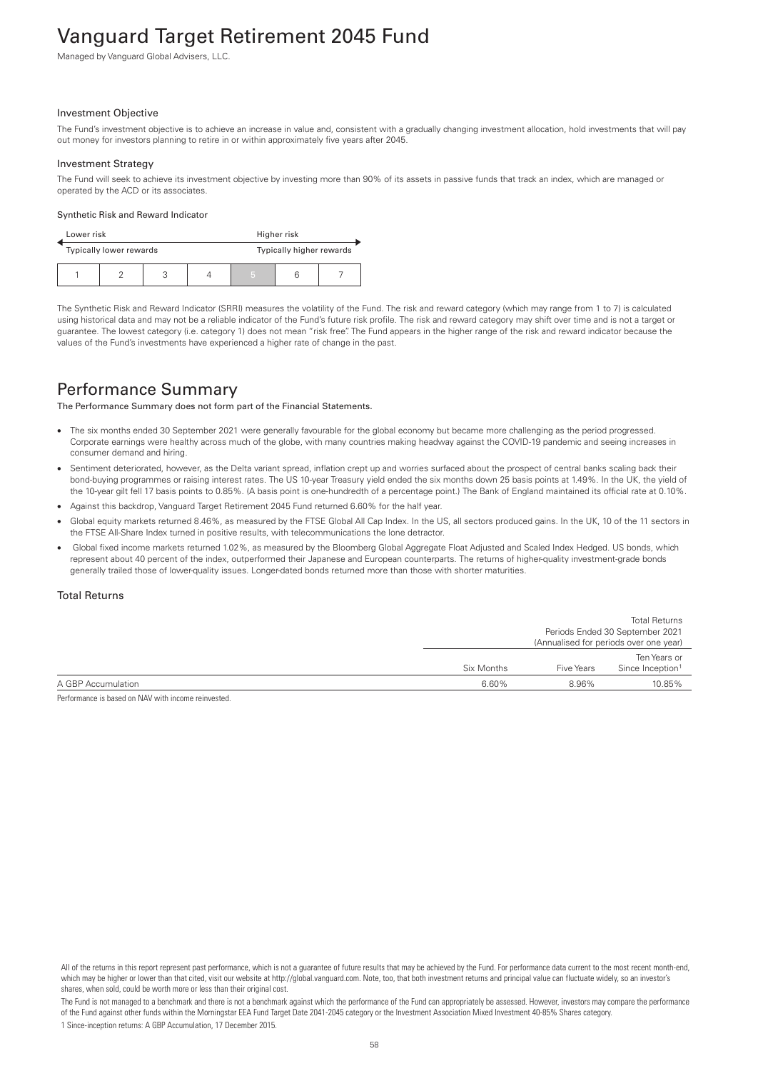# Vanguard Target Retirement 2045 Fund

Managed by Vanguard Global Advisers, LLC.

### Investment Objective

The Fund's investment objective is to achieve an increase in value and, consistent with a gradually changing investment allocation, hold investments that will pay out money for investors planning to retire in or within approximately five years after 2045.

### Investment Strategy

The Fund will seek to achieve its investment objective by investing more than 90% of its assets in passive funds that track an index, which are managed or operated by the ACD or its associates.

#### Synthetic Risk and Reward Indicator

| Lower risk | | | | Higher risk | | |
|---|---|---|---|---|---|---|
| Typically lower rewards | | | | Typically higher rewards | | |
| 1 | 2 | 3 | 4 | 5 | 6 | 7 |

The Synthetic Risk and Reward Indicator (SRRI) measures the volatility of the Fund. The risk and reward category (which may range from 1 to 7) is calculated using historical data and may not be a reliable indicator of the Fund's future risk profile. The risk and reward category may shift over time and is not a target or guarantee. The lowest category (i.e. category 1) does not mean "risk free". The Fund appears in the higher range of the risk and reward indicator because the values of the Fund's investments have experienced a higher rate of change in the past.

## Performance Summary

**The Performance Summary does not form part of the Financial Statements.**

- The six months ended 30 September 2021 were generally favourable for the global economy but became more challenging as the period progressed. Corporate earnings were healthy across much of the globe, with many countries making headway against the COVID-19 pandemic and seeing increases in consumer demand and hiring.
- Sentiment deteriorated, however, as the Delta variant spread, inflation crept up and worries surfaced about the prospect of central banks scaling back their bond-buying programmes or raising interest rates. The US 10-year Treasury yield ended the six months down 25 basis points at 1.49%. In the UK, the yield of the 10-year gilt fell 17 basis points to 0.85%. (A basis point is one-hundredth of a percentage point.) The Bank of England maintained its official rate at 0.10%.
- Against this backdrop, Vanguard Target Retirement 2045 Fund returned 6.60% for the half year.
- Global equity markets returned 8.46%, as measured by the FTSE Global All Cap Index. In the US, all sectors produced gains. In the UK, 10 of the 11 sectors in the FTSE All-Share Index turned in positive results, with telecommunications the lone detractor.
- Global fixed income markets returned 1.02%, as measured by the Bloomberg Global Aggregate Float Adjusted and Scaled Index Hedged. US bonds, which represent about 40 percent of the index, outperformed their Japanese and European counterparts. The returns of higher-quality investment-grade bonds generally trailed those of lower-quality issues. Longer-dated bonds returned more than those with shorter maturities.

### Total Returns

| | Total Returns Periods Ended 30 September 2021 (Annualised for periods over one year) | | |
|---|---|---|---|
| | Six Months | Five Years | Ten Years or Since Inception[1] |
| A GBP Accumulation | 6.60% | 8.96% | 10.85% |

Performance is based on NAV with income reinvested.

All of the returns in this report represent past performance, which is not a guarantee of future results that may be achieved by the Fund. For performance data current to the most recent month-end, which may be higher or lower than that cited, visit our website at http://global.vanguard.com. Note, too, that both investment returns and principal value can fluctuate widely, so an investor's shares, when sold, could be worth more or less than their original cost.

The Fund is not managed to a benchmark and there is not a benchmark against which the performance of the Fund can appropriately be assessed. However, investors may compare the performance of the Fund against other funds within the Morningstar EEA Fund Target Date 2041-2045 category or the Investment Association Mixed Investment 40-85% Shares category.

1 Since-inception returns: A GBP Accumulation, 17 December 2015.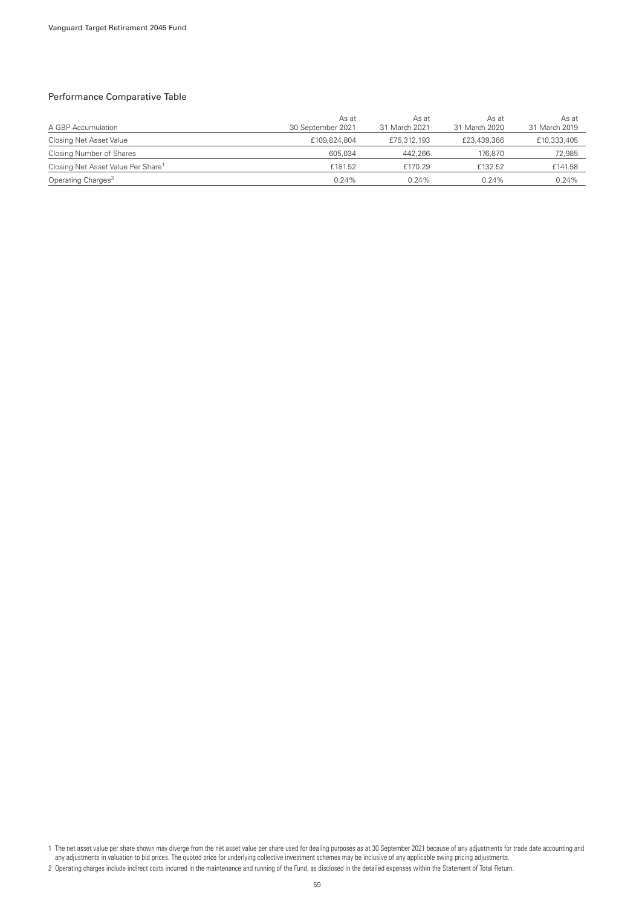## Performance Comparative Table

| A GBP Accumulation | As at 30 September 2021 | As at 31 March 2021 | As at 31 March 2020 | As at 31 March 2019 |
|---|---|---|---|---|
| Closing Net Asset Value | £109,824,804 | £75,312,193 | £23,439,366 | £10,333,405 |
| Closing Number of Shares | 605,034 | 442,266 | 176,870 | 72,985 |
| Closing Net Asset Value Per Share[1] | £181.52 | £170.29 | £132.52 | £141.58 |
| Operating Charges[2] | 0.24% | 0.24% | 0.24% | 0.24% |

1 The net asset value per share shown may diverge from the net asset value per share used for dealing purposes as at 30 September 2021 because of any adjustments for trade date accounting and any adjustments in valuation to bid prices. The quoted price for underlying collective investment schemes may be inclusive of any applicable swing pricing adjustments.

2 Operating charges include indirect costs incurred in the maintenance and running of the Fund, as disclosed in the detailed expenses within the Statement of Total Return.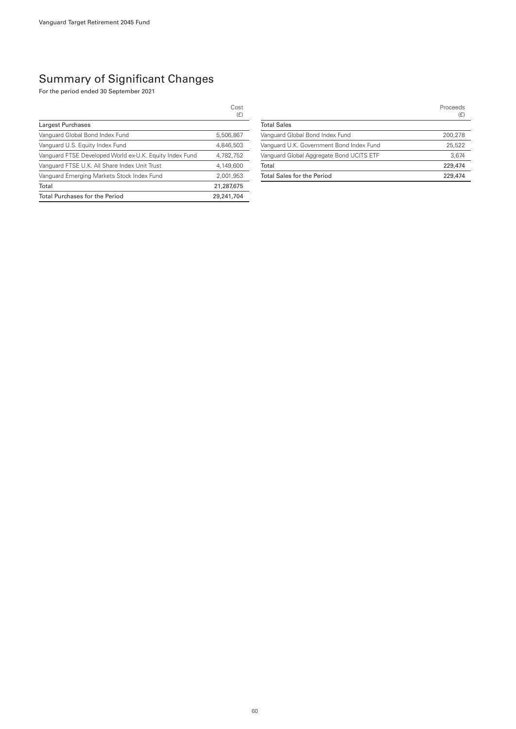# Summary of Significant Changes

For the period ended 30 September 2021

| | Cost (£) |
|---|---|
| Largest Purchases | |
| Vanguard Global Bond Index Fund | 5,506,867 |
| Vanguard U.S. Equity Index Fund | 4,846,503 |
| Vanguard FTSE Developed World ex-U.K. Equity Index Fund | 4,782,752 |
| Vanguard FTSE U.K. All Share Index Unit Trust | 4,149,600 |
| Vanguard Emerging Markets Stock Index Fund | 2,001,953 |
| Total | 21,287,675 |
| Total Purchases for the Period | 29,241,704 |

| | Proceeds (£) |
|---|---|
| Total Sales | |
| Vanguard Global Bond Index Fund | 200,278 |
| Vanguard U.K. Government Bond Index Fund | 25,522 |
| Vanguard Global Aggregate Bond UCITS ETF | 3,674 |
| Total | 229,474 |
| Total Sales for the Period | 229,474 |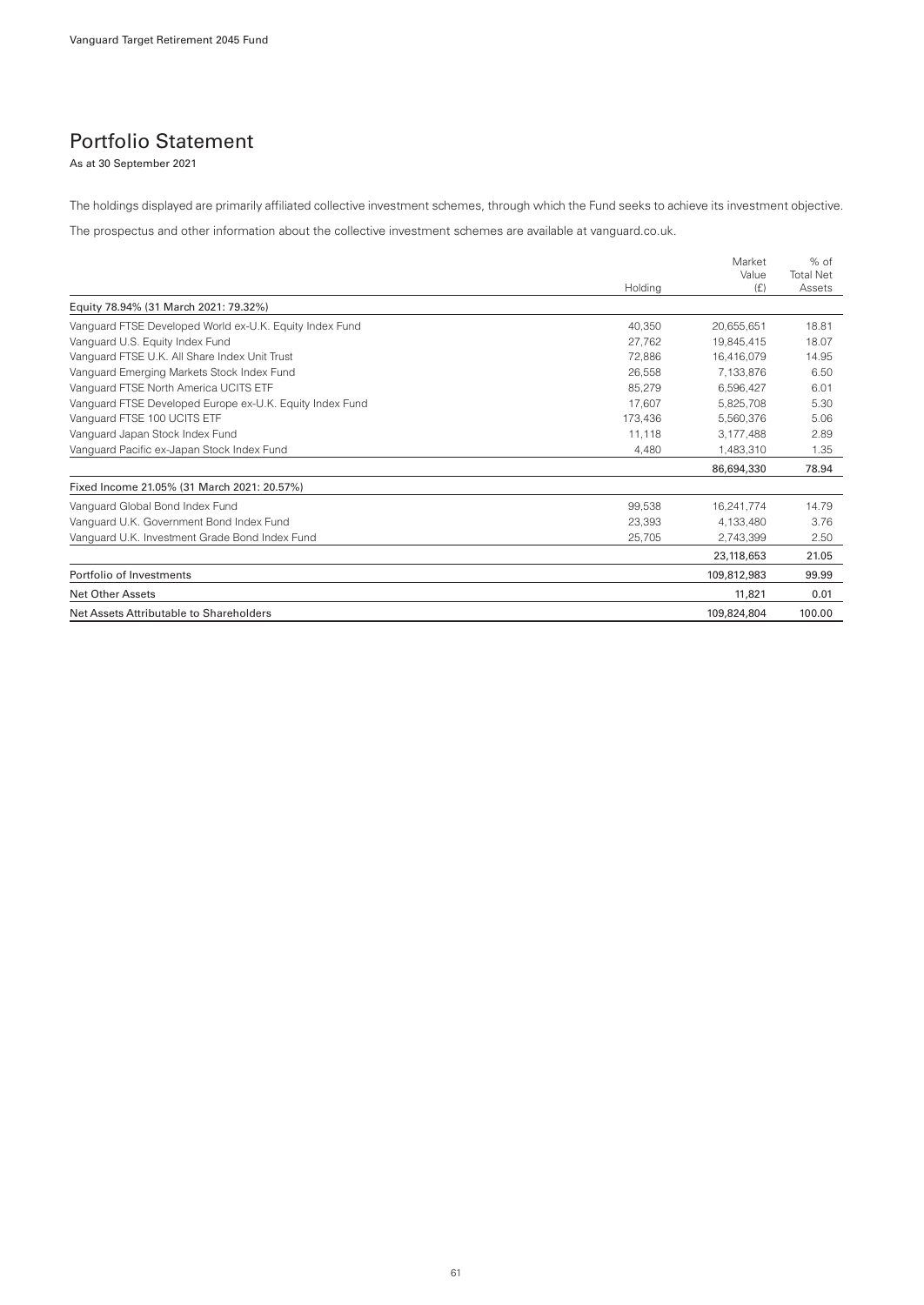# Portfolio Statement

As at 30 September 2021

The holdings displayed are primarily affiliated collective investment schemes, through which the Fund seeks to achieve its investment objective.

The prospectus and other information about the collective investment schemes are available at vanguard.co.uk.

| | Holding | Market Value (£) | % of Total Net Assets |
|---|---|---|---|
| Equity 78.94% (31 March 2021: 79.32%) | | | |
| Vanguard FTSE Developed World ex-U.K. Equity Index Fund | 40,350 | 20,655,651 | 18.81 |
| Vanguard U.S. Equity Index Fund | 27,762 | 19,845,415 | 18.07 |
| Vanguard FTSE U.K. All Share Index Unit Trust | 72,886 | 16,416,079 | 14.95 |
| Vanguard Emerging Markets Stock Index Fund | 26,558 | 7,133,876 | 6.50 |
| Vanguard FTSE North America UCITS ETF | 85,279 | 6,596,427 | 6.01 |
| Vanguard FTSE Developed Europe ex-U.K. Equity Index Fund | 17,607 | 5,825,708 | 5.30 |
| Vanguard FTSE 100 UCITS ETF | 173,436 | 5,560,376 | 5.06 |
| Vanguard Japan Stock Index Fund | 11,118 | 3,177,488 | 2.89 |
| Vanguard Pacific ex-Japan Stock Index Fund | 4,480 | 1,483,310 | 1.35 |
| | | **86,694,330** | **78.94** |
| Fixed Income 21.05% (31 March 2021: 20.57%) | | | |
| Vanguard Global Bond Index Fund | 99,538 | 16,241,774 | 14.79 |
| Vanguard U.K. Government Bond Index Fund | 23,393 | 4,133,480 | 3.76 |
| Vanguard U.K. Investment Grade Bond Index Fund | 25,705 | 2,743,399 | 2.50 |
| | | **23,118,653** | **21.05** |
| Portfolio of Investments | | 109,812,983 | 99.99 |
| Net Other Assets | | 11,821 | 0.01 |
| Net Assets Attributable to Shareholders | | 109,824,804 | 100.00 |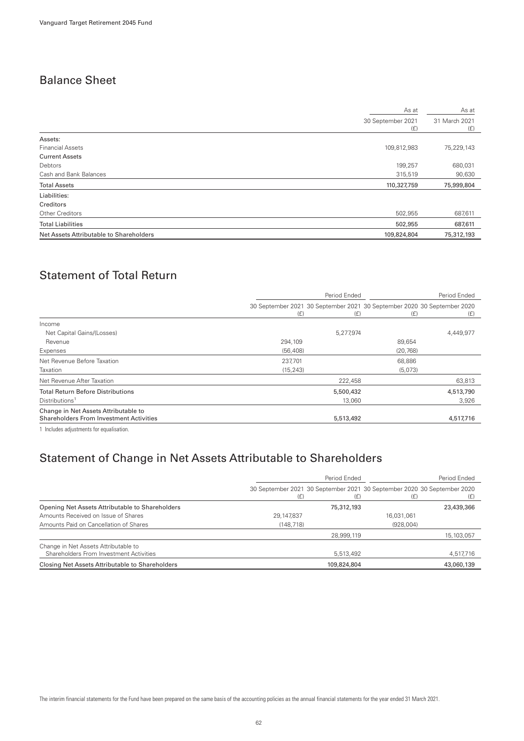Vanguard Target Retirement 2045 Fund

## Balance Sheet

| | As at 30 September 2021 (£) | As at 31 March 2021 (£) |
|---|---|---|
| Assets: | | |
| Financial Assets | 109,812,983 | 75,229,143 |
| Current Assets | | |
| Debtors | 199,257 | 680,031 |
| Cash and Bank Balances | 315,519 | 90,630 |
| Total Assets | 110,327,759 | 75,999,804 |
| Liabilities: | | |
| Creditors | | |
| Other Creditors | 502,955 | 687,611 |
| Total Liabilities | 502,955 | 687,611 |
| Net Assets Attributable to Shareholders | 109,824,804 | 75,312,193 |

## Statement of Total Return

| | Period Ended | | Period Ended | |
|---|---|---|---|---|
| | 30 September 2021 (£) | 30 September 2021 (£) | 30 September 2020 (£) | 30 September 2020 (£) |
| Income | | | | |
| Net Capital Gains/(Losses) | | 5,277,974 | | 4,449,977 |
| Revenue | 294,109 | | 89,654 | |
| Expenses | (56,408) | | (20,768) | |
| Net Revenue Before Taxation | 237,701 | | 68,886 | |
| Taxation | (15,243) | | (5,073) | |
| Net Revenue After Taxation | | 222,458 | | 63,813 |
| Total Return Before Distributions | | 5,500,432 | | 4,513,790 |
| Distributions[1] | | 13,060 | | 3,926 |
| Change in Net Assets Attributable to Shareholders From Investment Activities | | 5,513,492 | | 4,517,716 |

1 Includes adjustments for equalisation.

## Statement of Change in Net Assets Attributable to Shareholders

| | Period Ended | | Period Ended | |
|---|---|---|---|---|
| | 30 September 2021 (£) | 30 September 2021 (£) | 30 September 2020 (£) | 30 September 2020 (£) |
| Opening Net Assets Attributable to Shareholders | | 75,312,193 | | 23,439,366 |
| Amounts Received on Issue of Shares | 29,147,837 | | 16,031,061 | |
| Amounts Paid on Cancellation of Shares | (148,718) | | (928,004) | |
| | | 28,999,119 | | 15,103,057 |
| Change in Net Assets Attributable to Shareholders From Investment Activities | | 5,513,492 | | 4,517,716 |
| Closing Net Assets Attributable to Shareholders | | 109,824,804 | | 43,060,139 |

The interim financial statements for the Fund have been prepared on the same basis of the accounting policies as the annual financial statements for the year ended 31 March 2021.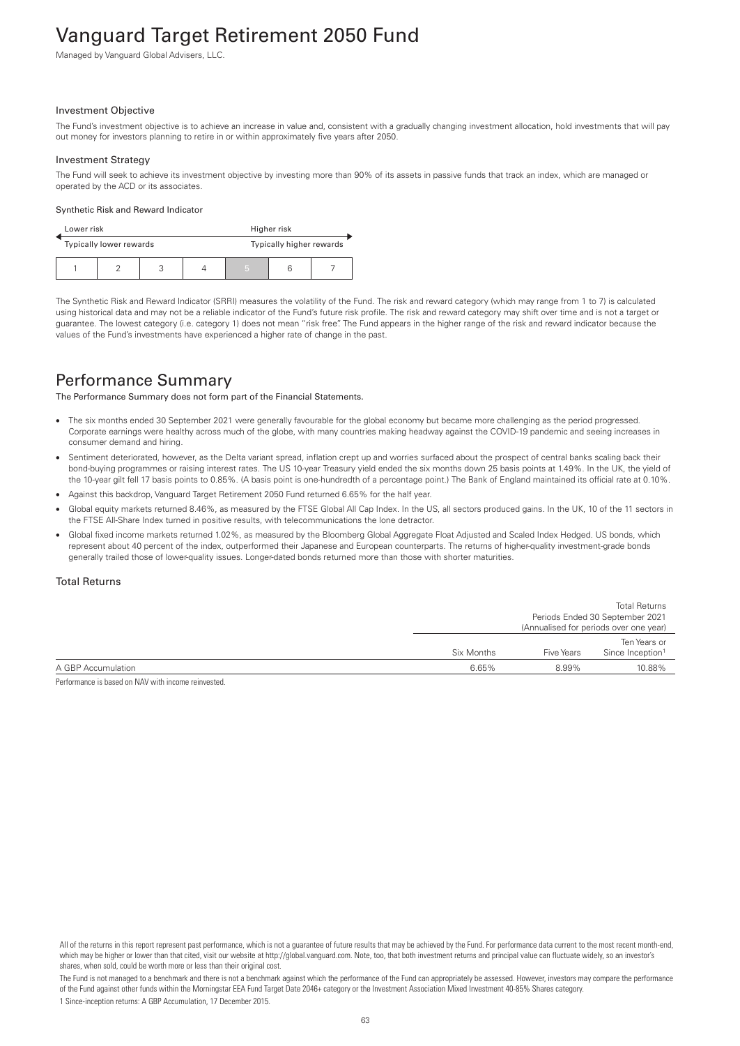# Vanguard Target Retirement 2050 Fund

Managed by Vanguard Global Advisers, LLC.

### Investment Objective

The Fund's investment objective is to achieve an increase in value and, consistent with a gradually changing investment allocation, hold investments that will pay out money for investors planning to retire in or within approximately five years after 2050.

### Investment Strategy

The Fund will seek to achieve its investment objective by investing more than 90% of its assets in passive funds that track an index, which are managed or operated by the ACD or its associates.

#### Synthetic Risk and Reward Indicator

| Lower risk | | | | Higher risk | | |
|---|---|---|---|---|---|---|
| Typically lower rewards | | | | Typically higher rewards | | |
| 1 | 2 | 3 | 4 | **5** | 6 | 7 |

The Synthetic Risk and Reward Indicator (SRRI) measures the volatility of the Fund. The risk and reward category (which may range from 1 to 7) is calculated using historical data and may not be a reliable indicator of the Fund's future risk profile. The risk and reward category may shift over time and is not a target or guarantee. The lowest category (i.e. category 1) does not mean "risk free". The Fund appears in the higher range of the risk and reward indicator because the values of the Fund's investments have experienced a higher rate of change in the past.

## Performance Summary

**The Performance Summary does not form part of the Financial Statements.**

- The six months ended 30 September 2021 were generally favourable for the global economy but became more challenging as the period progressed. Corporate earnings were healthy across much of the globe, with many countries making headway against the COVID-19 pandemic and seeing increases in consumer demand and hiring.
- Sentiment deteriorated, however, as the Delta variant spread, inflation crept up and worries surfaced about the prospect of central banks scaling back their bond-buying programmes or raising interest rates. The US 10-year Treasury yield ended the six months down 25 basis points at 1.49%. In the UK, the yield of the 10-year gilt fell 17 basis points to 0.85%. (A basis point is one-hundredth of a percentage point.) The Bank of England maintained its official rate at 0.10%.
- Against this backdrop, Vanguard Target Retirement 2050 Fund returned 6.65% for the half year.
- Global equity markets returned 8.46%, as measured by the FTSE Global All Cap Index. In the US, all sectors produced gains. In the UK, 10 of the 11 sectors in the FTSE All-Share Index turned in positive results, with telecommunications the lone detractor.
- Global fixed income markets returned 1.02%, as measured by the Bloomberg Global Aggregate Float Adjusted and Scaled Index Hedged. US bonds, which represent about 40 percent of the index, outperformed their Japanese and European counterparts. The returns of higher-quality investment-grade bonds generally trailed those of lower-quality issues. Longer-dated bonds returned more than those with shorter maturities.

### Total Returns

| | Total Returns Periods Ended 30 September 2021 (Annualised for periods over one year) | | |
|---|---|---|---|
| | Six Months | Five Years | Ten Years or Since Inception[1] |
| A GBP Accumulation | 6.65% | 8.99% | 10.88% |

Performance is based on NAV with income reinvested.

All of the returns in this report represent past performance, which is not a guarantee of future results that may be achieved by the Fund. For performance data current to the most recent month-end, which may be higher or lower than that cited, visit our website at http://global.vanguard.com. Note, too, that both investment returns and principal value can fluctuate widely, so an investor's shares, when sold, could be worth more or less than their original cost.

The Fund is not managed to a benchmark and there is not a benchmark against which the performance of the Fund can appropriately be assessed. However, investors may compare the performance of the Fund against other funds within the Morningstar EEA Fund Target Date 2046+ category or the Investment Association Mixed Investment 40-85% Shares category.

1 Since-inception returns: A GBP Accumulation, 17 December 2015.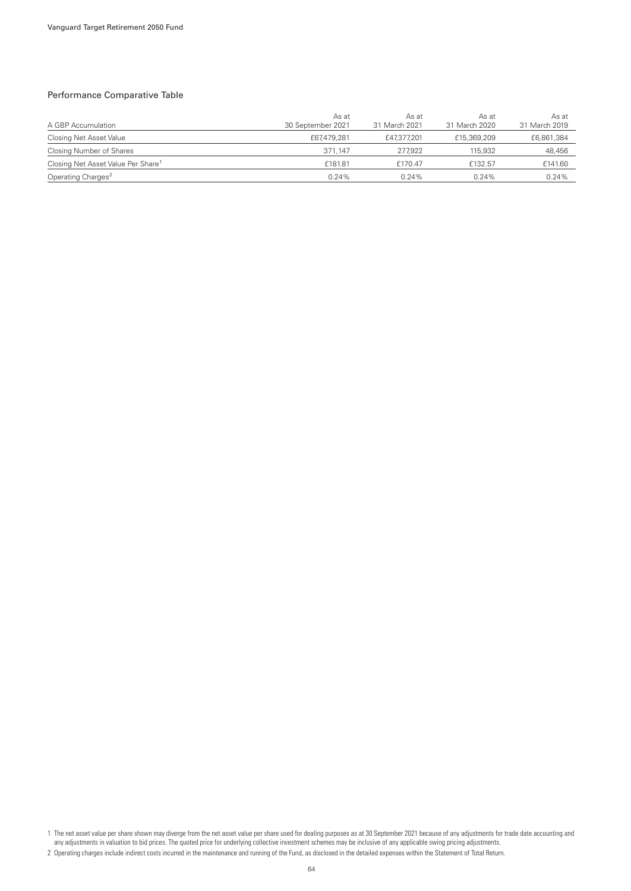## Performance Comparative Table

| A GBP Accumulation | As at 30 September 2021 | As at 31 March 2021 | As at 31 March 2020 | As at 31 March 2019 |
|---|---|---|---|---|
| Closing Net Asset Value | £67,479,281 | £47,377,201 | £15,369,209 | £6,861,384 |
| Closing Number of Shares | 371,147 | 277,922 | 115,932 | 48,456 |
| Closing Net Asset Value Per Share[1] | £181.81 | £170.47 | £132.57 | £141.60 |
| Operating Charges[2] | 0.24% | 0.24% | 0.24% | 0.24% |

1 The net asset value per share shown may diverge from the net asset value per share used for dealing purposes as at 30 September 2021 because of any adjustments for trade date accounting and any adjustments in valuation to bid prices. The quoted price for underlying collective investment schemes may be inclusive of any applicable swing pricing adjustments.

2 Operating charges include indirect costs incurred in the maintenance and running of the Fund, as disclosed in the detailed expenses within the Statement of Total Return.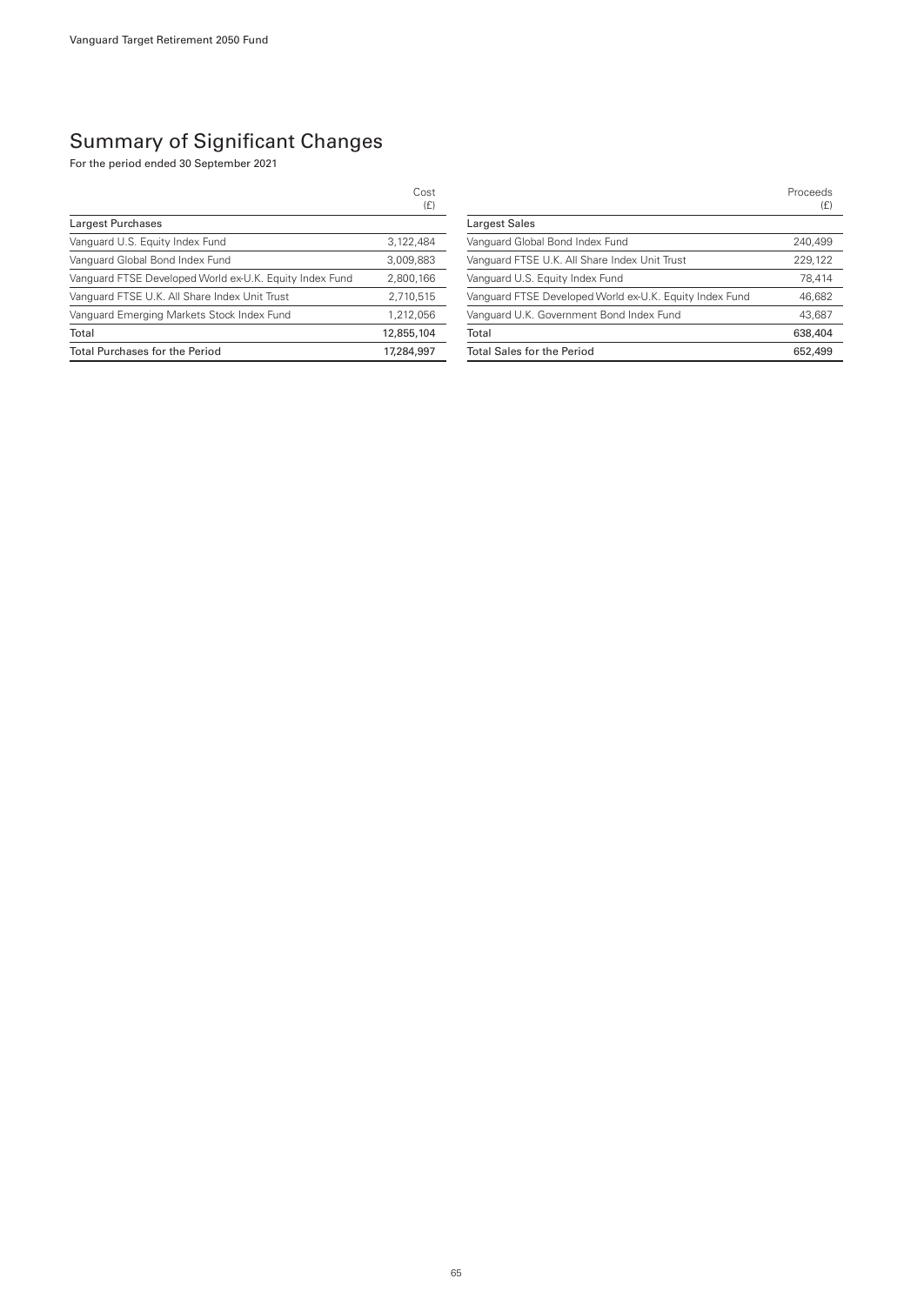# Summary of Significant Changes

For the period ended 30 September 2021

| | Cost (£) |
|---|---|
| Largest Purchases | |
| Vanguard U.S. Equity Index Fund | 3,122,484 |
| Vanguard Global Bond Index Fund | 3,009,883 |
| Vanguard FTSE Developed World ex-U.K. Equity Index Fund | 2,800,166 |
| Vanguard FTSE U.K. All Share Index Unit Trust | 2,710,515 |
| Vanguard Emerging Markets Stock Index Fund | 1,212,056 |
| Total | 12,855,104 |
| Total Purchases for the Period | 17,284,997 |

| | Proceeds (£) |
|---|---|
| Largest Sales | |
| Vanguard Global Bond Index Fund | 240,499 |
| Vanguard FTSE U.K. All Share Index Unit Trust | 229,122 |
| Vanguard U.S. Equity Index Fund | 78,414 |
| Vanguard FTSE Developed World ex-U.K. Equity Index Fund | 46,682 |
| Vanguard U.K. Government Bond Index Fund | 43,687 |
| Total | 638,404 |
| Total Sales for the Period | 652,499 |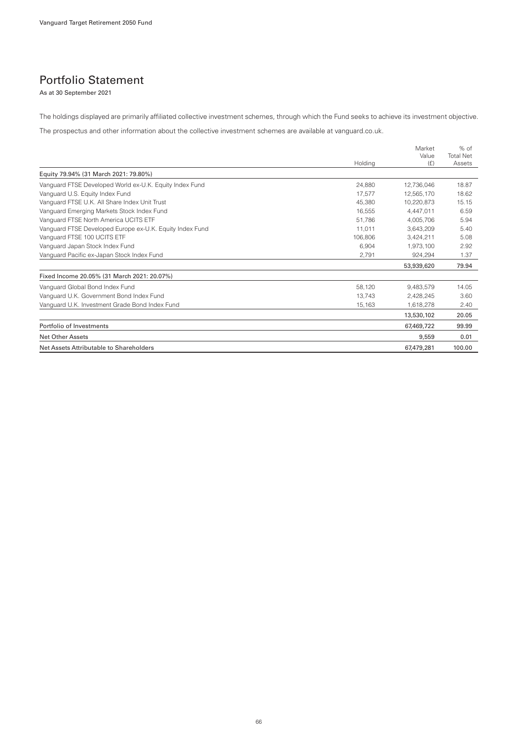# Portfolio Statement

As at 30 September 2021

The holdings displayed are primarily affiliated collective investment schemes, through which the Fund seeks to achieve its investment objective.

The prospectus and other information about the collective investment schemes are available at vanguard.co.uk.

| | Holding | Market Value (£) | % of Total Net Assets |
|---|---|---|---|
| Equity 79.94% (31 March 2021: 79.80%) | | | |
| Vanguard FTSE Developed World ex-U.K. Equity Index Fund | 24,880 | 12,736,046 | 18.87 |
| Vanguard U.S. Equity Index Fund | 17,577 | 12,565,170 | 18.62 |
| Vanguard FTSE U.K. All Share Index Unit Trust | 45,380 | 10,220,873 | 15.15 |
| Vanguard Emerging Markets Stock Index Fund | 16,555 | 4,447,011 | 6.59 |
| Vanguard FTSE North America UCITS ETF | 51,786 | 4,005,706 | 5.94 |
| Vanguard FTSE Developed Europe ex-U.K. Equity Index Fund | 11,011 | 3,643,209 | 5.40 |
| Vanguard FTSE 100 UCITS ETF | 106,806 | 3,424,211 | 5.08 |
| Vanguard Japan Stock Index Fund | 6,904 | 1,973,100 | 2.92 |
| Vanguard Pacific ex-Japan Stock Index Fund | 2,791 | 924,294 | 1.37 |
| | | **53,939,620** | **79.94** |
| Fixed Income 20.05% (31 March 2021: 20.07%) | | | |
| Vanguard Global Bond Index Fund | 58,120 | 9,483,579 | 14.05 |
| Vanguard U.K. Government Bond Index Fund | 13,743 | 2,428,245 | 3.60 |
| Vanguard U.K. Investment Grade Bond Index Fund | 15,163 | 1,618,278 | 2.40 |
| | | **13,530,102** | **20.05** |
| Portfolio of Investments | | 67,469,722 | 99.99 |
| Net Other Assets | | 9,559 | 0.01 |
| Net Assets Attributable to Shareholders | | 67,479,281 | 100.00 |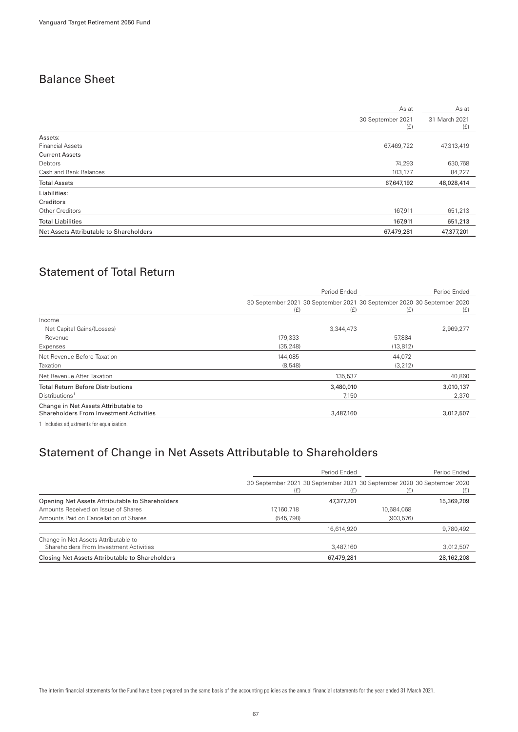## Balance Sheet

| | As at 30 September 2021 (£) | As at 31 March 2021 (£) |
|---|---|---|
| Assets: | | |
| Financial Assets | 67,469,722 | 47,313,419 |
| Current Assets | | |
| Debtors | 74,293 | 630,768 |
| Cash and Bank Balances | 103,177 | 84,227 |
| Total Assets | 67,647,192 | 48,028,414 |
| Liabilities: | | |
| Creditors | | |
| Other Creditors | 167,911 | 651,213 |
| Total Liabilities | 167,911 | 651,213 |
| Net Assets Attributable to Shareholders | 67,479,281 | 47,377,201 |

## Statement of Total Return

| | Period Ended | | Period Ended | |
|---|---|---|---|---|
| | 30 September 2021 (£) | 30 September 2021 (£) | 30 September 2020 (£) | 30 September 2020 (£) |
| Income | | | | |
| Net Capital Gains/(Losses) | | 3,344,473 | | 2,969,277 |
| Revenue | 179,333 | | 57,884 | |
| Expenses | (35,248) | | (13,812) | |
| Net Revenue Before Taxation | 144,085 | | 44,072 | |
| Taxation | (8,548) | | (3,212) | |
| Net Revenue After Taxation | | 135,537 | | 40,860 |
| Total Return Before Distributions | | 3,480,010 | | 3,010,137 |
| Distributions[1] | | 7,150 | | 2,370 |
| Change in Net Assets Attributable to Shareholders From Investment Activities | | 3,487,160 | | 3,012,507 |

1 Includes adjustments for equalisation.

## Statement of Change in Net Assets Attributable to Shareholders

| | Period Ended | | Period Ended | |
|---|---|---|---|---|
| | 30 September 2021 (£) | 30 September 2021 (£) | 30 September 2020 (£) | 30 September 2020 (£) |
| Opening Net Assets Attributable to Shareholders | | 47,377,201 | | 15,369,209 |
| Amounts Received on Issue of Shares | 17,160,718 | | 10,684,068 | |
| Amounts Paid on Cancellation of Shares | (545,798) | | (903,576) | |
| | | 16,614,920 | | 9,780,492 |
| Change in Net Assets Attributable to Shareholders From Investment Activities | | 3,487,160 | | 3,012,507 |
| Closing Net Assets Attributable to Shareholders | | 67,479,281 | | 28,162,208 |

The interim financial statements for the Fund have been prepared on the same basis of the accounting policies as the annual financial statements for the year ended 31 March 2021.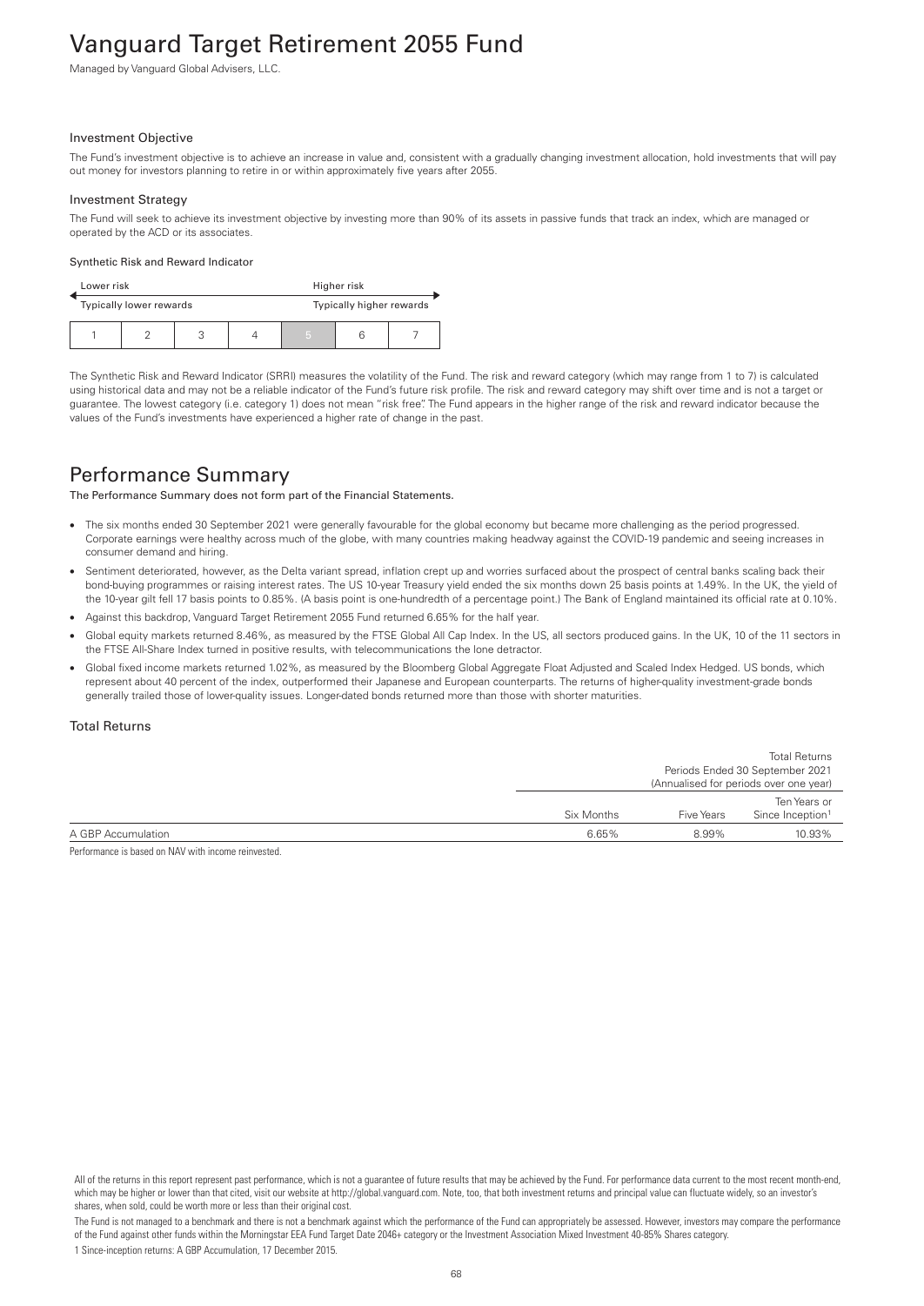# Vanguard Target Retirement 2055 Fund

Managed by Vanguard Global Advisers, LLC.

### Investment Objective

The Fund's investment objective is to achieve an increase in value and, consistent with a gradually changing investment allocation, hold investments that will pay out money for investors planning to retire in or within approximately five years after 2055.

### Investment Strategy

The Fund will seek to achieve its investment objective by investing more than 90% of its assets in passive funds that track an index, which are managed or operated by the ACD or its associates.

#### Synthetic Risk and Reward Indicator

| Lower risk | | | | Higher risk | | |
|---|---|---|---|---|---|---|
| Typically lower rewards | | | | Typically higher rewards | | |
| 1 | 2 | 3 | 4 | 5 | 6 | 7 |

The Synthetic Risk and Reward Indicator (SRRI) measures the volatility of the Fund. The risk and reward category (which may range from 1 to 7) is calculated using historical data and may not be a reliable indicator of the Fund's future risk profile. The risk and reward category may shift over time and is not a target or guarantee. The lowest category (i.e. category 1) does not mean "risk free". The Fund appears in the higher range of the risk and reward indicator because the values of the Fund's investments have experienced a higher rate of change in the past.

## Performance Summary

**The Performance Summary does not form part of the Financial Statements.**

- The six months ended 30 September 2021 were generally favourable for the global economy but became more challenging as the period progressed. Corporate earnings were healthy across much of the globe, with many countries making headway against the COVID-19 pandemic and seeing increases in consumer demand and hiring.
- Sentiment deteriorated, however, as the Delta variant spread, inflation crept up and worries surfaced about the prospect of central banks scaling back their bond-buying programmes or raising interest rates. The US 10-year Treasury yield ended the six months down 25 basis points at 1.49%. In the UK, the yield of the 10-year gilt fell 17 basis points to 0.85%. (A basis point is one-hundredth of a percentage point.) The Bank of England maintained its official rate at 0.10%.
- Against this backdrop, Vanguard Target Retirement 2055 Fund returned 6.65% for the half year.
- Global equity markets returned 8.46%, as measured by the FTSE Global All Cap Index. In the US, all sectors produced gains. In the UK, 10 of the 11 sectors in the FTSE All-Share Index turned in positive results, with telecommunications the lone detractor.
- Global fixed income markets returned 1.02%, as measured by the Bloomberg Global Aggregate Float Adjusted and Scaled Index Hedged. US bonds, which represent about 40 percent of the index, outperformed their Japanese and European counterparts. The returns of higher-quality investment-grade bonds generally trailed those of lower-quality issues. Longer-dated bonds returned more than those with shorter maturities.

### Total Returns

| | Total Returns Periods Ended 30 September 2021 (Annualised for periods over one year) | | |
|---|---|---|---|
| | Six Months | Five Years | Ten Years or Since Inception[1] |
| A GBP Accumulation | 6.65% | 8.99% | 10.93% |

Performance is based on NAV with income reinvested.

All of the returns in this report represent past performance, which is not a guarantee of future results that may be achieved by the Fund. For performance data current to the most recent month-end, which may be higher or lower than that cited, visit our website at http://global.vanguard.com. Note, too, that both investment returns and principal value can fluctuate widely, so an investor's shares, when sold, could be worth more or less than their original cost.

The Fund is not managed to a benchmark and there is not a benchmark against which the performance of the Fund can appropriately be assessed. However, investors may compare the performance of the Fund against other funds within the Morningstar EEA Fund Target Date 2046+ category or the Investment Association Mixed Investment 40-85% Shares category.

1 Since-inception returns: A GBP Accumulation, 17 December 2015.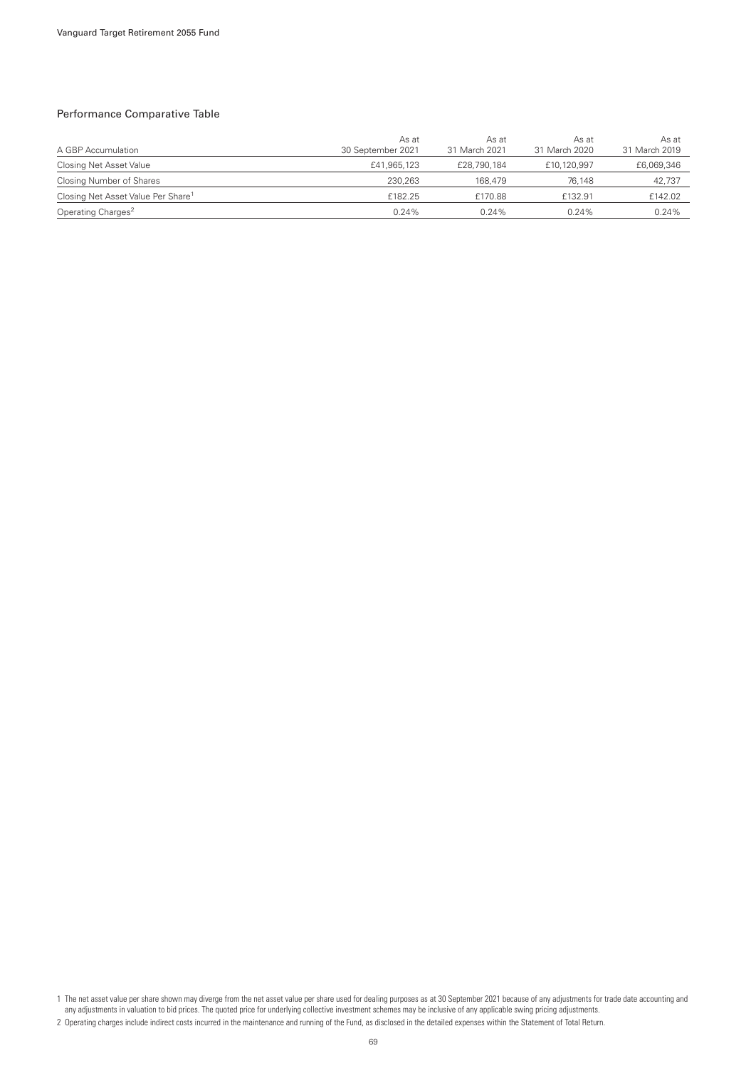## Performance Comparative Table

| A GBP Accumulation | As at 30 September 2021 | As at 31 March 2021 | As at 31 March 2020 | As at 31 March 2019 |
|---|---|---|---|---|
| Closing Net Asset Value | £41,965,123 | £28,790,184 | £10,120,997 | £6,069,346 |
| Closing Number of Shares | 230,263 | 168,479 | 76,148 | 42,737 |
| Closing Net Asset Value Per Share[1] | £182.25 | £170.88 | £132.91 | £142.02 |
| Operating Charges[2] | 0.24% | 0.24% | 0.24% | 0.24% |

1 The net asset value per share shown may diverge from the net asset value per share used for dealing purposes as at 30 September 2021 because of any adjustments for trade date accounting and any adjustments in valuation to bid prices. The quoted price for underlying collective investment schemes may be inclusive of any applicable swing pricing adjustments.

2 Operating charges include indirect costs incurred in the maintenance and running of the Fund, as disclosed in the detailed expenses within the Statement of Total Return.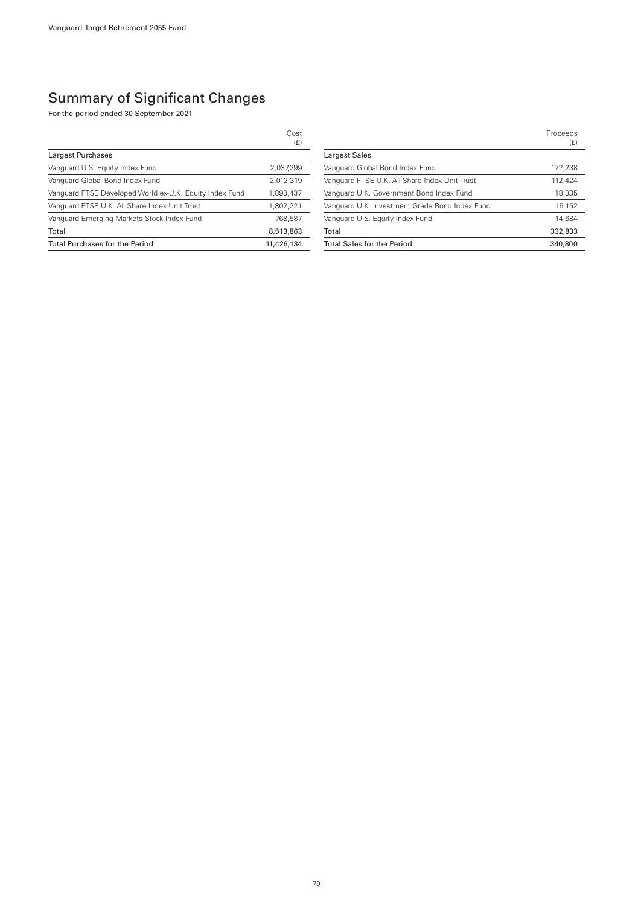# Summary of Significant Changes

For the period ended 30 September 2021

| | Cost (£) |
|---|---|
| **Largest Purchases** | |
| Vanguard U.S. Equity Index Fund | 2,037,299 |
| Vanguard Global Bond Index Fund | 2,012,319 |
| Vanguard FTSE Developed World ex-U.K. Equity Index Fund | 1,893,437 |
| Vanguard FTSE U.K. All Share Index Unit Trust | 1,802,221 |
| Vanguard Emerging Markets Stock Index Fund | 768,587 |
| Total | 8,513,863 |
| Total Purchases for the Period | 11,426,134 |

| | Proceeds (£) |
|---|---|
| **Largest Sales** | |
| Vanguard Global Bond Index Fund | 172,238 |
| Vanguard FTSE U.K. All Share Index Unit Trust | 112,424 |
| Vanguard U.K. Government Bond Index Fund | 18,335 |
| Vanguard U.K. Investment Grade Bond Index Fund | 15,152 |
| Vanguard U.S. Equity Index Fund | 14,684 |
| Total | 332,833 |
| Total Sales for the Period | 340,800 |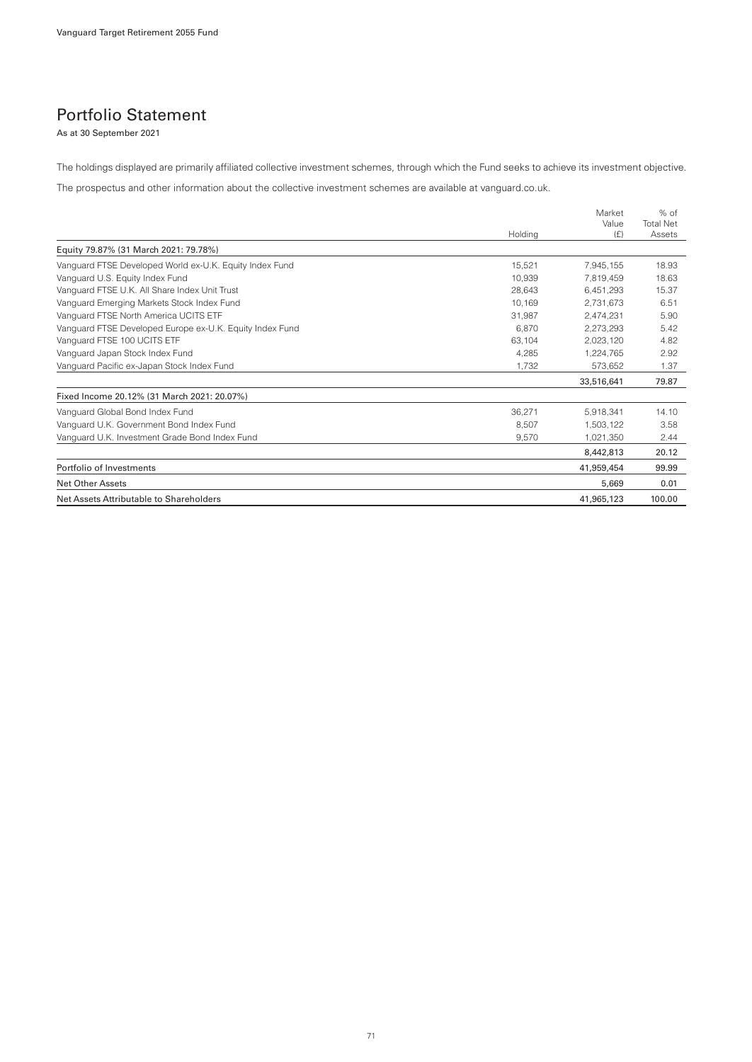# Portfolio Statement

As at 30 September 2021

The holdings displayed are primarily affiliated collective investment schemes, through which the Fund seeks to achieve its investment objective.

The prospectus and other information about the collective investment schemes are available at vanguard.co.uk.

| | Holding | Market Value (£) | % of Total Net Assets |
|---|---|---|---|
| Equity 79.87% (31 March 2021: 79.78%) | | | |
| Vanguard FTSE Developed World ex-U.K. Equity Index Fund | 15,521 | 7,945,155 | 18.93 |
| Vanguard U.S. Equity Index Fund | 10,939 | 7,819,459 | 18.63 |
| Vanguard FTSE U.K. All Share Index Unit Trust | 28,643 | 6,451,293 | 15.37 |
| Vanguard Emerging Markets Stock Index Fund | 10,169 | 2,731,673 | 6.51 |
| Vanguard FTSE North America UCITS ETF | 31,987 | 2,474,231 | 5.90 |
| Vanguard FTSE Developed Europe ex-U.K. Equity Index Fund | 6,870 | 2,273,293 | 5.42 |
| Vanguard FTSE 100 UCITS ETF | 63,104 | 2,023,120 | 4.82 |
| Vanguard Japan Stock Index Fund | 4,285 | 1,224,765 | 2.92 |
| Vanguard Pacific ex-Japan Stock Index Fund | 1,732 | 573,652 | 1.37 |
| | | **33,516,641** | **79.87** |
| Fixed Income 20.12% (31 March 2021: 20.07%) | | | |
| Vanguard Global Bond Index Fund | 36,271 | 5,918,341 | 14.10 |
| Vanguard U.K. Government Bond Index Fund | 8,507 | 1,503,122 | 3.58 |
| Vanguard U.K. Investment Grade Bond Index Fund | 9,570 | 1,021,350 | 2.44 |
| | | **8,442,813** | **20.12** |
| Portfolio of Investments | | **41,959,454** | **99.99** |
| Net Other Assets | | **5,669** | **0.01** |
| Net Assets Attributable to Shareholders | | **41,965,123** | **100.00** |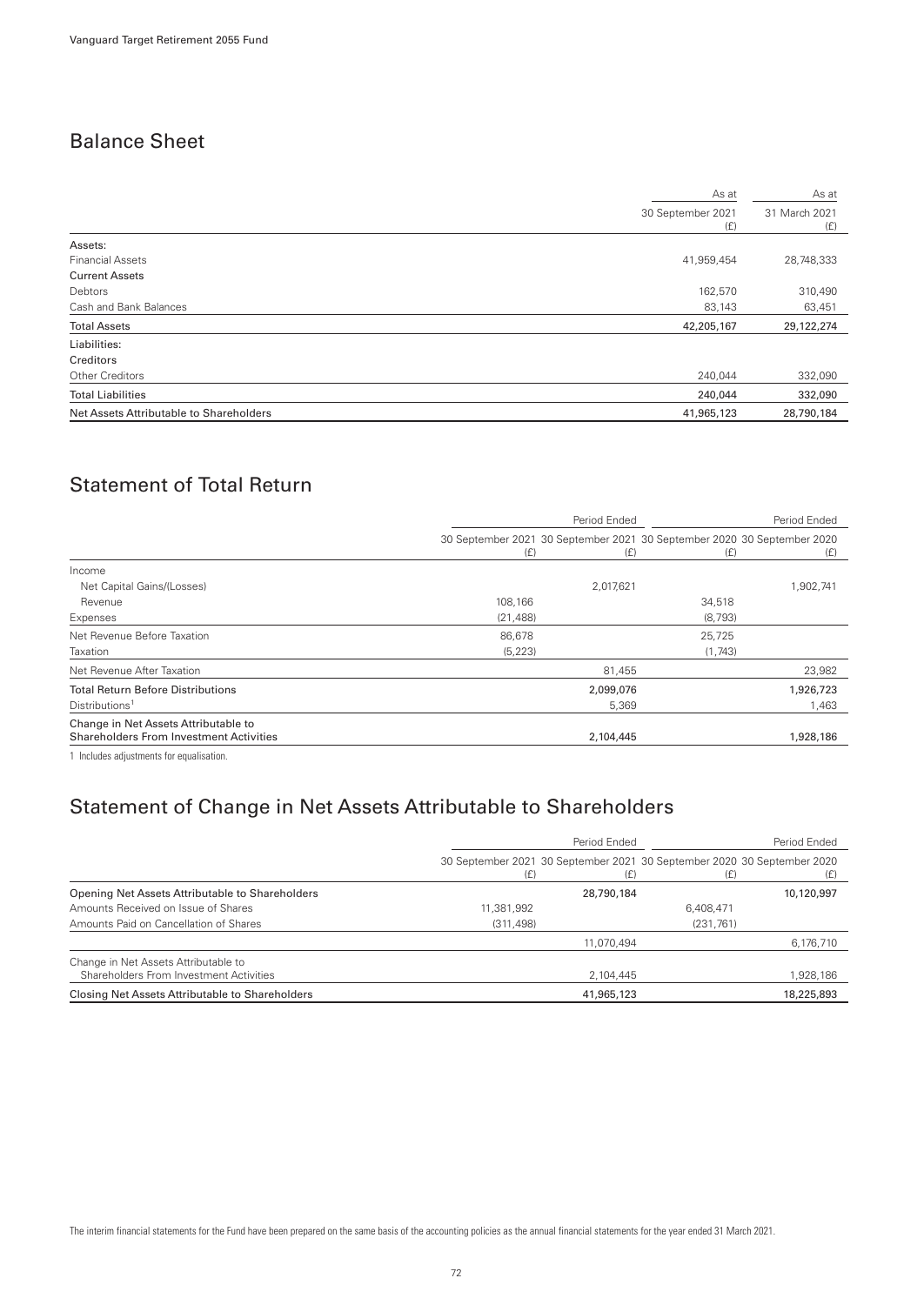## Balance Sheet

| | As at 30 September 2021 (£) | As at 31 March 2021 (£) |
|---|---|---|
| Assets: | | |
| Financial Assets | 41,959,454 | 28,748,333 |
| Current Assets | | |
| Debtors | 162,570 | 310,490 |
| Cash and Bank Balances | 83,143 | 63,451 |
| **Total Assets** | **42,205,167** | **29,122,274** |
| Liabilities: | | |
| Creditors | | |
| Other Creditors | 240,044 | 332,090 |
| **Total Liabilities** | **240,044** | **332,090** |
| **Net Assets Attributable to Shareholders** | **41,965,123** | **28,790,184** |

## Statement of Total Return

| | Period Ended | | Period Ended | |
|---|---|---|---|---|
| | 30 September 2021 (£) | 30 September 2021 (£) | 30 September 2020 (£) | 30 September 2020 (£) |
| Income | | | | |
| Net Capital Gains/(Losses) | | 2,017,621 | | 1,902,741 |
| Revenue | 108,166 | | 34,518 | |
| Expenses | (21,488) | | (8,793) | |
| Net Revenue Before Taxation | 86,678 | | 25,725 | |
| Taxation | (5,223) | | (1,743) | |
| Net Revenue After Taxation | | 81,455 | | 23,982 |
| **Total Return Before Distributions** | | **2,099,076** | | **1,926,723** |
| Distributions[1] | | 5,369 | | 1,463 |
| **Change in Net Assets Attributable to Shareholders From Investment Activities** | | **2,104,445** | | **1,928,186** |

1 Includes adjustments for equalisation.

## Statement of Change in Net Assets Attributable to Shareholders

| | Period Ended | | Period Ended | |
|---|---|---|---|---|
| | 30 September 2021 (£) | 30 September 2021 (£) | 30 September 2020 (£) | 30 September 2020 (£) |
| **Opening Net Assets Attributable to Shareholders** | | **28,790,184** | | **10,120,997** |
| Amounts Received on Issue of Shares | 11,381,992 | | 6,408,471 | |
| Amounts Paid on Cancellation of Shares | (311,498) | | (231,761) | |
| | | 11,070,494 | | 6,176,710 |
| Change in Net Assets Attributable to Shareholders From Investment Activities | | 2,104,445 | | 1,928,186 |
| **Closing Net Assets Attributable to Shareholders** | | **41,965,123** | | **18,225,893** |

The interim financial statements for the Fund have been prepared on the same basis of the accounting policies as the annual financial statements for the year ended 31 March 2021.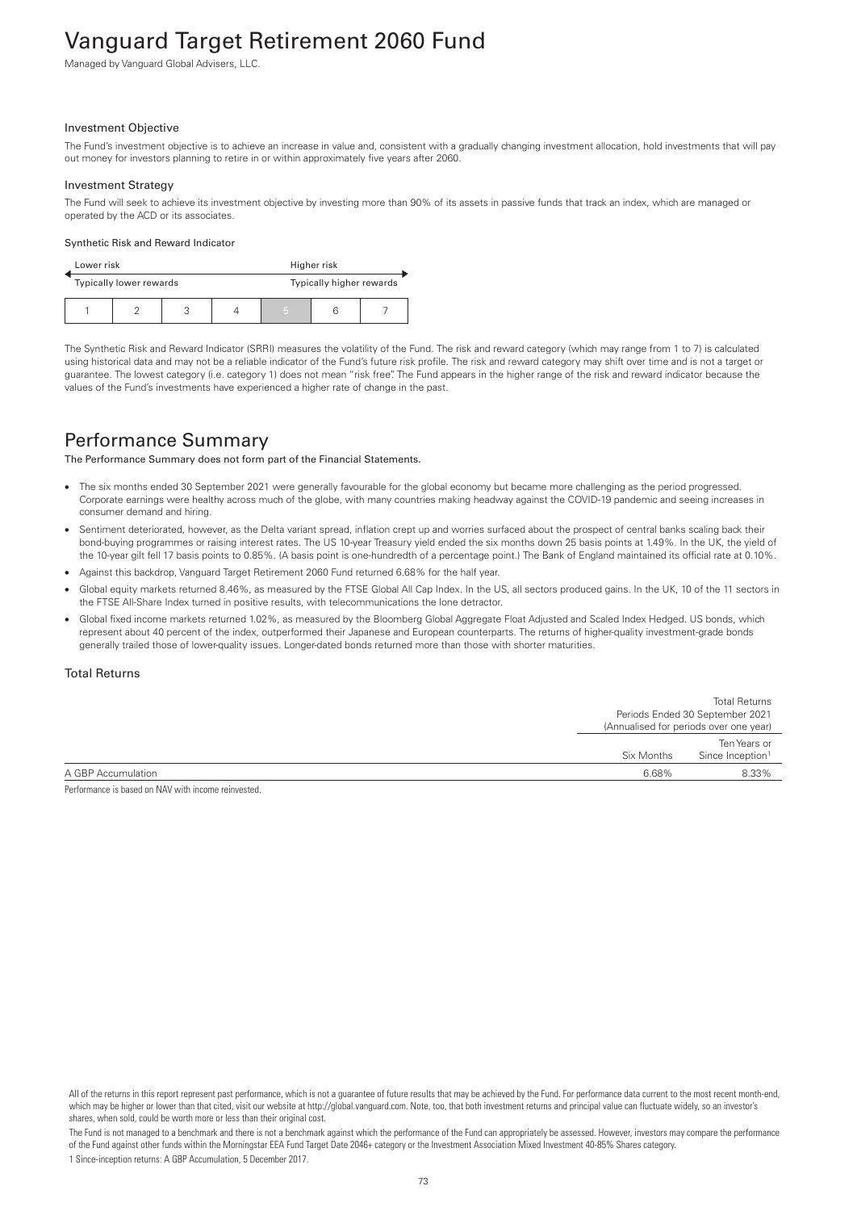# Vanguard Target Retirement 2060 Fund

Managed by Vanguard Global Advisers, LLC.

### Investment Objective

The Fund's investment objective is to achieve an increase in value and, consistent with a gradually changing investment allocation, hold investments that will pay out money for investors planning to retire in or within approximately five years after 2060.

### Investment Strategy

The Fund will seek to achieve its investment objective by investing more than 90% of its assets in passive funds that track an index, which are managed or operated by the ACD or its associates.

#### Synthetic Risk and Reward Indicator

| Lower risk | | | | Higher risk | | |
|---|---|---|---|---|---|---|
| Typically lower rewards | | | | Typically higher rewards | | |
| 1 | 2 | 3 | 4 | **5** | 6 | 7 |

The Synthetic Risk and Reward Indicator (SRRI) measures the volatility of the Fund. The risk and reward category (which may range from 1 to 7) is calculated using historical data and may not be a reliable indicator of the Fund's future risk profile. The risk and reward category may shift over time and is not a target or guarantee. The lowest category (i.e. category 1) does not mean "risk free". The Fund appears in the higher range of the risk and reward indicator because the values of the Fund's investments have experienced a higher rate of change in the past.

## Performance Summary

**The Performance Summary does not form part of the Financial Statements.**

- The six months ended 30 September 2021 were generally favourable for the global economy but became more challenging as the period progressed. Corporate earnings were healthy across much of the globe, with many countries making headway against the COVID-19 pandemic and seeing increases in consumer demand and hiring.
- Sentiment deteriorated, however, as the Delta variant spread, inflation crept up and worries surfaced about the prospect of central banks scaling back their bond-buying programmes or raising interest rates. The US 10-year Treasury yield ended the six months down 25 basis points at 1.49%. In the UK, the yield of the 10-year gilt fell 17 basis points to 0.85%. (A basis point is one-hundredth of a percentage point.) The Bank of England maintained its official rate at 0.10%.
- Against this backdrop, Vanguard Target Retirement 2060 Fund returned 6.68% for the half year.
- Global equity markets returned 8.46%, as measured by the FTSE Global All Cap Index. In the US, all sectors produced gains. In the UK, 10 of the 11 sectors in the FTSE All-Share Index turned in positive results, with telecommunications the lone detractor.
- Global fixed income markets returned 1.02%, as measured by the Bloomberg Global Aggregate Float Adjusted and Scaled Index Hedged. US bonds, which represent about 40 percent of the index, outperformed their Japanese and European counterparts. The returns of higher-quality investment-grade bonds generally trailed those of lower-quality issues. Longer-dated bonds returned more than those with shorter maturities.

### Total Returns

| | Total Returns Periods Ended 30 September 2021 (Annualised for periods over one year) | |
|---|---|---|
| | Six Months | Ten Years or Since Inception[1] |
| A GBP Accumulation | 6.68% | 8.33% |

Performance is based on NAV with income reinvested.

All of the returns in this report represent past performance, which is not a guarantee of future results that may be achieved by the Fund. For performance data current to the most recent month-end, which may be higher or lower than that cited, visit our website at http://global.vanguard.com. Note, too, that both investment returns and principal value can fluctuate widely, so an investor's shares, when sold, could be worth more or less than their original cost.

The Fund is not managed to a benchmark and there is not a benchmark against which the performance of the Fund can appropriately be assessed. However, investors may compare the performance of the Fund against other funds within the Morningstar EEA Fund Target Date 2046+ category or the Investment Association Mixed Investment 40-85% Shares category.

1 Since-inception returns: A GBP Accumulation, 5 December 2017.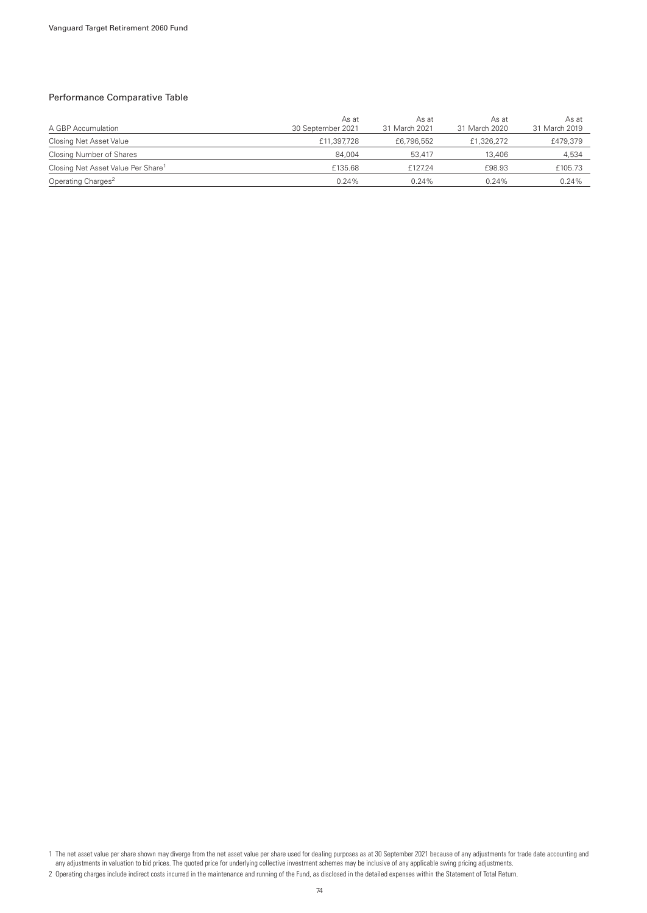## Performance Comparative Table

| A GBP Accumulation | As at 30 September 2021 | As at 31 March 2021 | As at 31 March 2020 | As at 31 March 2019 |
|---|---|---|---|---|
| Closing Net Asset Value | £11,397,728 | £6,796,552 | £1,326,272 | £479,379 |
| Closing Number of Shares | 84,004 | 53,417 | 13,406 | 4,534 |
| Closing Net Asset Value Per Share[1] | £135.68 | £127.24 | £98.93 | £105.73 |
| Operating Charges[2] | 0.24% | 0.24% | 0.24% | 0.24% |

1 The net asset value per share shown may diverge from the net asset value per share used for dealing purposes as at 30 September 2021 because of any adjustments for trade date accounting and any adjustments in valuation to bid prices. The quoted price for underlying collective investment schemes may be inclusive of any applicable swing pricing adjustments.

2 Operating charges include indirect costs incurred in the maintenance and running of the Fund, as disclosed in the detailed expenses within the Statement of Total Return.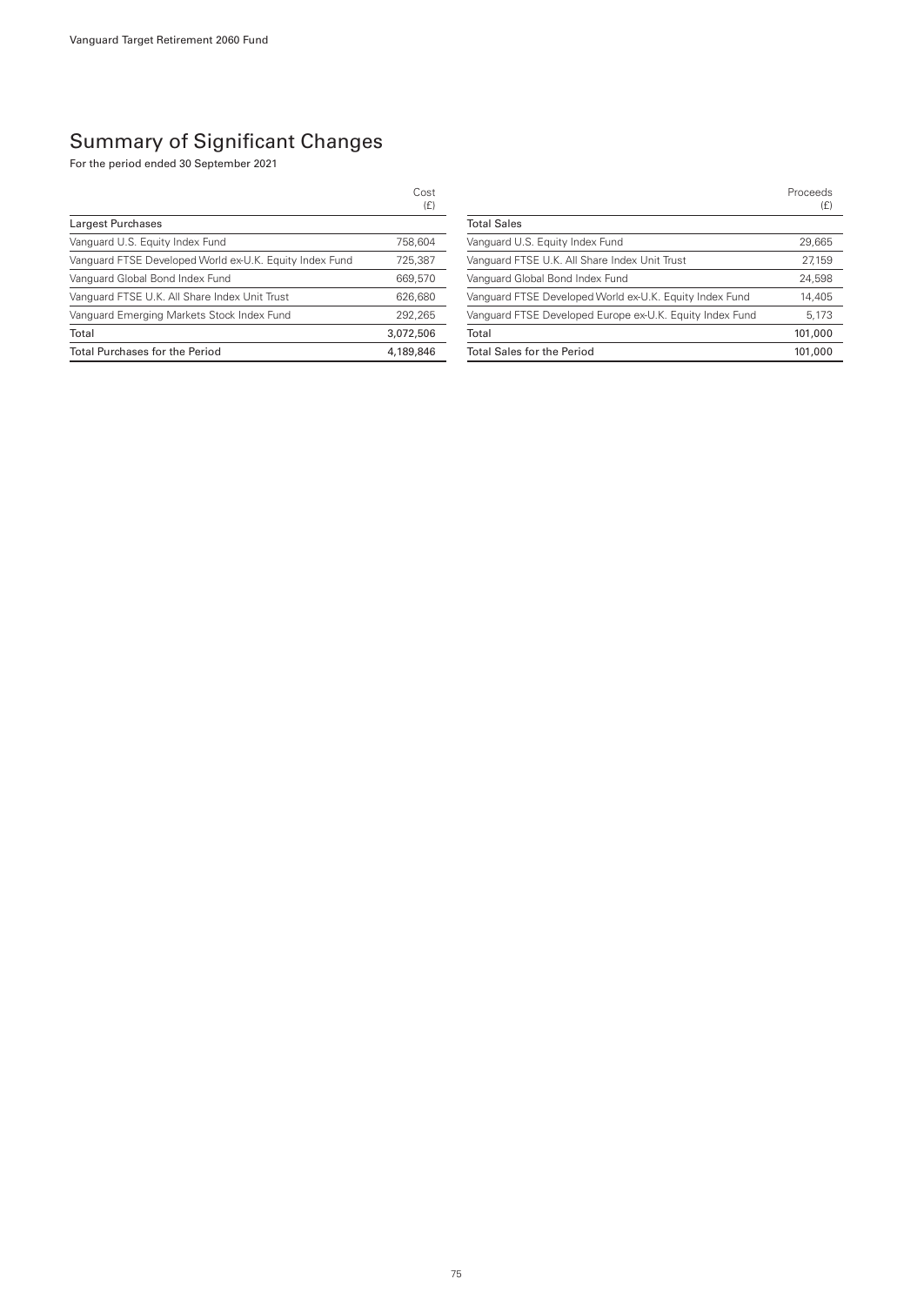# Summary of Significant Changes

For the period ended 30 September 2021

| | Cost (£) |
|---|---|
| Largest Purchases | |
| Vanguard U.S. Equity Index Fund | 758,604 |
| Vanguard FTSE Developed World ex-U.K. Equity Index Fund | 725,387 |
| Vanguard Global Bond Index Fund | 669,570 |
| Vanguard FTSE U.K. All Share Index Unit Trust | 626,680 |
| Vanguard Emerging Markets Stock Index Fund | 292,265 |
| Total | 3,072,506 |
| Total Purchases for the Period | 4,189,846 |

| | Proceeds (£) |
|---|---|
| Total Sales | |
| Vanguard U.S. Equity Index Fund | 29,665 |
| Vanguard FTSE U.K. All Share Index Unit Trust | 27,159 |
| Vanguard Global Bond Index Fund | 24,598 |
| Vanguard FTSE Developed World ex-U.K. Equity Index Fund | 14,405 |
| Vanguard FTSE Developed Europe ex-U.K. Equity Index Fund | 5,173 |
| Total | 101,000 |
| Total Sales for the Period | 101,000 |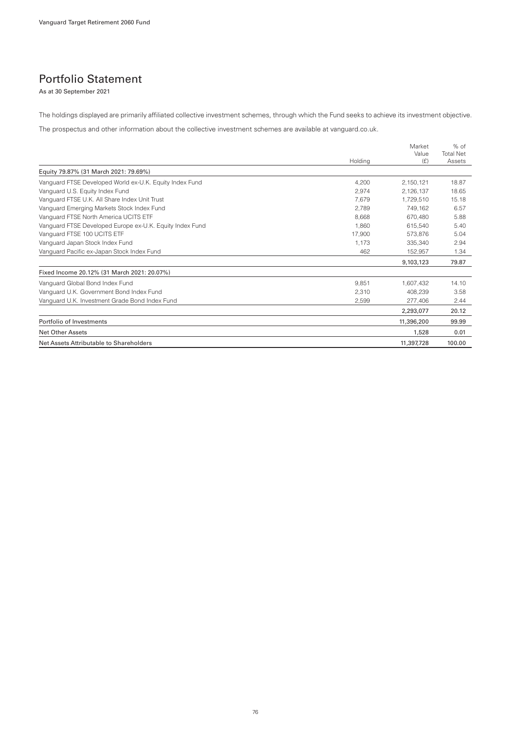# Portfolio Statement

As at 30 September 2021

The holdings displayed are primarily affiliated collective investment schemes, through which the Fund seeks to achieve its investment objective.

The prospectus and other information about the collective investment schemes are available at vanguard.co.uk.

| | Holding | Market Value (£) | % of Total Net Assets |
|---|---|---|---|
| Equity 79.87% (31 March 2021: 79.69%) | | | |
| Vanguard FTSE Developed World ex-U.K. Equity Index Fund | 4,200 | 2,150,121 | 18.87 |
| Vanguard U.S. Equity Index Fund | 2,974 | 2,126,137 | 18.65 |
| Vanguard FTSE U.K. All Share Index Unit Trust | 7,679 | 1,729,510 | 15.18 |
| Vanguard Emerging Markets Stock Index Fund | 2,789 | 749,162 | 6.57 |
| Vanguard FTSE North America UCITS ETF | 8,668 | 670,480 | 5.88 |
| Vanguard FTSE Developed Europe ex-U.K. Equity Index Fund | 1,860 | 615,540 | 5.40 |
| Vanguard FTSE 100 UCITS ETF | 17,900 | 573,876 | 5.04 |
| Vanguard Japan Stock Index Fund | 1,173 | 335,340 | 2.94 |
| Vanguard Pacific ex-Japan Stock Index Fund | 462 | 152,957 | 1.34 |
| | | **9,103,123** | **79.87** |
| Fixed Income 20.12% (31 March 2021: 20.07%) | | | |
| Vanguard Global Bond Index Fund | 9,851 | 1,607,432 | 14.10 |
| Vanguard U.K. Government Bond Index Fund | 2,310 | 408,239 | 3.58 |
| Vanguard U.K. Investment Grade Bond Index Fund | 2,599 | 277,406 | 2.44 |
| | | **2,293,077** | **20.12** |
| Portfolio of Investments | | **11,396,200** | **99.99** |
| Net Other Assets | | **1,528** | **0.01** |
| Net Assets Attributable to Shareholders | | **11,397,728** | **100.00** |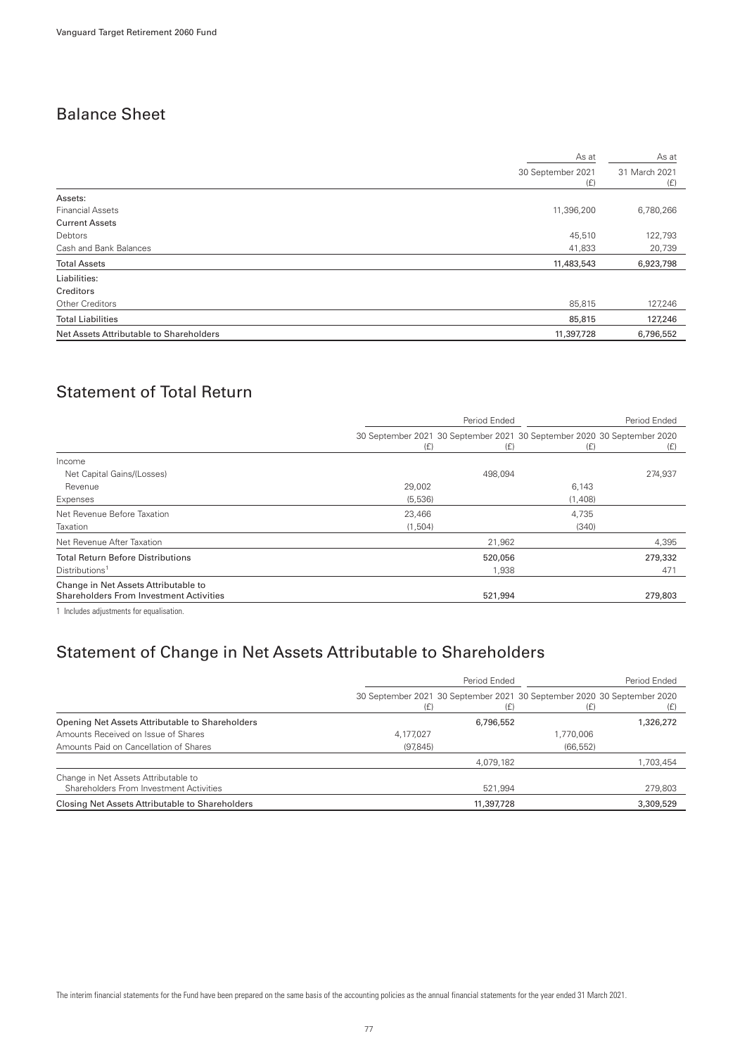Vanguard Target Retirement 2060 Fund

## Balance Sheet

| | As at 30 September 2021 (£) | As at 31 March 2021 (£) |
|---|---|---|
| Assets: | | |
| Financial Assets | 11,396,200 | 6,780,266 |
| Current Assets | | |
| Debtors | 45,510 | 122,793 |
| Cash and Bank Balances | 41,833 | 20,739 |
| **Total Assets** | **11,483,543** | **6,923,798** |
| Liabilities: | | |
| Creditors | | |
| Other Creditors | 85,815 | 127,246 |
| **Total Liabilities** | **85,815** | **127,246** |
| **Net Assets Attributable to Shareholders** | **11,397,728** | **6,796,552** |

## Statement of Total Return

| | Period Ended | | Period Ended | |
|---|---|---|---|---|
| | 30 September 2021 (£) | 30 September 2021 (£) | 30 September 2020 (£) | 30 September 2020 (£) |
| Income | | | | |
| Net Capital Gains/(Losses) | | 498,094 | | 274,937 |
| Revenue | 29,002 | | 6,143 | |
| Expenses | (5,536) | | (1,408) | |
| Net Revenue Before Taxation | 23,466 | | 4,735 | |
| Taxation | (1,504) | | (340) | |
| Net Revenue After Taxation | | 21,962 | | 4,395 |
| Total Return Before Distributions | | 520,056 | | 279,332 |
| Distributions[1] | | 1,938 | | 471 |
| Change in Net Assets Attributable to Shareholders From Investment Activities | | 521,994 | | 279,803 |

1 Includes adjustments for equalisation.

## Statement of Change in Net Assets Attributable to Shareholders

| | Period Ended | | Period Ended | |
|---|---|---|---|---|
| | 30 September 2021 (£) | 30 September 2021 (£) | 30 September 2020 (£) | 30 September 2020 (£) |
| Opening Net Assets Attributable to Shareholders | | 6,796,552 | | 1,326,272 |
| Amounts Received on Issue of Shares | 4,177,027 | | 1,770,006 | |
| Amounts Paid on Cancellation of Shares | (97,845) | | (66,552) | |
| | | 4,079,182 | | 1,703,454 |
| Change in Net Assets Attributable to Shareholders From Investment Activities | | 521,994 | | 279,803 |
| Closing Net Assets Attributable to Shareholders | | 11,397,728 | | 3,309,529 |

The interim financial statements for the Fund have been prepared on the same basis of the accounting policies as the annual financial statements for the year ended 31 March 2021.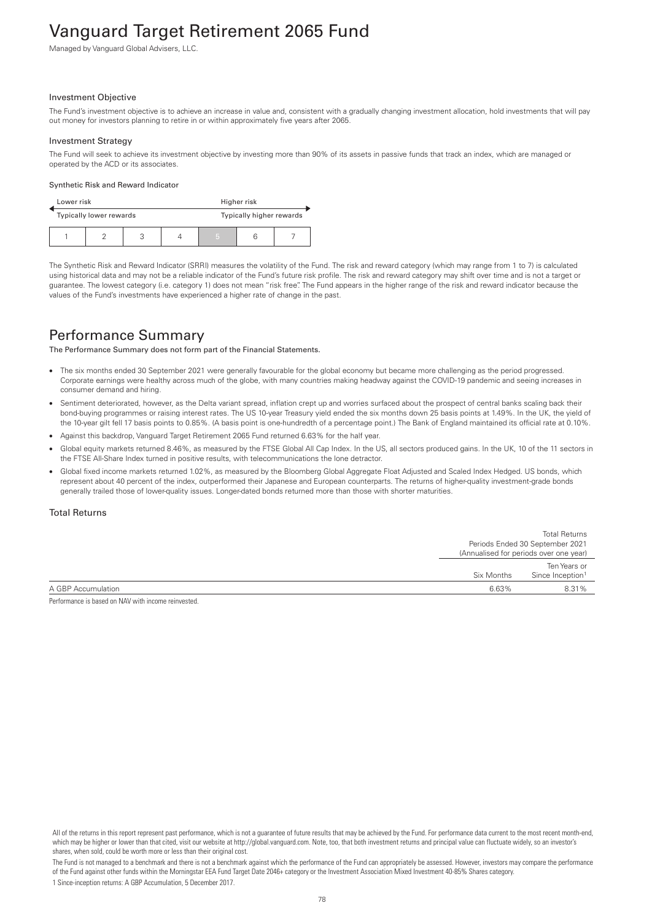# Vanguard Target Retirement 2065 Fund

Managed by Vanguard Global Advisers, LLC.

### Investment Objective

The Fund's investment objective is to achieve an increase in value and, consistent with a gradually changing investment allocation, hold investments that will pay out money for investors planning to retire in or within approximately five years after 2065.

### Investment Strategy

The Fund will seek to achieve its investment objective by investing more than 90% of its assets in passive funds that track an index, which are managed or operated by the ACD or its associates.

#### Synthetic Risk and Reward Indicator

| Lower risk | | | | Higher risk | | |
|---|---|---|---|---|---|---|
| Typically lower rewards | | | | Typically higher rewards | | |
| 1 | 2 | 3 | 4 | **5** | 6 | 7 |

The Synthetic Risk and Reward Indicator (SRRI) measures the volatility of the Fund. The risk and reward category (which may range from 1 to 7) is calculated using historical data and may not be a reliable indicator of the Fund's future risk profile. The risk and reward category may shift over time and is not a target or guarantee. The lowest category (i.e. category 1) does not mean "risk free". The Fund appears in the higher range of the risk and reward indicator because the values of the Fund's investments have experienced a higher rate of change in the past.

## Performance Summary

**The Performance Summary does not form part of the Financial Statements.**

- The six months ended 30 September 2021 were generally favourable for the global economy but became more challenging as the period progressed. Corporate earnings were healthy across much of the globe, with many countries making headway against the COVID-19 pandemic and seeing increases in consumer demand and hiring.
- Sentiment deteriorated, however, as the Delta variant spread, inflation crept up and worries surfaced about the prospect of central banks scaling back their bond-buying programmes or raising interest rates. The US 10-year Treasury yield ended the six months down 25 basis points at 1.49%. In the UK, the yield of the 10-year gilt fell 17 basis points to 0.85%. (A basis point is one-hundredth of a percentage point.) The Bank of England maintained its official rate at 0.10%.
- Against this backdrop, Vanguard Target Retirement 2065 Fund returned 6.63% for the half year.
- Global equity markets returned 8.46%, as measured by the FTSE Global All Cap Index. In the US, all sectors produced gains. In the UK, 10 of the 11 sectors in the FTSE All-Share Index turned in positive results, with telecommunications the lone detractor.
- Global fixed income markets returned 1.02%, as measured by the Bloomberg Global Aggregate Float Adjusted and Scaled Index Hedged. US bonds, which represent about 40 percent of the index, outperformed their Japanese and European counterparts. The returns of higher-quality investment-grade bonds generally trailed those of lower-quality issues. Longer-dated bonds returned more than those with shorter maturities.

### Total Returns

| | Total Returns Periods Ended 30 September 2021 (Annualised for periods over one year) | |
|---|---|---|
| | Six Months | Ten Years or Since Inception[1] |
| A GBP Accumulation | 6.63% | 8.31% |

Performance is based on NAV with income reinvested.

All of the returns in this report represent past performance, which is not a guarantee of future results that may be achieved by the Fund. For performance data current to the most recent month-end, which may be higher or lower than that cited, visit our website at http://global.vanguard.com. Note, too, that both investment returns and principal value can fluctuate widely, so an investor's shares, when sold, could be worth more or less than their original cost.

The Fund is not managed to a benchmark and there is not a benchmark against which the performance of the Fund can appropriately be assessed. However, investors may compare the performance of the Fund against other funds within the Morningstar EEA Fund Target Date 2046+ category or the Investment Association Mixed Investment 40-85% Shares category.

1 Since-inception returns: A GBP Accumulation, 5 December 2017.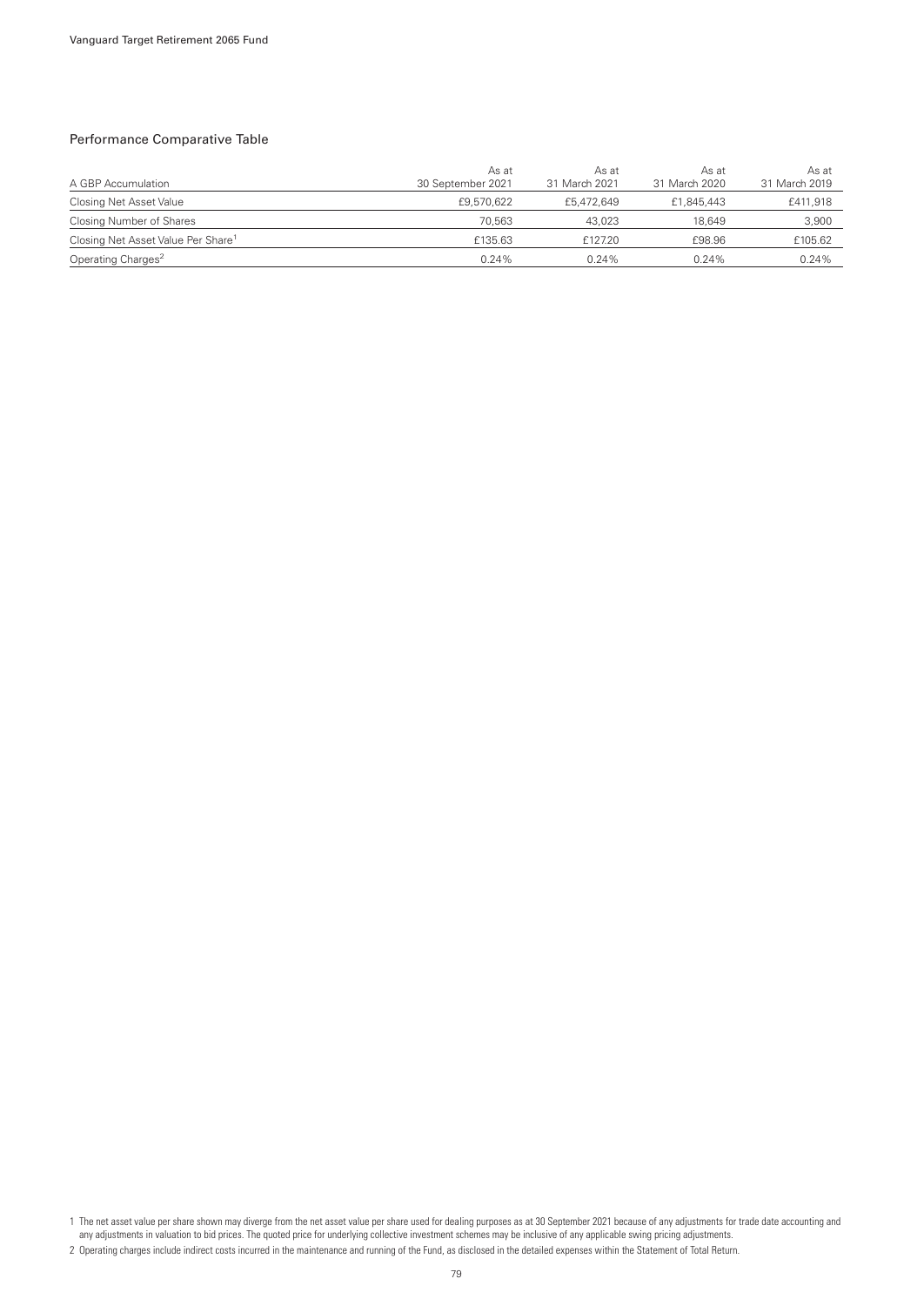## Performance Comparative Table

| A GBP Accumulation | As at 30 September 2021 | As at 31 March 2021 | As at 31 March 2020 | As at 31 March 2019 |
|---|---|---|---|---|
| Closing Net Asset Value | £9,570,622 | £5,472,649 | £1,845,443 | £411,918 |
| Closing Number of Shares | 70,563 | 43,023 | 18,649 | 3,900 |
| Closing Net Asset Value Per Share[1] | £135.63 | £127.20 | £98.96 | £105.62 |
| Operating Charges[2] | 0.24% | 0.24% | 0.24% | 0.24% |

1 The net asset value per share shown may diverge from the net asset value per share used for dealing purposes as at 30 September 2021 because of any adjustments for trade date accounting and any adjustments in valuation to bid prices. The quoted price for underlying collective investment schemes may be inclusive of any applicable swing pricing adjustments.

2 Operating charges include indirect costs incurred in the maintenance and running of the Fund, as disclosed in the detailed expenses within the Statement of Total Return.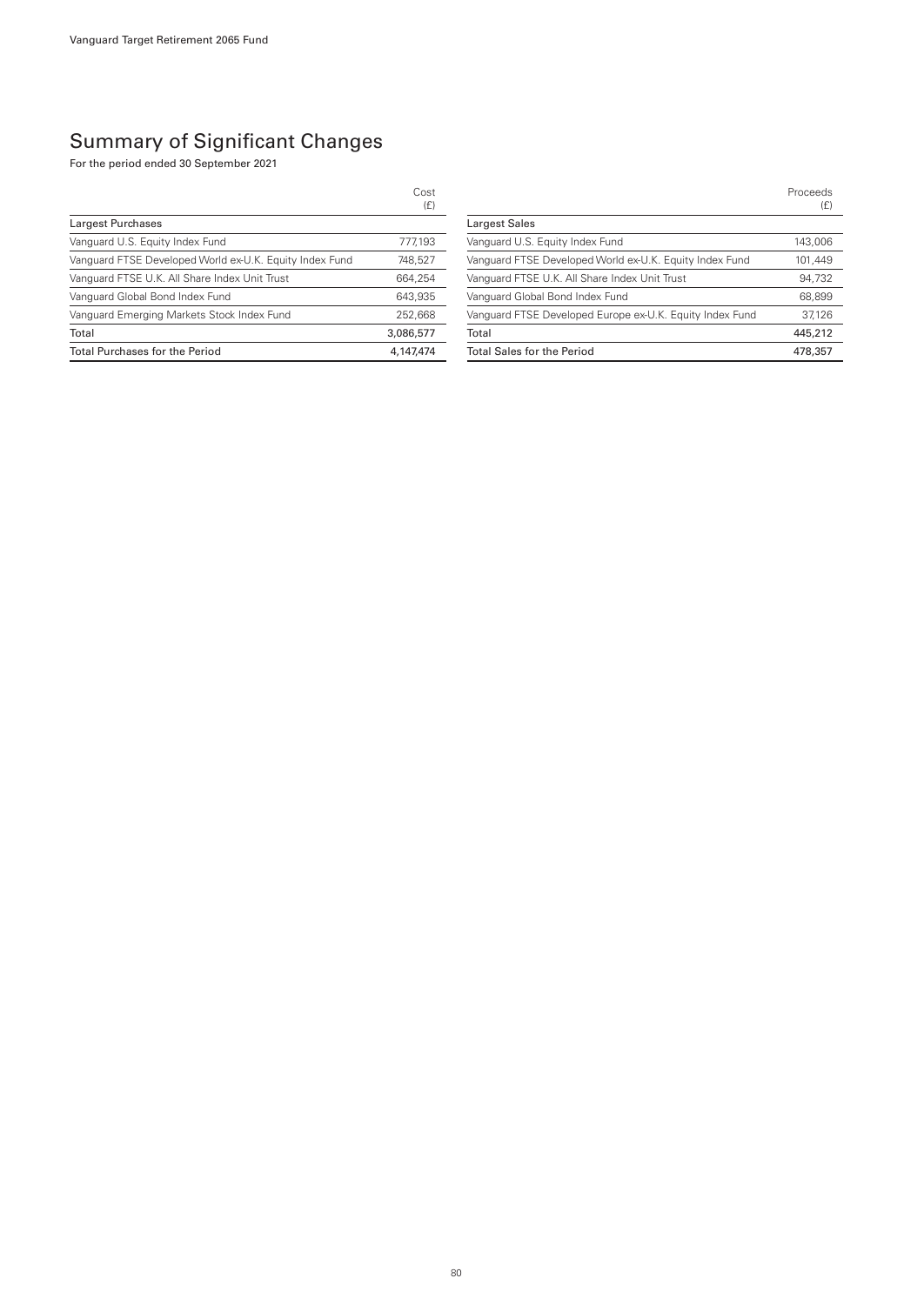## Summary of Significant Changes

For the period ended 30 September 2021

| | Cost (£) |
|---|---|
| **Largest Purchases** | |
| Vanguard U.S. Equity Index Fund | 777,193 |
| Vanguard FTSE Developed World ex-U.K. Equity Index Fund | 748,527 |
| Vanguard FTSE U.K. All Share Index Unit Trust | 664,254 |
| Vanguard Global Bond Index Fund | 643,935 |
| Vanguard Emerging Markets Stock Index Fund | 252,668 |
| Total | 3,086,577 |
| Total Purchases for the Period | 4,147,474 |

| | Proceeds (£) |
|---|---|
| **Largest Sales** | |
| Vanguard U.S. Equity Index Fund | 143,006 |
| Vanguard FTSE Developed World ex-U.K. Equity Index Fund | 101,449 |
| Vanguard FTSE U.K. All Share Index Unit Trust | 94,732 |
| Vanguard Global Bond Index Fund | 68,899 |
| Vanguard FTSE Developed Europe ex-U.K. Equity Index Fund | 37,126 |
| Total | 445,212 |
| Total Sales for the Period | 478,357 |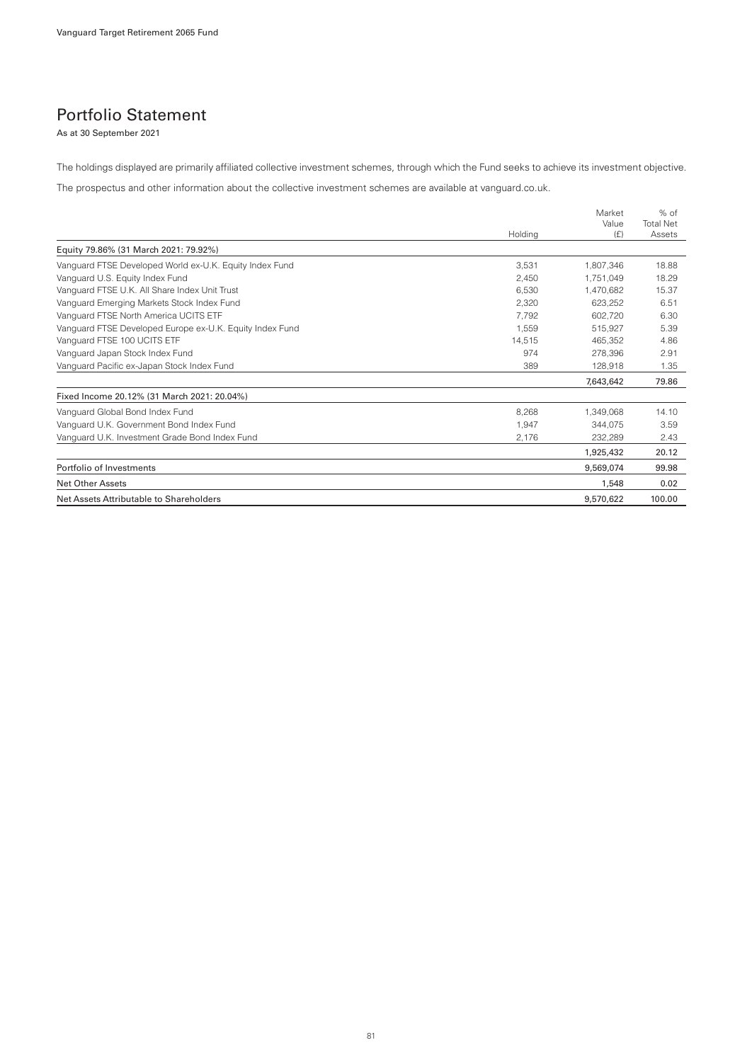# Portfolio Statement

As at 30 September 2021

The holdings displayed are primarily affiliated collective investment schemes, through which the Fund seeks to achieve its investment objective.

The prospectus and other information about the collective investment schemes are available at vanguard.co.uk.

| | Holding | Market Value (£) | % of Total Net Assets |
|---|---|---|---|
| Equity 79.86% (31 March 2021: 79.92%) | | | |
| Vanguard FTSE Developed World ex-U.K. Equity Index Fund | 3,531 | 1,807,346 | 18.88 |
| Vanguard U.S. Equity Index Fund | 2,450 | 1,751,049 | 18.29 |
| Vanguard FTSE U.K. All Share Index Unit Trust | 6,530 | 1,470,682 | 15.37 |
| Vanguard Emerging Markets Stock Index Fund | 2,320 | 623,252 | 6.51 |
| Vanguard FTSE North America UCITS ETF | 7,792 | 602,720 | 6.30 |
| Vanguard FTSE Developed Europe ex-U.K. Equity Index Fund | 1,559 | 515,927 | 5.39 |
| Vanguard FTSE 100 UCITS ETF | 14,515 | 465,352 | 4.86 |
| Vanguard Japan Stock Index Fund | 974 | 278,396 | 2.91 |
| Vanguard Pacific ex-Japan Stock Index Fund | 389 | 128,918 | 1.35 |
| | | **7,643,642** | **79.86** |
| Fixed Income 20.12% (31 March 2021: 20.04%) | | | |
| Vanguard Global Bond Index Fund | 8,268 | 1,349,068 | 14.10 |
| Vanguard U.K. Government Bond Index Fund | 1,947 | 344,075 | 3.59 |
| Vanguard U.K. Investment Grade Bond Index Fund | 2,176 | 232,289 | 2.43 |
| | | **1,925,432** | **20.12** |
| Portfolio of Investments | | 9,569,074 | 99.98 |
| Net Other Assets | | 1,548 | 0.02 |
| Net Assets Attributable to Shareholders | | 9,570,622 | 100.00 |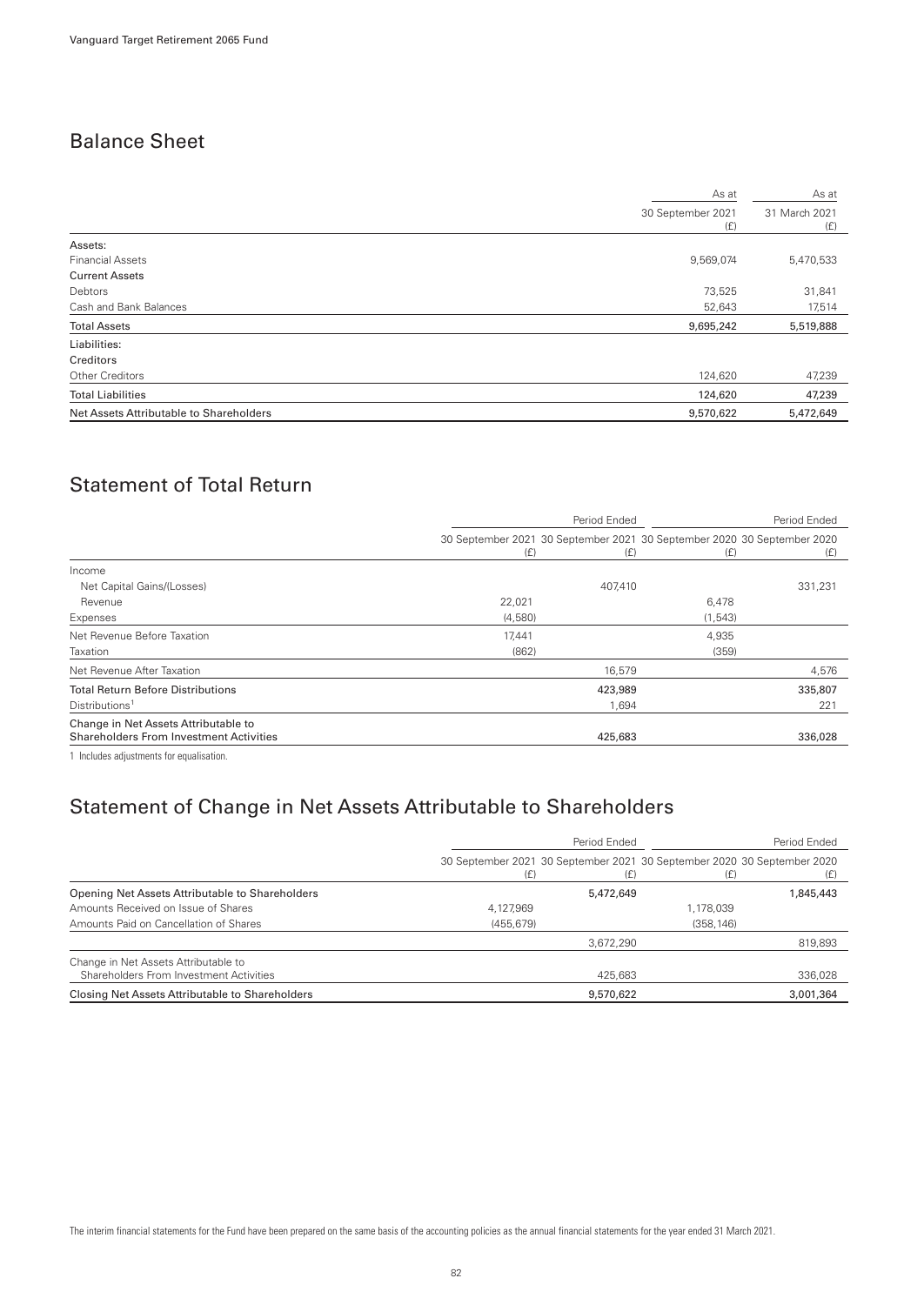Vanguard Target Retirement 2065 Fund

## Balance Sheet

| | As at 30 September 2021 (£) | As at 31 March 2021 (£) |
|---|---|---|
| Assets: | | |
| Financial Assets | 9,569,074 | 5,470,533 |
| Current Assets | | |
| Debtors | 73,525 | 31,841 |
| Cash and Bank Balances | 52,643 | 17,514 |
| **Total Assets** | 9,695,242 | 5,519,888 |
| Liabilities: | | |
| Creditors | | |
| Other Creditors | 124,620 | 47,239 |
| **Total Liabilities** | 124,620 | 47,239 |
| **Net Assets Attributable to Shareholders** | 9,570,622 | 5,472,649 |

## Statement of Total Return

| | Period Ended | | Period Ended | |
|---|---|---|---|---|
| | 30 September 2021 (£) | 30 September 2021 (£) | 30 September 2020 (£) | 30 September 2020 (£) |
| Income | | | | |
| Net Capital Gains/(Losses) | | 407,410 | | 331,231 |
| Revenue | 22,021 | | 6,478 | |
| Expenses | (4,580) | | (1,543) | |
| Net Revenue Before Taxation | 17,441 | | 4,935 | |
| Taxation | (862) | | (359) | |
| Net Revenue After Taxation | | 16,579 | | 4,576 |
| Total Return Before Distributions | | 423,989 | | 335,807 |
| Distributions[1] | | 1,694 | | 221 |
| Change in Net Assets Attributable to Shareholders From Investment Activities | | 425,683 | | 336,028 |

1 Includes adjustments for equalisation.

## Statement of Change in Net Assets Attributable to Shareholders

| | Period Ended | | Period Ended | |
|---|---|---|---|---|
| | 30 September 2021 (£) | 30 September 2021 (£) | 30 September 2020 (£) | 30 September 2020 (£) |
| Opening Net Assets Attributable to Shareholders | | 5,472,649 | | 1,845,443 |
| Amounts Received on Issue of Shares | 4,127,969 | | 1,178,039 | |
| Amounts Paid on Cancellation of Shares | (455,679) | | (358,146) | |
| | | 3,672,290 | | 819,893 |
| Change in Net Assets Attributable to Shareholders From Investment Activities | | 425,683 | | 336,028 |
| Closing Net Assets Attributable to Shareholders | | 9,570,622 | | 3,001,364 |

The interim financial statements for the Fund have been prepared on the same basis of the accounting policies as the annual financial statements for the year ended 31 March 2021.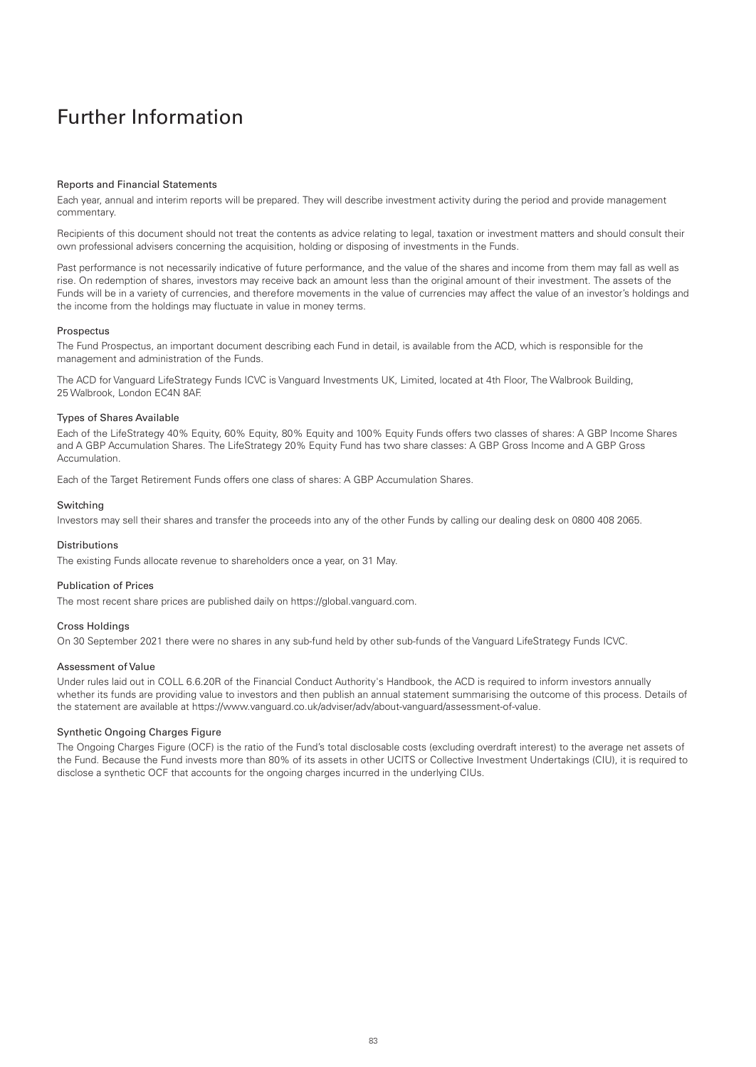# Further Information

### Reports and Financial Statements

Each year, annual and interim reports will be prepared. They will describe investment activity during the period and provide management commentary.

Recipients of this document should not treat the contents as advice relating to legal, taxation or investment matters and should consult their own professional advisers concerning the acquisition, holding or disposing of investments in the Funds.

Past performance is not necessarily indicative of future performance, and the value of the shares and income from them may fall as well as rise. On redemption of shares, investors may receive back an amount less than the original amount of their investment. The assets of the Funds will be in a variety of currencies, and therefore movements in the value of currencies may affect the value of an investor's holdings and the income from the holdings may fluctuate in value in money terms.

### Prospectus

The Fund Prospectus, an important document describing each Fund in detail, is available from the ACD, which is responsible for the management and administration of the Funds.

The ACD for Vanguard LifeStrategy Funds ICVC is Vanguard Investments UK, Limited, located at 4th Floor, The Walbrook Building, 25 Walbrook, London EC4N 8AF.

### Types of Shares Available

Each of the LifeStrategy 40% Equity, 60% Equity, 80% Equity and 100% Equity Funds offers two classes of shares: A GBP Income Shares and A GBP Accumulation Shares. The LifeStrategy 20% Equity Fund has two share classes: A GBP Gross Income and A GBP Gross Accumulation.

Each of the Target Retirement Funds offers one class of shares: A GBP Accumulation Shares.

### Switching

Investors may sell their shares and transfer the proceeds into any of the other Funds by calling our dealing desk on 0800 408 2065.

### Distributions

The existing Funds allocate revenue to shareholders once a year, on 31 May.

### Publication of Prices

The most recent share prices are published daily on https://global.vanguard.com.

### Cross Holdings

On 30 September 2021 there were no shares in any sub-fund held by other sub-funds of the Vanguard LifeStrategy Funds ICVC.

### Assessment of Value

Under rules laid out in COLL 6.6.20R of the Financial Conduct Authority's Handbook, the ACD is required to inform investors annually whether its funds are providing value to investors and then publish an annual statement summarising the outcome of this process. Details of the statement are available at https://www.vanguard.co.uk/adviser/adv/about-vanguard/assessment-of-value.

### Synthetic Ongoing Charges Figure

The Ongoing Charges Figure (OCF) is the ratio of the Fund's total disclosable costs (excluding overdraft interest) to the average net assets of the Fund. Because the Fund invests more than 80% of its assets in other UCITS or Collective Investment Undertakings (CIU), it is required to disclose a synthetic OCF that accounts for the ongoing charges incurred in the underlying CIUs.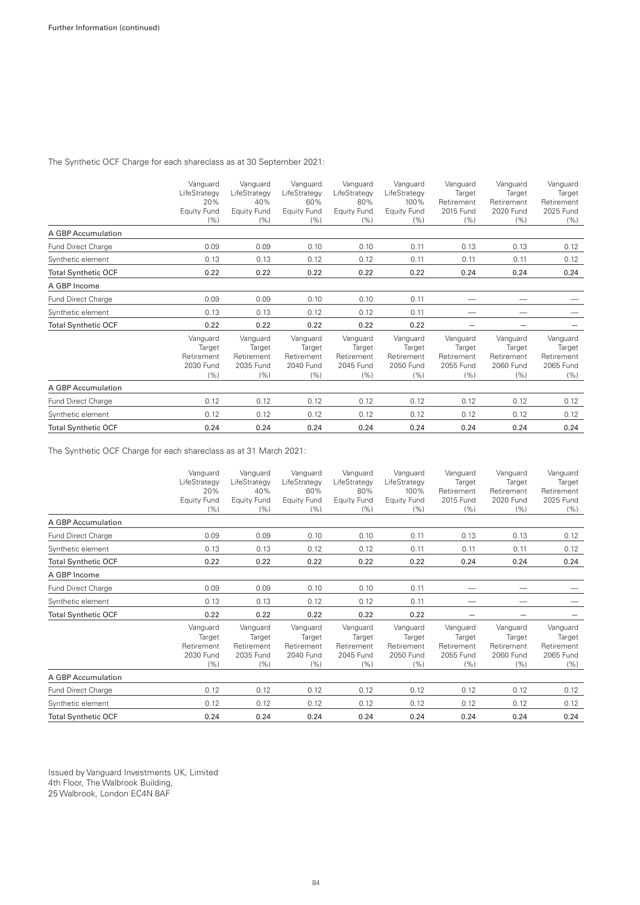The Synthetic OCF Charge for each shareclass as at 30 September 2021:

| | Vanguard LifeStrategy 20% Equity Fund (%) | Vanguard LifeStrategy 40% Equity Fund (%) | Vanguard LifeStrategy 60% Equity Fund (%) | Vanguard LifeStrategy 80% Equity Fund (%) | Vanguard LifeStrategy 100% Equity Fund (%) | Vanguard Target Retirement 2015 Fund (%) | Vanguard Target Retirement 2020 Fund (%) | Vanguard Target Retirement 2025 Fund (%) |
|---|---|---|---|---|---|---|---|---|
| A GBP Accumulation | | | | | | | | |
| Fund Direct Charge | 0.09 | 0.09 | 0.10 | 0.10 | 0.11 | 0.13 | 0.13 | 0.12 |
| Synthetic element | 0.13 | 0.13 | 0.12 | 0.12 | 0.11 | 0.11 | 0.11 | 0.12 |
| **Total Synthetic OCF** | **0.22** | **0.22** | **0.22** | **0.22** | **0.22** | **0.24** | **0.24** | **0.24** |
| A GBP Income | | | | | | | | |
| Fund Direct Charge | 0.09 | 0.09 | 0.10 | 0.10 | 0.11 | — | — | — |
| Synthetic element | 0.13 | 0.13 | 0.12 | 0.12 | 0.11 | — | — | — |
| **Total Synthetic OCF** | **0.22** | **0.22** | **0.22** | **0.22** | **0.22** | — | — | — |

| | Vanguard Target Retirement 2030 Fund (%) | Vanguard Target Retirement 2035 Fund (%) | Vanguard Target Retirement 2040 Fund (%) | Vanguard Target Retirement 2045 Fund (%) | Vanguard Target Retirement 2050 Fund (%) | Vanguard Target Retirement 2055 Fund (%) | Vanguard Target Retirement 2060 Fund (%) | Vanguard Target Retirement 2065 Fund (%) |
|---|---|---|---|---|---|---|---|---|
| A GBP Accumulation | | | | | | | | |
| Fund Direct Charge | 0.12 | 0.12 | 0.12 | 0.12 | 0.12 | 0.12 | 0.12 | 0.12 |
| Synthetic element | 0.12 | 0.12 | 0.12 | 0.12 | 0.12 | 0.12 | 0.12 | 0.12 |
| **Total Synthetic OCF** | **0.24** | **0.24** | **0.24** | **0.24** | **0.24** | **0.24** | **0.24** | **0.24** |

The Synthetic OCF Charge for each shareclass as at 31 March 2021:

| | Vanguard LifeStrategy 20% Equity Fund (%) | Vanguard LifeStrategy 40% Equity Fund (%) | Vanguard LifeStrategy 60% Equity Fund (%) | Vanguard LifeStrategy 80% Equity Fund (%) | Vanguard LifeStrategy 100% Equity Fund (%) | Vanguard Target Retirement 2015 Fund (%) | Vanguard Target Retirement 2020 Fund (%) | Vanguard Target Retirement 2025 Fund (%) |
|---|---|---|---|---|---|---|---|---|
| A GBP Accumulation | | | | | | | | |
| Fund Direct Charge | 0.09 | 0.09 | 0.10 | 0.10 | 0.11 | 0.13 | 0.13 | 0.12 |
| Synthetic element | 0.13 | 0.13 | 0.12 | 0.12 | 0.11 | 0.11 | 0.11 | 0.12 |
| **Total Synthetic OCF** | **0.22** | **0.22** | **0.22** | **0.22** | **0.22** | **0.24** | **0.24** | **0.24** |
| A GBP Income | | | | | | | | |
| Fund Direct Charge | 0.09 | 0.09 | 0.10 | 0.10 | 0.11 | — | — | — |
| Synthetic element | 0.13 | 0.13 | 0.12 | 0.12 | 0.11 | — | — | — |
| **Total Synthetic OCF** | **0.22** | **0.22** | **0.22** | **0.22** | **0.22** | — | — | — |

| | Vanguard Target Retirement 2030 Fund (%) | Vanguard Target Retirement 2035 Fund (%) | Vanguard Target Retirement 2040 Fund (%) | Vanguard Target Retirement 2045 Fund (%) | Vanguard Target Retirement 2050 Fund (%) | Vanguard Target Retirement 2055 Fund (%) | Vanguard Target Retirement 2060 Fund (%) | Vanguard Target Retirement 2065 Fund (%) |
|---|---|---|---|---|---|---|---|---|
| A GBP Accumulation | | | | | | | | |
| Fund Direct Charge | 0.12 | 0.12 | 0.12 | 0.12 | 0.12 | 0.12 | 0.12 | 0.12 |
| Synthetic element | 0.12 | 0.12 | 0.12 | 0.12 | 0.12 | 0.12 | 0.12 | 0.12 |
| **Total Synthetic OCF** | **0.24** | **0.24** | **0.24** | **0.24** | **0.24** | **0.24** | **0.24** | **0.24** |

Issued by Vanguard Investments UK, Limited
4th Floor, The Walbrook Building,
25 Walbrook, London EC4N 8AF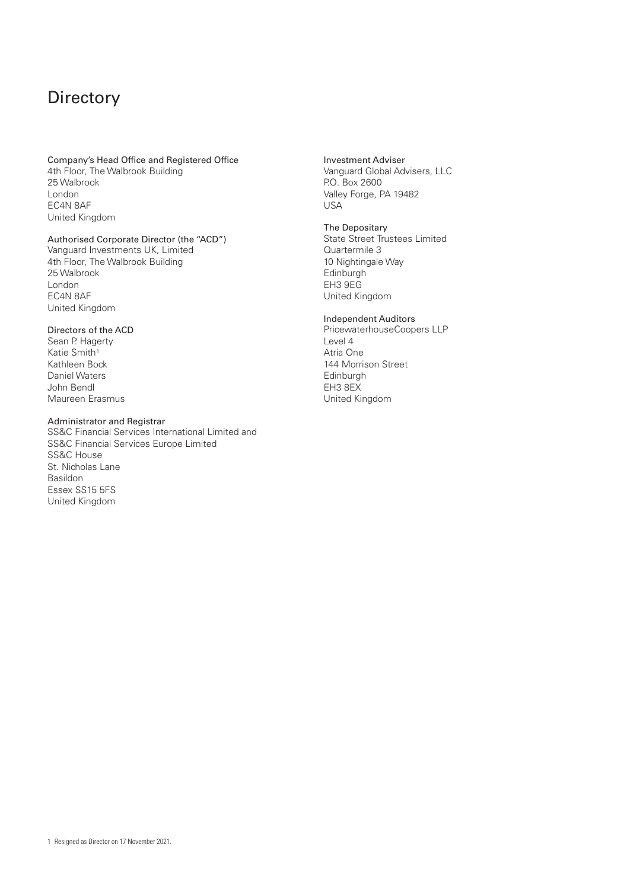# Directory

**Company's Head Office and Registered Office**
4th Floor, The Walbrook Building
25 Walbrook
London
EC4N 8AF
United Kingdom

**Authorised Corporate Director (the "ACD")**
Vanguard Investments UK, Limited
4th Floor, The Walbrook Building
25 Walbrook
London
EC4N 8AF
United Kingdom

**Directors of the ACD**
Sean P. Hagerty
Katie Smith[1]
Kathleen Bock
Daniel Waters
John Bendl
Maureen Erasmus

**Administrator and Registrar**
SS&C Financial Services International Limited and
SS&C Financial Services Europe Limited
SS&C House
St. Nicholas Lane
Basildon
Essex SS15 5FS
United Kingdom

**Investment Adviser**
Vanguard Global Advisers, LLC
P.O. Box 2600
Valley Forge, PA 19482
USA

**The Depositary**
State Street Trustees Limited
Quartermile 3
10 Nightingale Way
Edinburgh
EH3 9EG
United Kingdom

**Independent Auditors**
PricewaterhouseCoopers LLP
Level 4
Atria One
144 Morrison Street
Edinburgh
EH3 8EX
United Kingdom

1 Resigned as Director on 17 November 2021.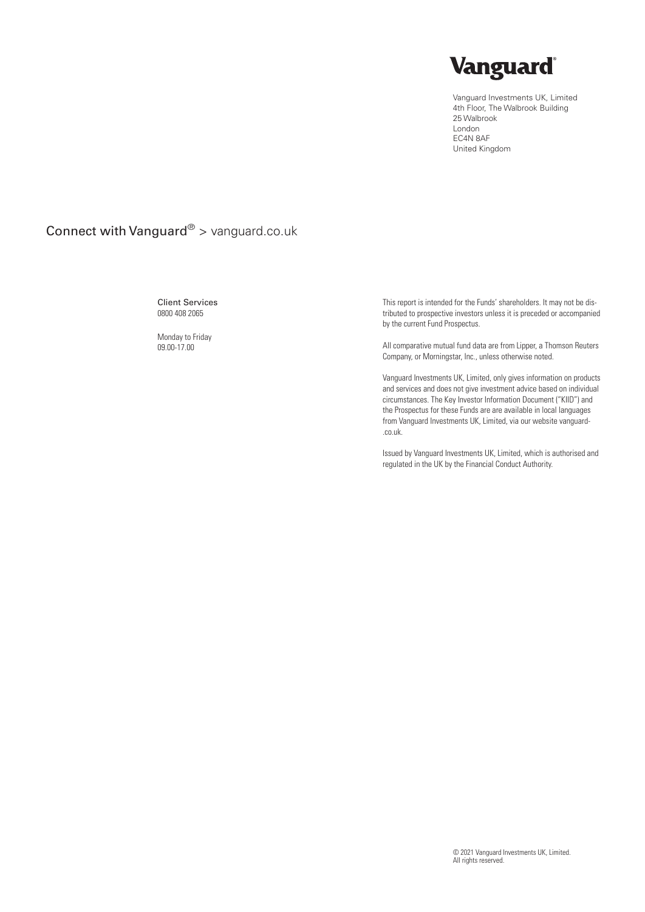# Vanguard

Vanguard Investments UK, Limited
4th Floor, The Walbrook Building
25 Walbrook
London
EC4N 8AF
United Kingdom

Connect with Vanguard® > vanguard.co.uk

Client Services
0800 408 2065

Monday to Friday
09.00-17.00

This report is intended for the Funds' shareholders. It may not be distributed to prospective investors unless it is preceded or accompanied by the current Fund Prospectus.

All comparative mutual fund data are from Lipper, a Thomson Reuters Company, or Morningstar, Inc., unless otherwise noted.

Vanguard Investments UK, Limited, only gives information on products and services and does not give investment advice based on individual circumstances. The Key Investor Information Document ("KIID") and the Prospectus for these Funds are are available in local languages from Vanguard Investments UK, Limited, via our website vanguard.co.uk.

Issued by Vanguard Investments UK, Limited, which is authorised and regulated in the UK by the Financial Conduct Authority.

© 2021 Vanguard Investments UK, Limited.
All rights reserved.